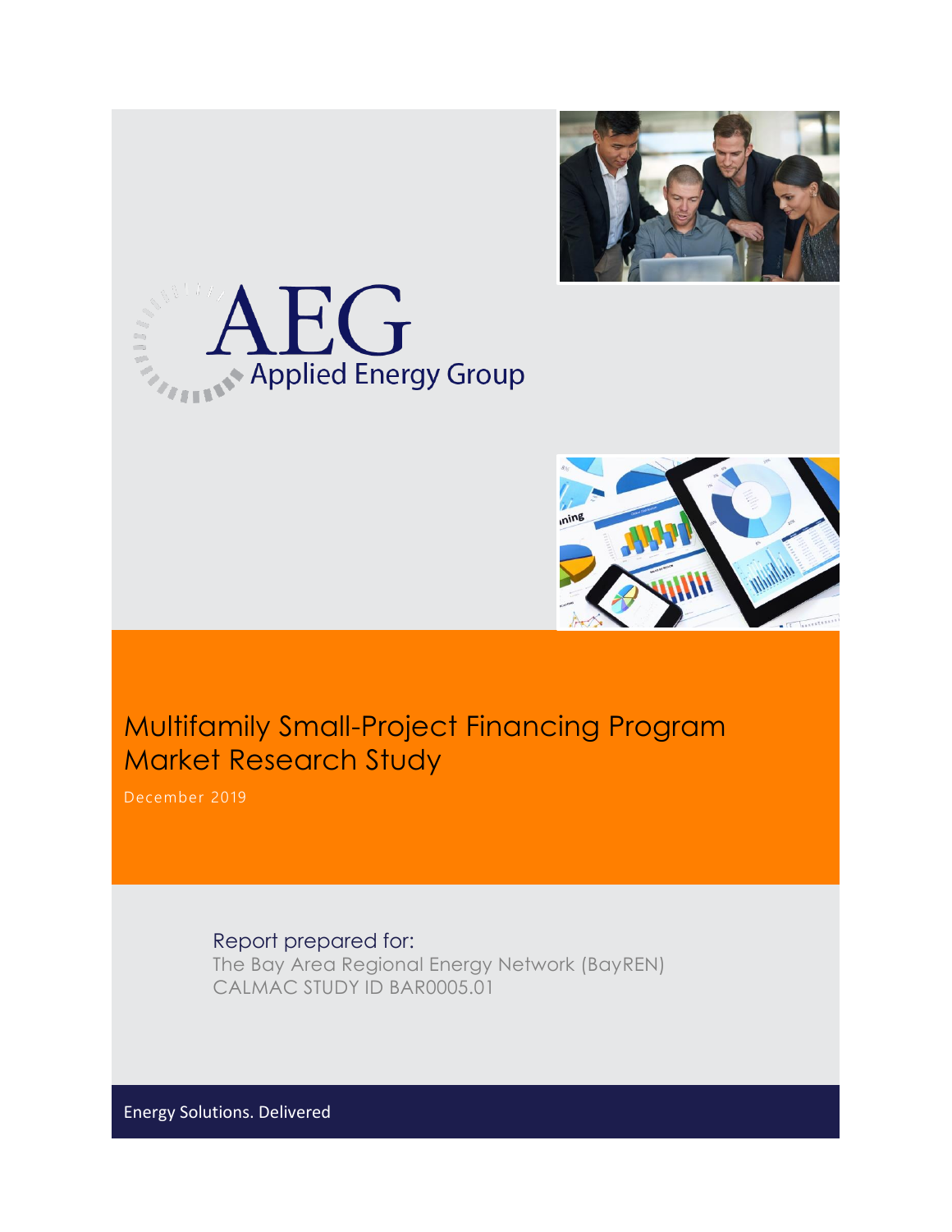AEG Applied Energy Group

# Multifamily Small-Project Financing Program Market Research Study

December 2019

Report prepared for:

The Bay Area Regional Energy Network (BayREN)

CALMAC STUDY ID BAR0005.01

Energy Solutions. Delivered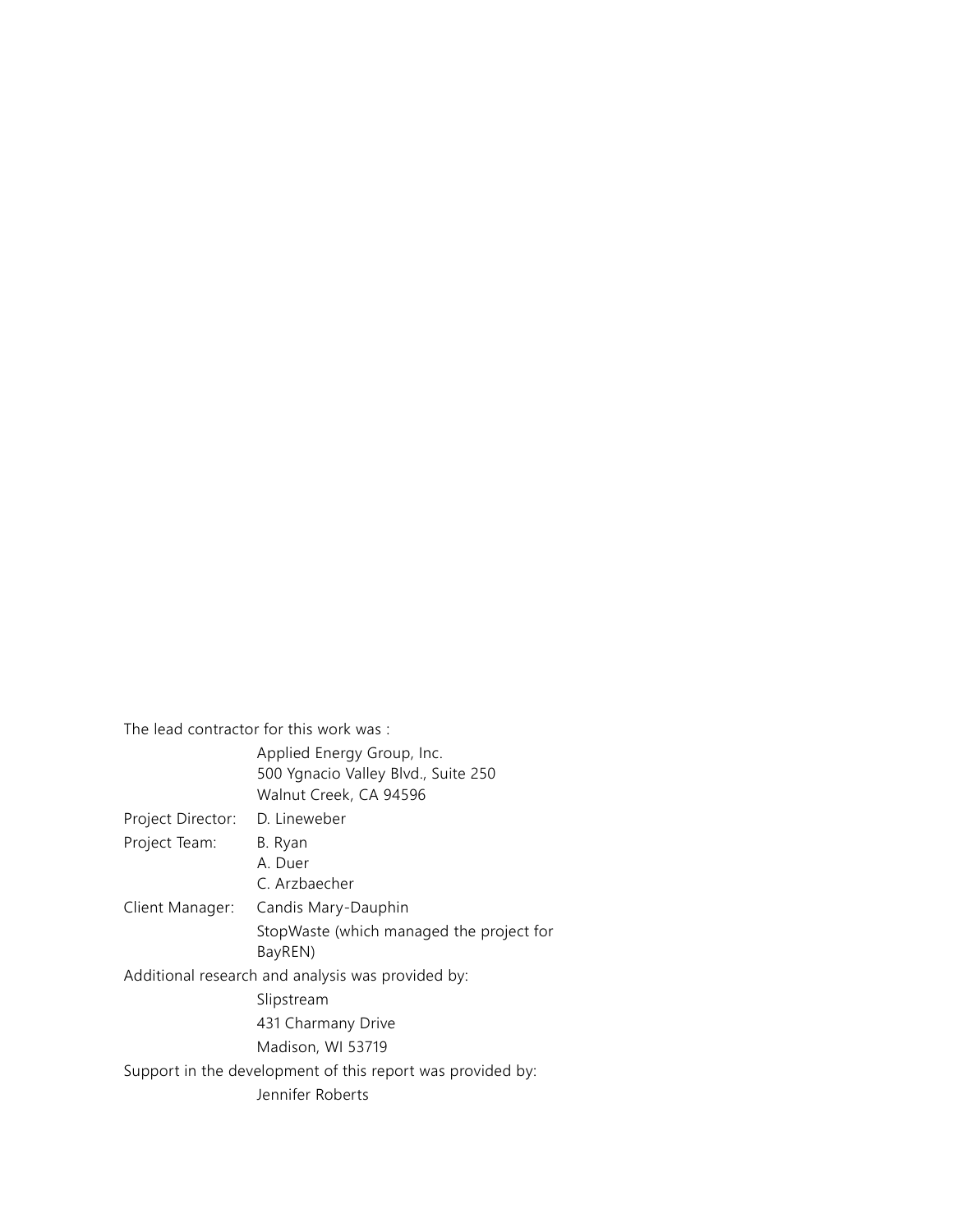The lead contractor for this work was :

Applied Energy Group, Inc.
500 Ygnacio Valley Blvd., Suite 250
Walnut Creek, CA 94596

Project Director: D. Lineweber

Project Team: B. Ryan
A. Duer
C. Arzbaecher

Client Manager: Candis Mary-Dauphin
StopWaste (which managed the project for BayREN)

Additional research and analysis was provided by:

Slipstream
431 Charmany Drive
Madison, WI 53719

Support in the development of this report was provided by:

Jennifer Roberts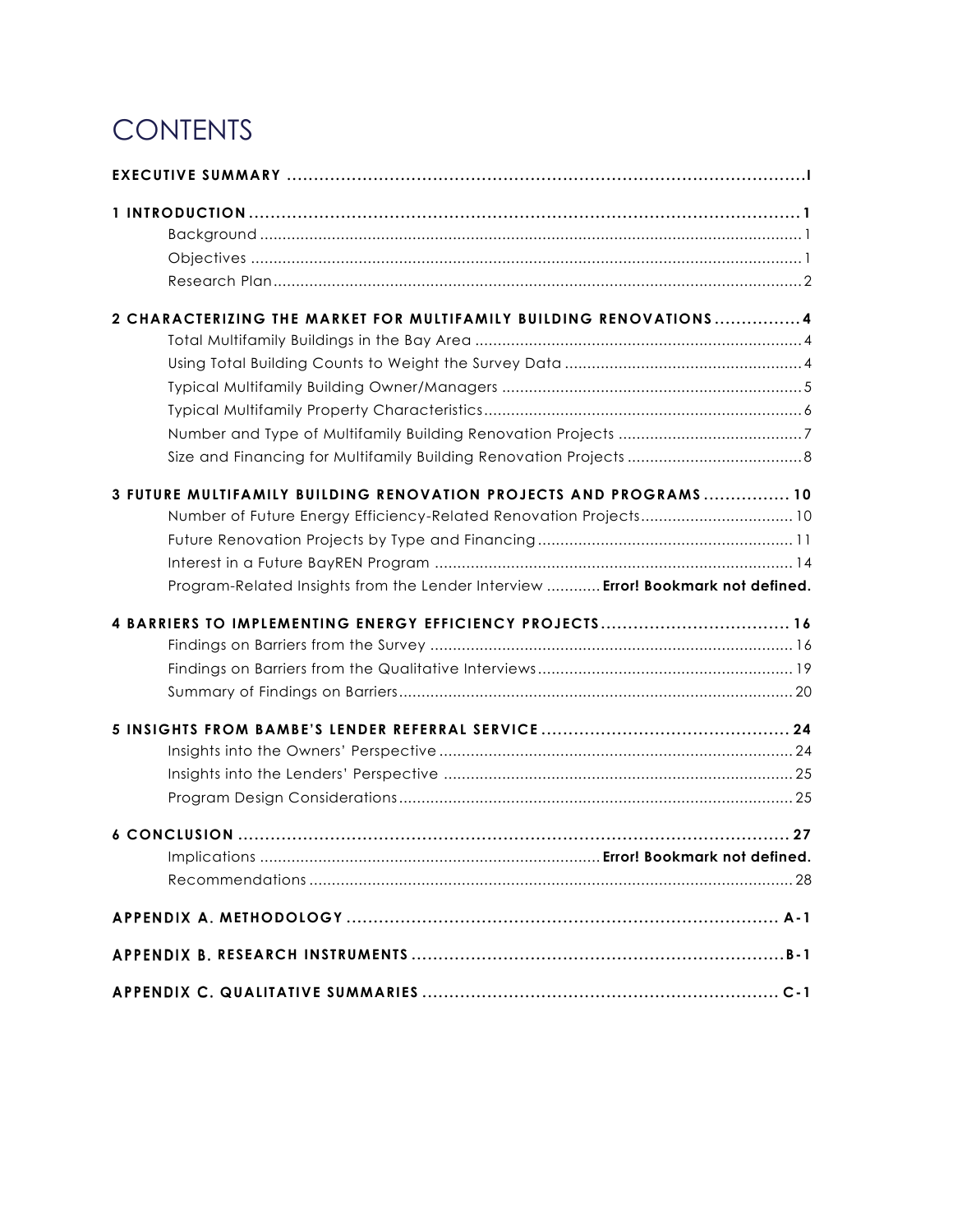# CONTENTS

**EXECUTIVE SUMMARY** .......... I

**1 INTRODUCTION** .......... 1

- Background .......... 1
- Objectives .......... 1
- Research Plan .......... 2

**2 CHARACTERIZING THE MARKET FOR MULTIFAMILY BUILDING RENOVATIONS** .......... 4

- Total Multifamily Buildings in the Bay Area .......... 4
- Using Total Building Counts to Weight the Survey Data .......... 4
- Typical Multifamily Building Owner/Managers .......... 5
- Typical Multifamily Property Characteristics .......... 6
- Number and Type of Multifamily Building Renovation Projects .......... 7
- Size and Financing for Multifamily Building Renovation Projects .......... 8

**3 FUTURE MULTIFAMILY BUILDING RENOVATION PROJECTS AND PROGRAMS** .......... 10

- Number of Future Energy Efficiency-Related Renovation Projects .......... 10
- Future Renovation Projects by Type and Financing .......... 11
- Interest in a Future BayREN Program .......... 14
- Program-Related Insights from the Lender Interview .......... **Error! Bookmark not defined.**

**4 BARRIERS TO IMPLEMENTING ENERGY EFFICIENCY PROJECTS** .......... 16

- Findings on Barriers from the Survey .......... 16
- Findings on Barriers from the Qualitative Interviews .......... 19
- Summary of Findings on Barriers .......... 20

**5 INSIGHTS FROM BAMBE'S LENDER REFERRAL SERVICE** .......... 24

- Insights into the Owners' Perspective .......... 24
- Insights into the Lenders' Perspective .......... 25
- Program Design Considerations .......... 25

**6 CONCLUSION** .......... 27

- Implications .......... **Error! Bookmark not defined.**
- Recommendations .......... 28

**APPENDIX A. METHODOLOGY** .......... A-1

**APPENDIX B. RESEARCH INSTRUMENTS** .......... B-1

**APPENDIX C. QUALITATIVE SUMMARIES** .......... C-1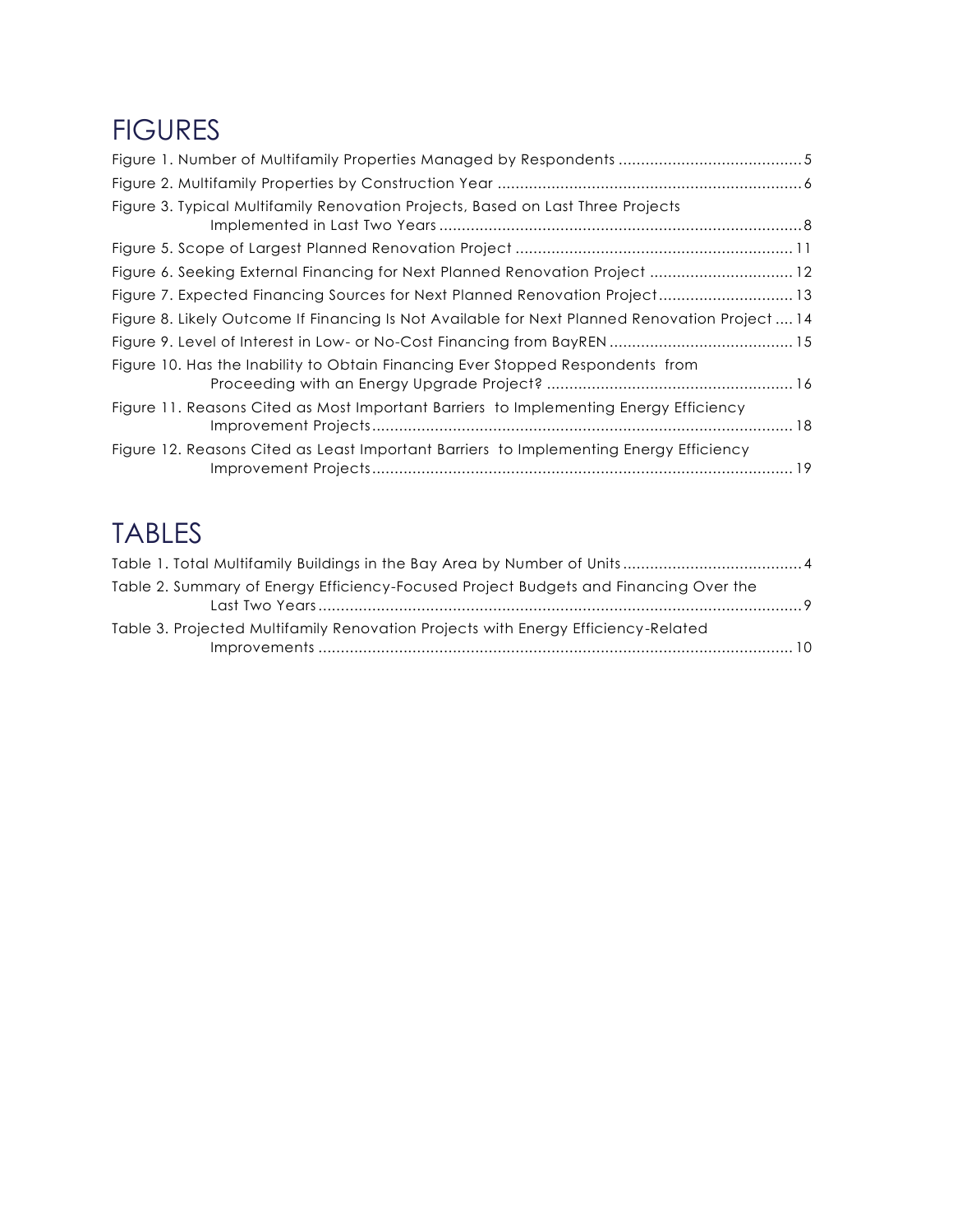## FIGURES

Figure 1. Number of Multifamily Properties Managed by Respondents ........................................ 5

Figure 2. Multifamily Properties by Construction Year ................................................................... 6

Figure 3. Typical Multifamily Renovation Projects, Based on Last Three Projects Implemented in Last Two Years ................................................................................ 8

Figure 5. Scope of Largest Planned Renovation Project ............................................................ 11

Figure 6. Seeking External Financing for Next Planned Renovation Project ............................... 12

Figure 7. Expected Financing Sources for Next Planned Renovation Project............................. 13

Figure 8. Likely Outcome If Financing Is Not Available for Next Planned Renovation Project .... 14

Figure 9. Level of Interest in Low- or No-Cost Financing from BayREN ........................................ 15

Figure 10. Has the Inability to Obtain Financing Ever Stopped Respondents from Proceeding with an Energy Upgrade Project? ...................................................... 16

Figure 11. Reasons Cited as Most Important Barriers to Implementing Energy Efficiency Improvement Projects............................................................................................ 18

Figure 12. Reasons Cited as Least Important Barriers to Implementing Energy Efficiency Improvement Projects............................................................................................ 19

## TABLES

Table 1. Total Multifamily Buildings in the Bay Area by Number of Units ....................................... 4

Table 2. Summary of Energy Efficiency-Focused Project Budgets and Financing Over the Last Two Years .......................................................................................................... 9

Table 3. Projected Multifamily Renovation Projects with Energy Efficiency-Related Improvements ........................................................................................................ 10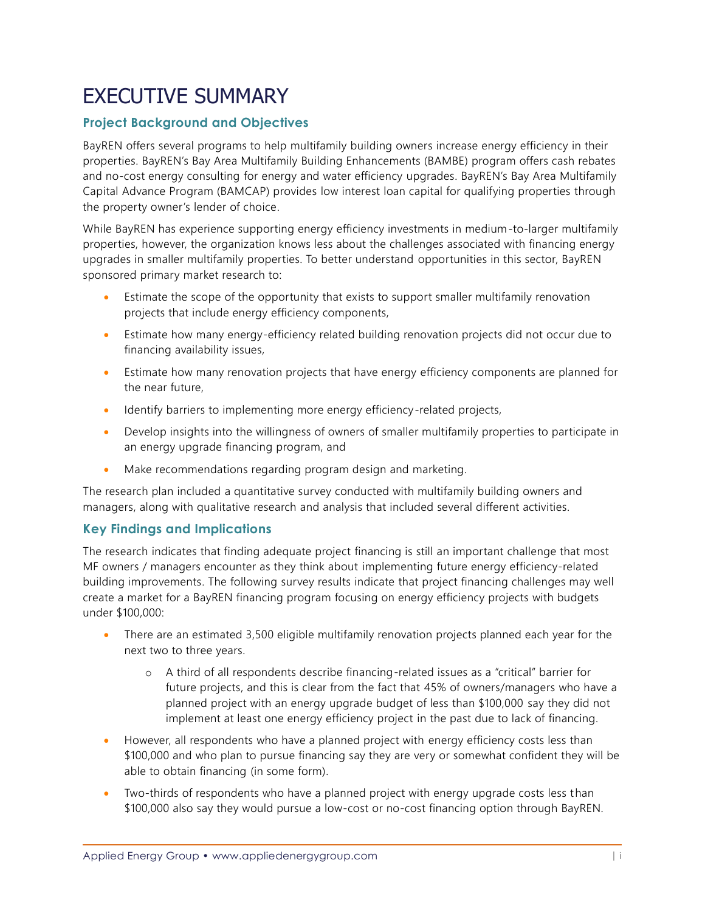# EXECUTIVE SUMMARY

## Project Background and Objectives

BayREN offers several programs to help multifamily building owners increase energy efficiency in their properties. BayREN's Bay Area Multifamily Building Enhancements (BAMBE) program offers cash rebates and no-cost energy consulting for energy and water efficiency upgrades. BayREN's Bay Area Multifamily Capital Advance Program (BAMCAP) provides low interest loan capital for qualifying properties through the property owner's lender of choice.

While BayREN has experience supporting energy efficiency investments in medium-to-larger multifamily properties, however, the organization knows less about the challenges associated with financing energy upgrades in smaller multifamily properties. To better understand opportunities in this sector, BayREN sponsored primary market research to:

- Estimate the scope of the opportunity that exists to support smaller multifamily renovation projects that include energy efficiency components,
- Estimate how many energy-efficiency related building renovation projects did not occur due to financing availability issues,
- Estimate how many renovation projects that have energy efficiency components are planned for the near future,
- Identify barriers to implementing more energy efficiency-related projects,
- Develop insights into the willingness of owners of smaller multifamily properties to participate in an energy upgrade financing program, and
- Make recommendations regarding program design and marketing.

The research plan included a quantitative survey conducted with multifamily building owners and managers, along with qualitative research and analysis that included several different activities.

## Key Findings and Implications

The research indicates that finding adequate project financing is still an important challenge that most MF owners / managers encounter as they think about implementing future energy efficiency-related building improvements. The following survey results indicate that project financing challenges may well create a market for a BayREN financing program focusing on energy efficiency projects with budgets under $100,000:

- There are an estimated 3,500 eligible multifamily renovation projects planned each year for the next two to three years.
  - A third of all respondents describe financing-related issues as a "critical" barrier for future projects, and this is clear from the fact that 45% of owners/managers who have a planned project with an energy upgrade budget of less than $100,000 say they did not implement at least one energy efficiency project in the past due to lack of financing.
- However, all respondents who have a planned project with energy efficiency costs less than $100,000 and who plan to pursue financing say they are very or somewhat confident they will be able to obtain financing (in some form).
- Two-thirds of respondents who have a planned project with energy upgrade costs less than $100,000 also say they would pursue a low-cost or no-cost financing option through BayREN.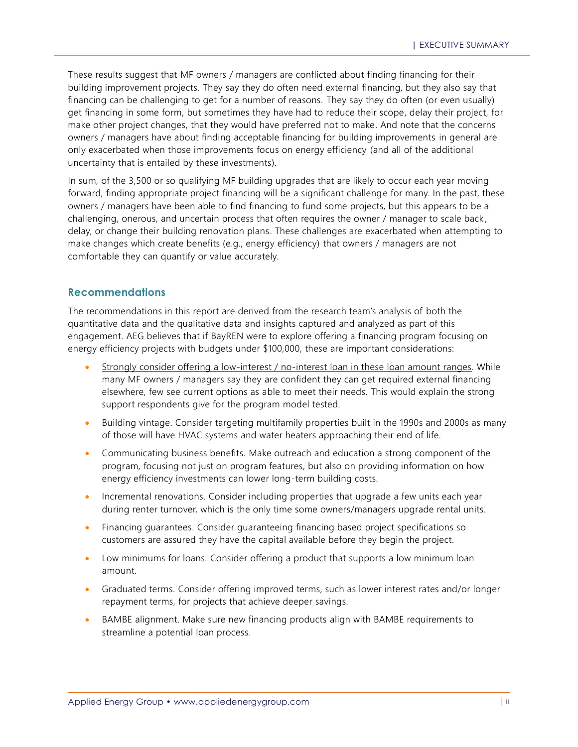These results suggest that MF owners / managers are conflicted about finding financing for their building improvement projects. They say they do often need external financing, but they also say that financing can be challenging to get for a number of reasons. They say they do often (or even usually) get financing in some form, but sometimes they have had to reduce their scope, delay their project, for make other project changes, that they would have preferred not to make. And note that the concerns owners / managers have about finding acceptable financing for building improvements in general are only exacerbated when those improvements focus on energy efficiency (and all of the additional uncertainty that is entailed by these investments).

In sum, of the 3,500 or so qualifying MF building upgrades that are likely to occur each year moving forward, finding appropriate project financing will be a significant challenge for many. In the past, these owners / managers have been able to find financing to fund some projects, but this appears to be a challenging, onerous, and uncertain process that often requires the owner / manager to scale back, delay, or change their building renovation plans. These challenges are exacerbated when attempting to make changes which create benefits (e.g., energy efficiency) that owners / managers are not comfortable they can quantify or value accurately.

## Recommendations

The recommendations in this report are derived from the research team's analysis of both the quantitative data and the qualitative data and insights captured and analyzed as part of this engagement. AEG believes that if BayREN were to explore offering a financing program focusing on energy efficiency projects with budgets under $100,000, these are important considerations:

- Strongly consider offering a low-interest / no-interest loan in these loan amount ranges. While many MF owners / managers say they are confident they can get required external financing elsewhere, few see current options as able to meet their needs. This would explain the strong support respondents give for the program model tested.
- Building vintage. Consider targeting multifamily properties built in the 1990s and 2000s as many of those will have HVAC systems and water heaters approaching their end of life.
- Communicating business benefits. Make outreach and education a strong component of the program, focusing not just on program features, but also on providing information on how energy efficiency investments can lower long-term building costs.
- Incremental renovations. Consider including properties that upgrade a few units each year during renter turnover, which is the only time some owners/managers upgrade rental units.
- Financing guarantees. Consider guaranteeing financing based project specifications so customers are assured they have the capital available before they begin the project.
- Low minimums for loans. Consider offering a product that supports a low minimum loan amount.
- Graduated terms. Consider offering improved terms, such as lower interest rates and/or longer repayment terms, for projects that achieve deeper savings.
- BAMBE alignment. Make sure new financing products align with BAMBE requirements to streamline a potential loan process.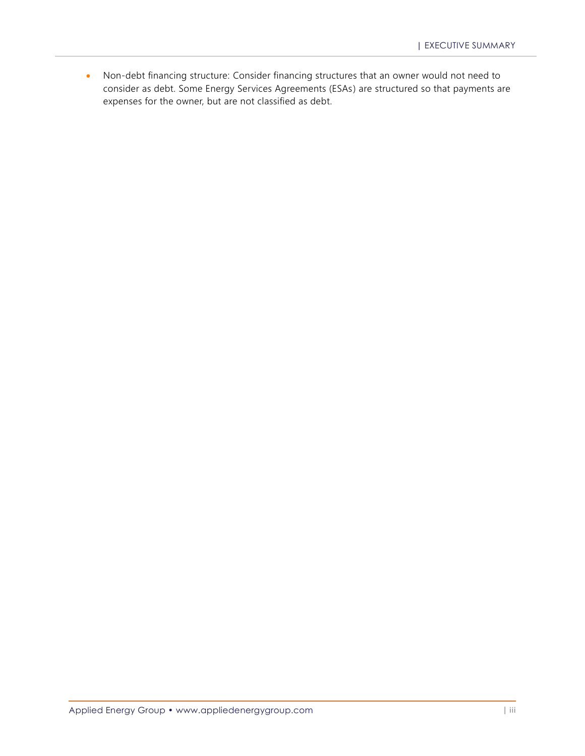- Non-debt financing structure: Consider financing structures that an owner would not need to consider as debt. Some Energy Services Agreements (ESAs) are structured so that payments are expenses for the owner, but are not classified as debt.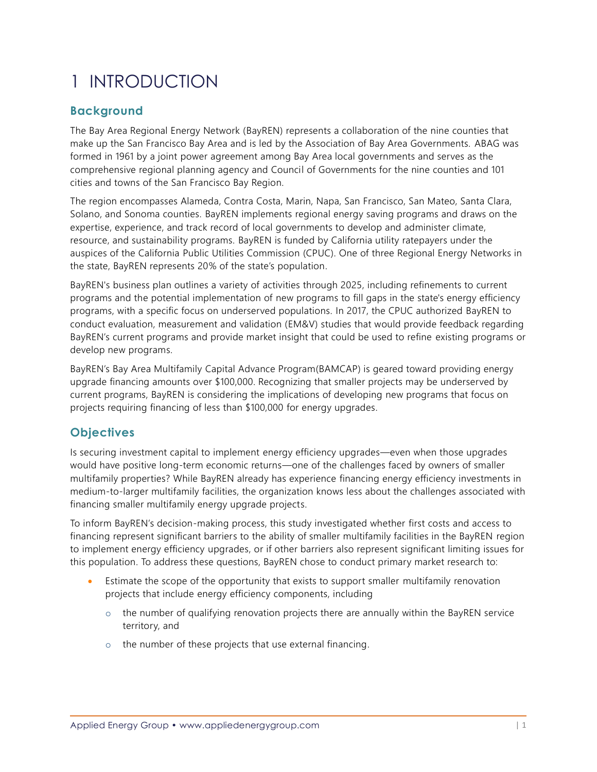# 1 INTRODUCTION

## Background

The Bay Area Regional Energy Network (BayREN) represents a collaboration of the nine counties that make up the San Francisco Bay Area and is led by the Association of Bay Area Governments. ABAG was formed in 1961 by a joint power agreement among Bay Area local governments and serves as the comprehensive regional planning agency and Council of Governments for the nine counties and 101 cities and towns of the San Francisco Bay Region.

The region encompasses Alameda, Contra Costa, Marin, Napa, San Francisco, San Mateo, Santa Clara, Solano, and Sonoma counties. BayREN implements regional energy saving programs and draws on the expertise, experience, and track record of local governments to develop and administer climate, resource, and sustainability programs. BayREN is funded by California utility ratepayers under the auspices of the California Public Utilities Commission (CPUC). One of three Regional Energy Networks in the state, BayREN represents 20% of the state's population.

BayREN's business plan outlines a variety of activities through 2025, including refinements to current programs and the potential implementation of new programs to fill gaps in the state's energy efficiency programs, with a specific focus on underserved populations. In 2017, the CPUC authorized BayREN to conduct evaluation, measurement and validation (EM&V) studies that would provide feedback regarding BayREN's current programs and provide market insight that could be used to refine existing programs or develop new programs.

BayREN's Bay Area Multifamily Capital Advance Program(BAMCAP) is geared toward providing energy upgrade financing amounts over $100,000. Recognizing that smaller projects may be underserved by current programs, BayREN is considering the implications of developing new programs that focus on projects requiring financing of less than $100,000 for energy upgrades.

## Objectives

Is securing investment capital to implement energy efficiency upgrades—even when those upgrades would have positive long-term economic returns—one of the challenges faced by owners of smaller multifamily properties? While BayREN already has experience financing energy efficiency investments in medium-to-larger multifamily facilities, the organization knows less about the challenges associated with financing smaller multifamily energy upgrade projects.

To inform BayREN's decision-making process, this study investigated whether first costs and access to financing represent significant barriers to the ability of smaller multifamily facilities in the BayREN region to implement energy efficiency upgrades, or if other barriers also represent significant limiting issues for this population. To address these questions, BayREN chose to conduct primary market research to:

- Estimate the scope of the opportunity that exists to support smaller multifamily renovation projects that include energy efficiency components, including
  - the number of qualifying renovation projects there are annually within the BayREN service territory, and
  - the number of these projects that use external financing.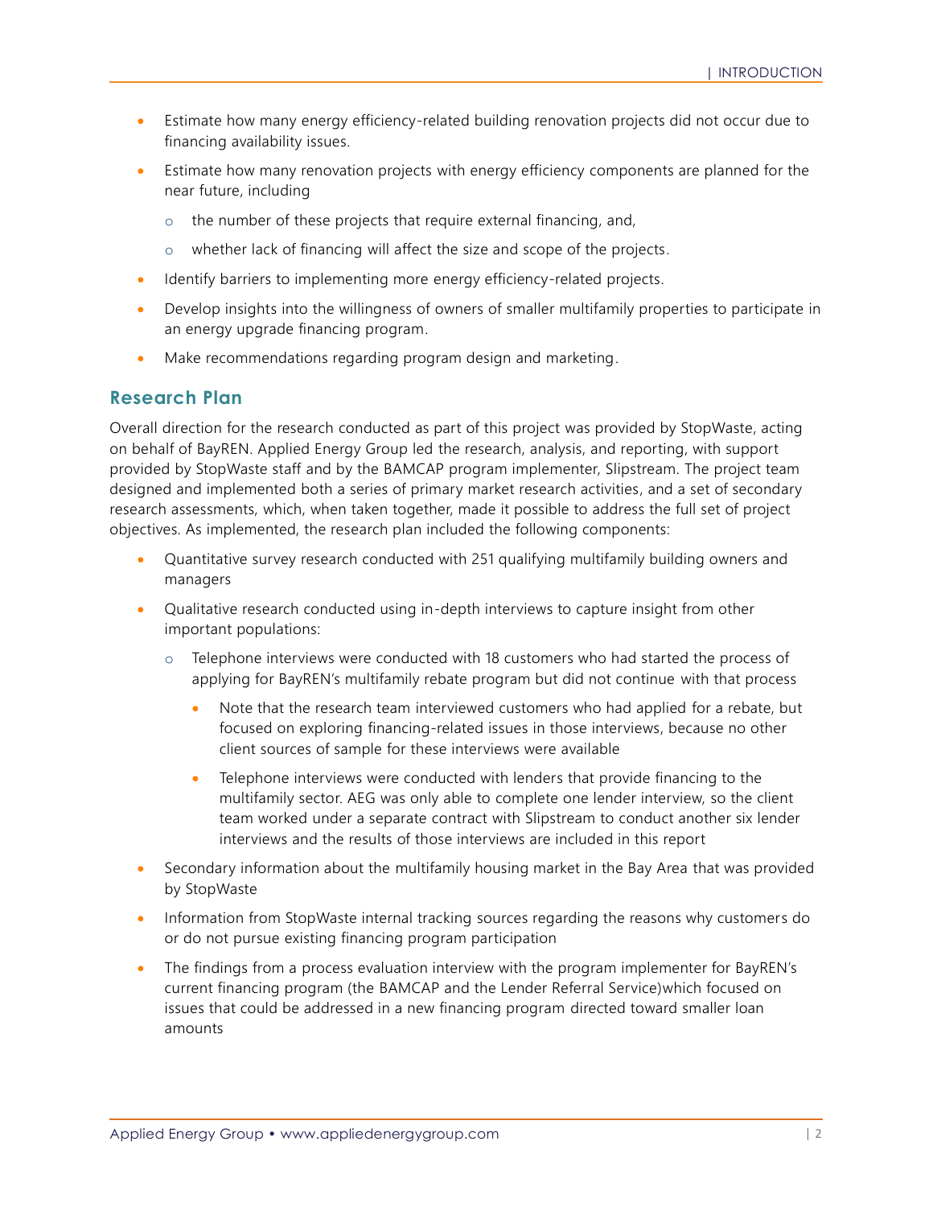- Estimate how many energy efficiency-related building renovation projects did not occur due to financing availability issues.
- Estimate how many renovation projects with energy efficiency components are planned for the near future, including
  - the number of these projects that require external financing, and,
  - whether lack of financing will affect the size and scope of the projects.
- Identify barriers to implementing more energy efficiency-related projects.
- Develop insights into the willingness of owners of smaller multifamily properties to participate in an energy upgrade financing program.
- Make recommendations regarding program design and marketing.

## Research Plan

Overall direction for the research conducted as part of this project was provided by StopWaste, acting on behalf of BayREN. Applied Energy Group led the research, analysis, and reporting, with support provided by StopWaste staff and by the BAMCAP program implementer, Slipstream. The project team designed and implemented both a series of primary market research activities, and a set of secondary research assessments, which, when taken together, made it possible to address the full set of project objectives. As implemented, the research plan included the following components:

- Quantitative survey research conducted with 251 qualifying multifamily building owners and managers
- Qualitative research conducted using in-depth interviews to capture insight from other important populations:
  - Telephone interviews were conducted with 18 customers who had started the process of applying for BayREN's multifamily rebate program but did not continue with that process
    - Note that the research team interviewed customers who had applied for a rebate, but focused on exploring financing-related issues in those interviews, because no other client sources of sample for these interviews were available
    - Telephone interviews were conducted with lenders that provide financing to the multifamily sector. AEG was only able to complete one lender interview, so the client team worked under a separate contract with Slipstream to conduct another six lender interviews and the results of those interviews are included in this report
- Secondary information about the multifamily housing market in the Bay Area that was provided by StopWaste
- Information from StopWaste internal tracking sources regarding the reasons why customers do or do not pursue existing financing program participation
- The findings from a process evaluation interview with the program implementer for BayREN's current financing program (the BAMCAP and the Lender Referral Service)which focused on issues that could be addressed in a new financing program directed toward smaller loan amounts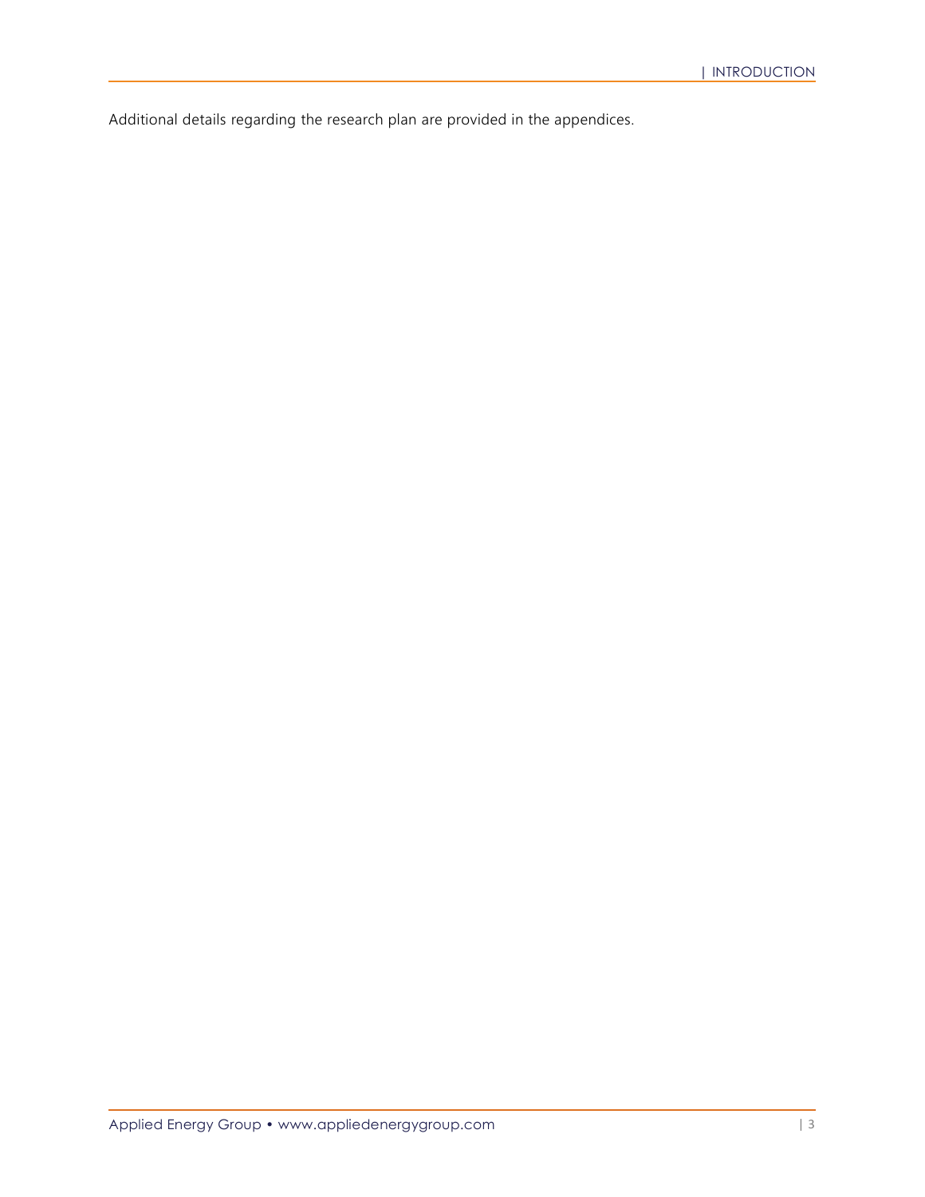Additional details regarding the research plan are provided in the appendices.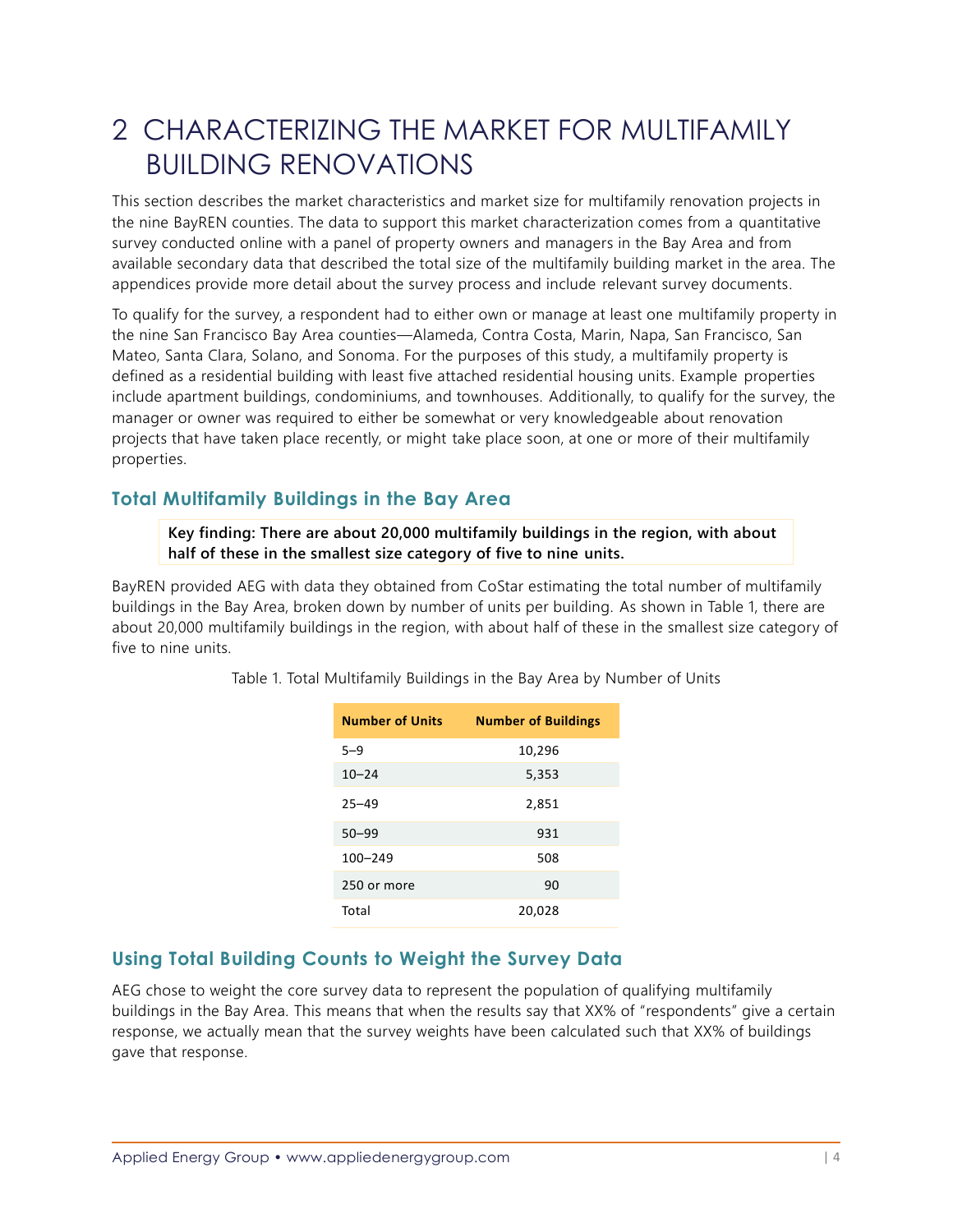# 2 CHARACTERIZING THE MARKET FOR MULTIFAMILY BUILDING RENOVATIONS

This section describes the market characteristics and market size for multifamily renovation projects in the nine BayREN counties. The data to support this market characterization comes from a quantitative survey conducted online with a panel of property owners and managers in the Bay Area and from available secondary data that described the total size of the multifamily building market in the area. The appendices provide more detail about the survey process and include relevant survey documents.

To qualify for the survey, a respondent had to either own or manage at least one multifamily property in the nine San Francisco Bay Area counties—Alameda, Contra Costa, Marin, Napa, San Francisco, San Mateo, Santa Clara, Solano, and Sonoma. For the purposes of this study, a multifamily property is defined as a residential building with least five attached residential housing units. Example properties include apartment buildings, condominiums, and townhouses. Additionally, to qualify for the survey, the manager or owner was required to either be somewhat or very knowledgeable about renovation projects that have taken place recently, or might take place soon, at one or more of their multifamily properties.

## Total Multifamily Buildings in the Bay Area

**Key finding: There are about 20,000 multifamily buildings in the region, with about half of these in the smallest size category of five to nine units.**

BayREN provided AEG with data they obtained from CoStar estimating the total number of multifamily buildings in the Bay Area, broken down by number of units per building. As shown in Table 1, there are about 20,000 multifamily buildings in the region, with about half of these in the smallest size category of five to nine units.

Table 1. Total Multifamily Buildings in the Bay Area by Number of Units

| Number of Units | Number of Buildings |
|---|---|
| 5–9 | 10,296 |
| 10–24 | 5,353 |
| 25–49 | 2,851 |
| 50–99 | 931 |
| 100–249 | 508 |
| 250 or more | 90 |
| Total | 20,028 |

## Using Total Building Counts to Weight the Survey Data

AEG chose to weight the core survey data to represent the population of qualifying multifamily buildings in the Bay Area. This means that when the results say that XX% of "respondents" give a certain response, we actually mean that the survey weights have been calculated such that XX% of buildings gave that response.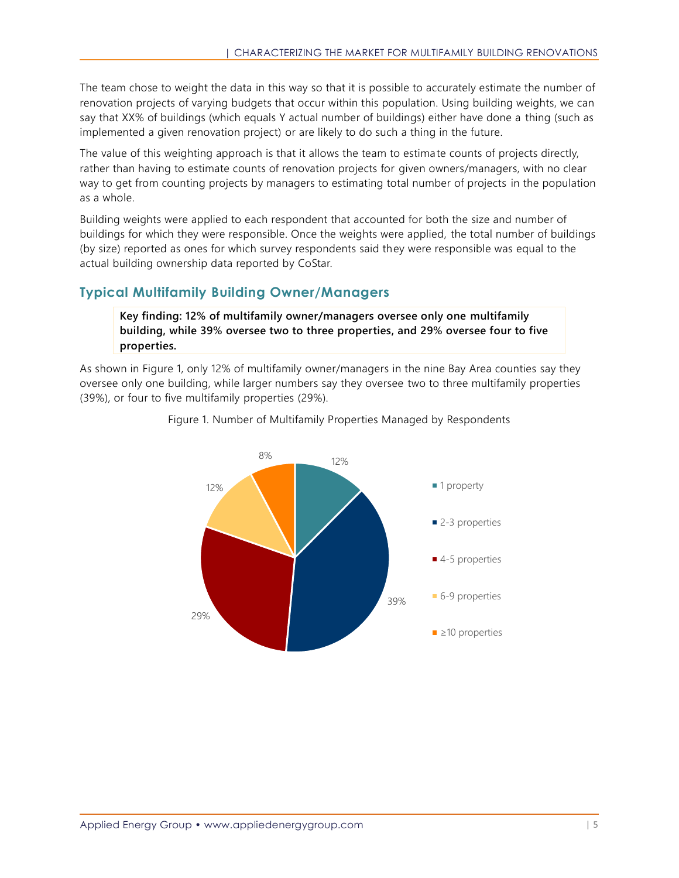The team chose to weight the data in this way so that it is possible to accurately estimate the number of renovation projects of varying budgets that occur within this population. Using building weights, we can say that XX% of buildings (which equals Y actual number of buildings) either have done a thing (such as implemented a given renovation project) or are likely to do such a thing in the future.

The value of this weighting approach is that it allows the team to estimate counts of projects directly, rather than having to estimate counts of renovation projects for given owners/managers, with no clear way to get from counting projects by managers to estimating total number of projects in the population as a whole.

Building weights were applied to each respondent that accounted for both the size and number of buildings for which they were responsible. Once the weights were applied, the total number of buildings (by size) reported as ones for which survey respondents said they were responsible was equal to the actual building ownership data reported by CoStar.

## Typical Multifamily Building Owner/Managers

> **Key finding: 12% of multifamily owner/managers oversee only one multifamily building, while 39% oversee two to three properties, and 29% oversee four to five properties.**

As shown in Figure 1, only 12% of multifamily owner/managers in the nine Bay Area counties say they oversee only one building, while larger numbers say they oversee two to three multifamily properties (39%), or four to five multifamily properties (29%).

Figure 1. Number of Multifamily Properties Managed by Respondents

| Number of properties | Percent |
|---|---|
| 1 property | 12% |
| 2-3 properties | 39% |
| 4-5 properties | 29% |
| 6-9 properties | 12% |
| ≥10 properties | 8% |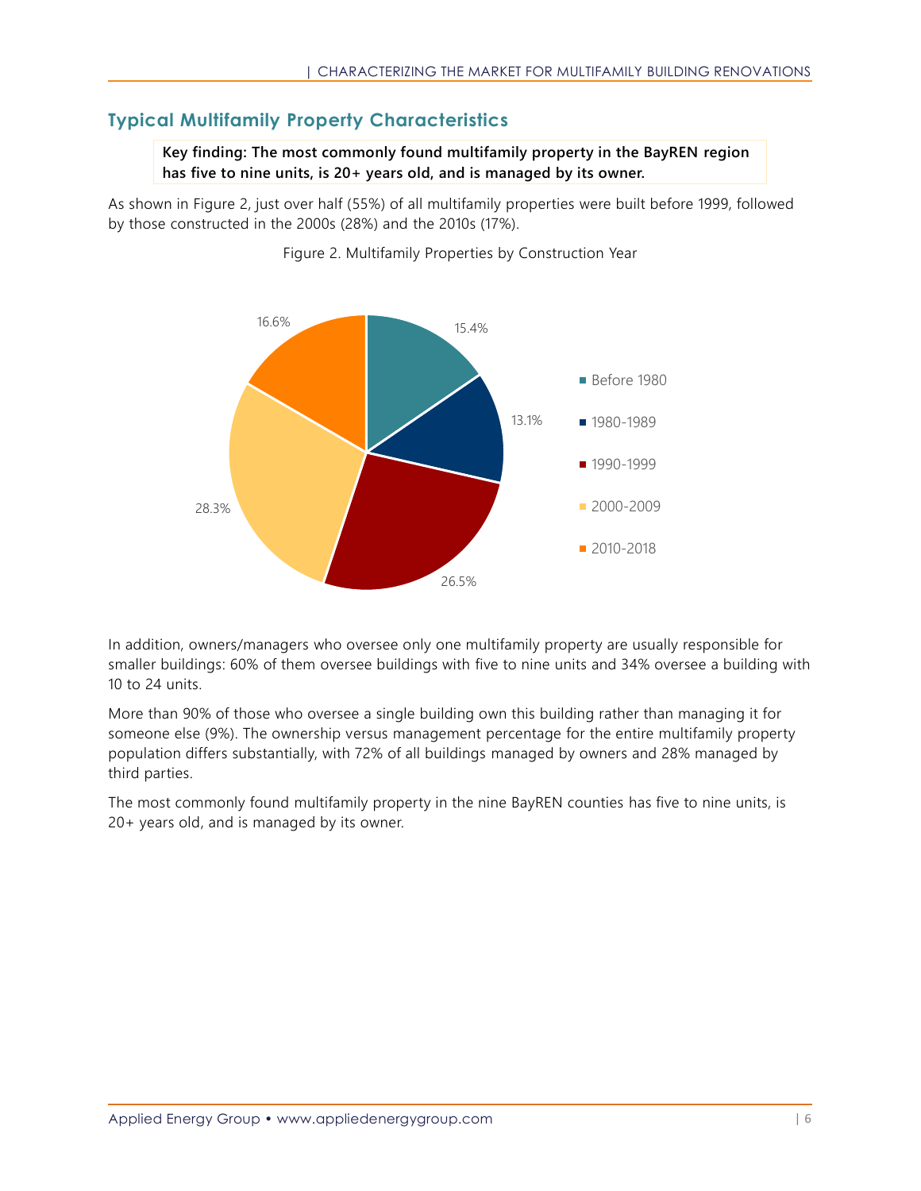## Typical Multifamily Property Characteristics

**Key finding: The most commonly found multifamily property in the BayREN region has five to nine units, is 20+ years old, and is managed by its owner.**

As shown in Figure 2, just over half (55%) of all multifamily properties were built before 1999, followed by those constructed in the 2000s (28%) and the 2010s (17%).

Figure 2. Multifamily Properties by Construction Year

| Construction Year | Percent |
| --- | --- |
| Before 1980 | 15.4% |
| 1980-1989 | 13.1% |
| 1990-1999 | 26.5% |
| 2000-2009 | 28.3% |
| 2010-2018 | 16.6% |

In addition, owners/managers who oversee only one multifamily property are usually responsible for smaller buildings: 60% of them oversee buildings with five to nine units and 34% oversee a building with 10 to 24 units.

More than 90% of those who oversee a single building own this building rather than managing it for someone else (9%). The ownership versus management percentage for the entire multifamily property population differs substantially, with 72% of all buildings managed by owners and 28% managed by third parties.

The most commonly found multifamily property in the nine BayREN counties has five to nine units, is 20+ years old, and is managed by its owner.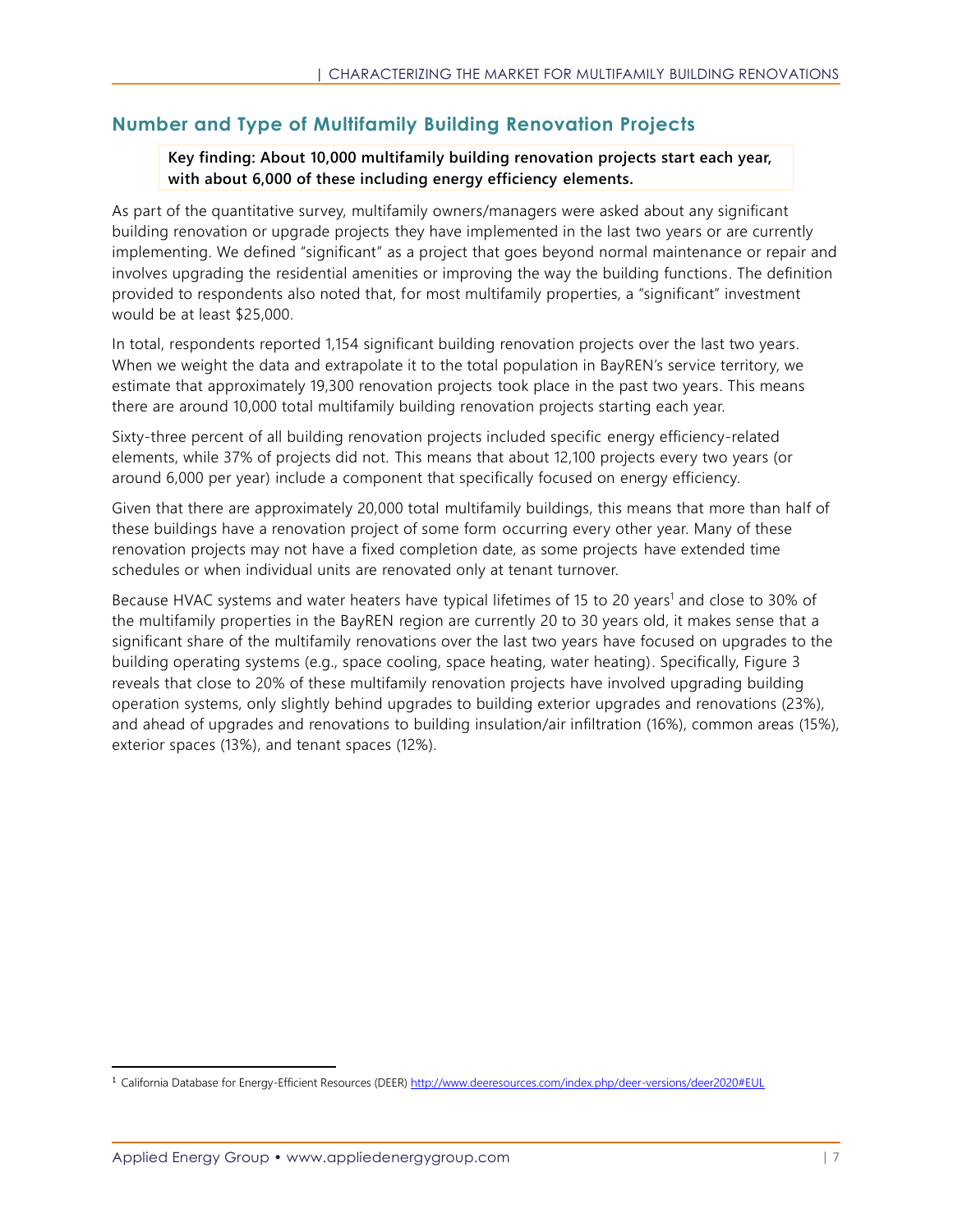## Number and Type of Multifamily Building Renovation Projects

**Key finding: About 10,000 multifamily building renovation projects start each year, with about 6,000 of these including energy efficiency elements.**

As part of the quantitative survey, multifamily owners/managers were asked about any significant building renovation or upgrade projects they have implemented in the last two years or are currently implementing. We defined "significant" as a project that goes beyond normal maintenance or repair and involves upgrading the residential amenities or improving the way the building functions. The definition provided to respondents also noted that, for most multifamily properties, a "significant" investment would be at least $25,000.

In total, respondents reported 1,154 significant building renovation projects over the last two years. When we weight the data and extrapolate it to the total population in BayREN's service territory, we estimate that approximately 19,300 renovation projects took place in the past two years. This means there are around 10,000 total multifamily building renovation projects starting each year.

Sixty-three percent of all building renovation projects included specific energy efficiency-related elements, while 37% of projects did not. This means that about 12,100 projects every two years (or around 6,000 per year) include a component that specifically focused on energy efficiency.

Given that there are approximately 20,000 total multifamily buildings, this means that more than half of these buildings have a renovation project of some form occurring every other year. Many of these renovation projects may not have a fixed completion date, as some projects have extended time schedules or when individual units are renovated only at tenant turnover.

Because HVAC systems and water heaters have typical lifetimes of 15 to 20 years[1] and close to 30% of the multifamily properties in the BayREN region are currently 20 to 30 years old, it makes sense that a significant share of the multifamily renovations over the last two years have focused on upgrades to the building operating systems (e.g., space cooling, space heating, water heating). Specifically, Figure 3 reveals that close to 20% of these multifamily renovation projects have involved upgrading building operation systems, only slightly behind upgrades to building exterior upgrades and renovations (23%), and ahead of upgrades and renovations to building insulation/air infiltration (16%), common areas (15%), exterior spaces (13%), and tenant spaces (12%).

[1] California Database for Energy-Efficient Resources (DEER) http://www.deeresources.com/index.php/deer-versions/deer2020#EUL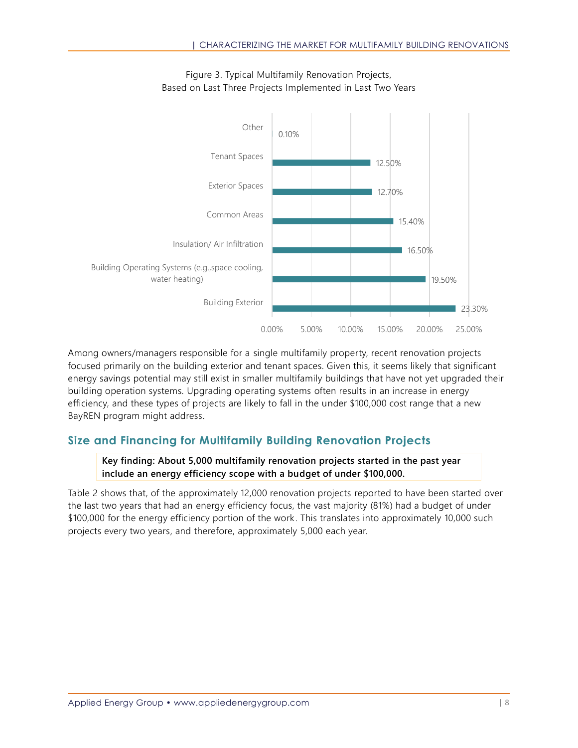Figure 3. Typical Multifamily Renovation Projects, Based on Last Three Projects Implemented in Last Two Years

| Category | Percentage |
| --- | --- |
| Other | 0.10% |
| Tenant Spaces | 12.50% |
| Exterior Spaces | 12.70% |
| Common Areas | 15.40% |
| Insulation/ Air Infiltration | 16.50% |
| Building Operating Systems (e.g.,space cooling, water heating) | 19.50% |
| Building Exterior | 23.30% |

Among owners/managers responsible for a single multifamily property, recent renovation projects focused primarily on the building exterior and tenant spaces. Given this, it seems likely that significant energy savings potential may still exist in smaller multifamily buildings that have not yet upgraded their building operation systems. Upgrading operating systems often results in an increase in energy efficiency, and these types of projects are likely to fall in the under $100,000 cost range that a new BayREN program might address.

## Size and Financing for Multifamily Building Renovation Projects

**Key finding: About 5,000 multifamily renovation projects started in the past year include an energy efficiency scope with a budget of under $100,000.**

Table 2 shows that, of the approximately 12,000 renovation projects reported to have been started over the last two years that had an energy efficiency focus, the vast majority (81%) had a budget of under $100,000 for the energy efficiency portion of the work. This translates into approximately 10,000 such projects every two years, and therefore, approximately 5,000 each year.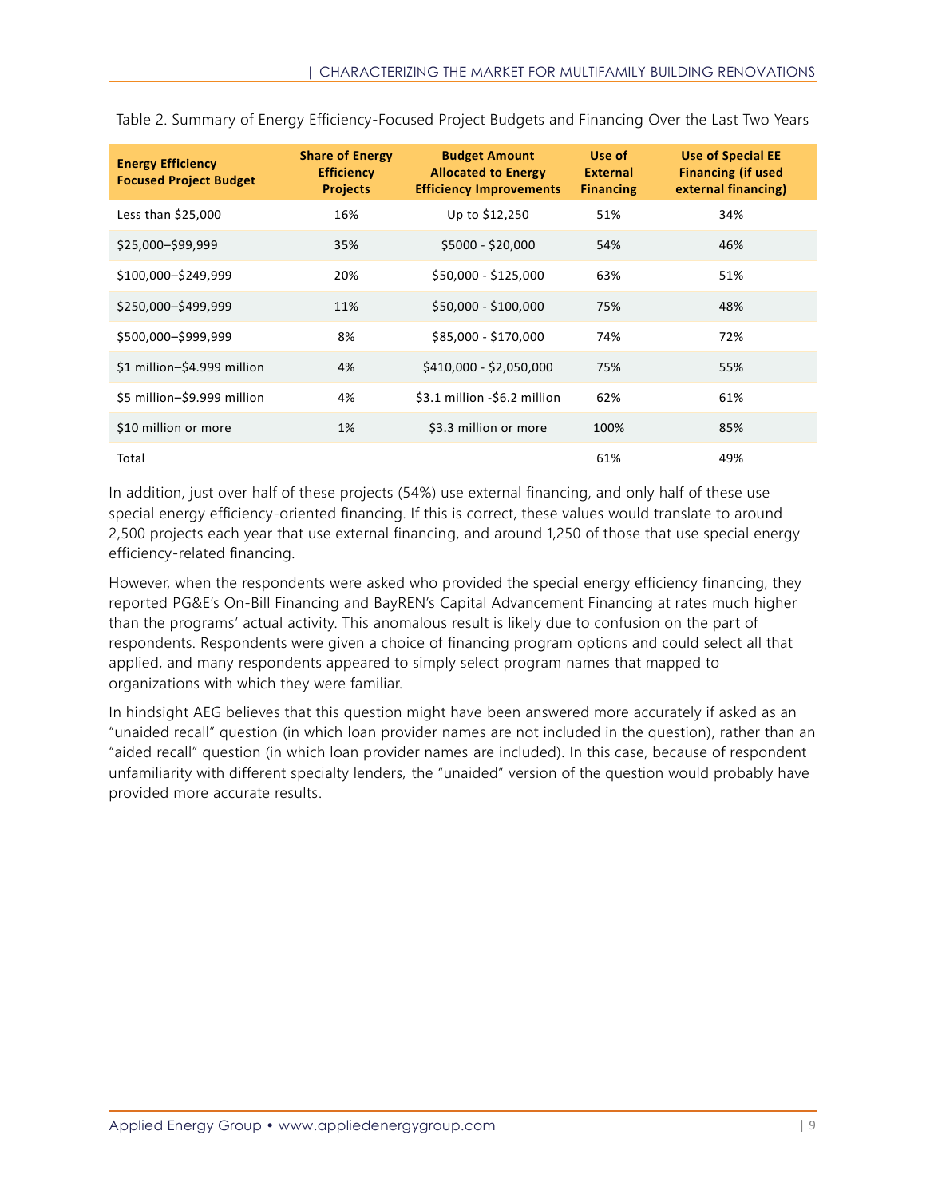Table 2. Summary of Energy Efficiency-Focused Project Budgets and Financing Over the Last Two Years

| Energy Efficiency Focused Project Budget | Share of Energy Efficiency Projects | Budget Amount Allocated to Energy Efficiency Improvements | Use of External Financing | Use of Special EE Financing (if used external financing) |
|---|---|---|---|---|
| Less than $25,000 | 16% | Up to $12,250 | 51% | 34% |
| $25,000–$99,999 | 35% | $5000 - $20,000 | 54% | 46% |
| $100,000–$249,999 | 20% | $50,000 - $125,000 | 63% | 51% |
| $250,000–$499,999 | 11% | $50,000 - $100,000 | 75% | 48% |
| $500,000–$999,999 | 8% | $85,000 - $170,000 | 74% | 72% |
| $1 million–$4.999 million | 4% | $410,000 - $2,050,000 | 75% | 55% |
| $5 million–$9.999 million | 4% | $3.1 million -$6.2 million | 62% | 61% |
| $10 million or more | 1% | $3.3 million or more | 100% | 85% |
| Total | | | 61% | 49% |

In addition, just over half of these projects (54%) use external financing, and only half of these use special energy efficiency-oriented financing. If this is correct, these values would translate to around 2,500 projects each year that use external financing, and around 1,250 of those that use special energy efficiency-related financing.

However, when the respondents were asked who provided the special energy efficiency financing, they reported PG&E's On-Bill Financing and BayREN's Capital Advancement Financing at rates much higher than the programs' actual activity. This anomalous result is likely due to confusion on the part of respondents. Respondents were given a choice of financing program options and could select all that applied, and many respondents appeared to simply select program names that mapped to organizations with which they were familiar.

In hindsight AEG believes that this question might have been answered more accurately if asked as an "unaided recall" question (in which loan provider names are not included in the question), rather than an "aided recall" question (in which loan provider names are included). In this case, because of respondent unfamiliarity with different specialty lenders, the "unaided" version of the question would probably have provided more accurate results.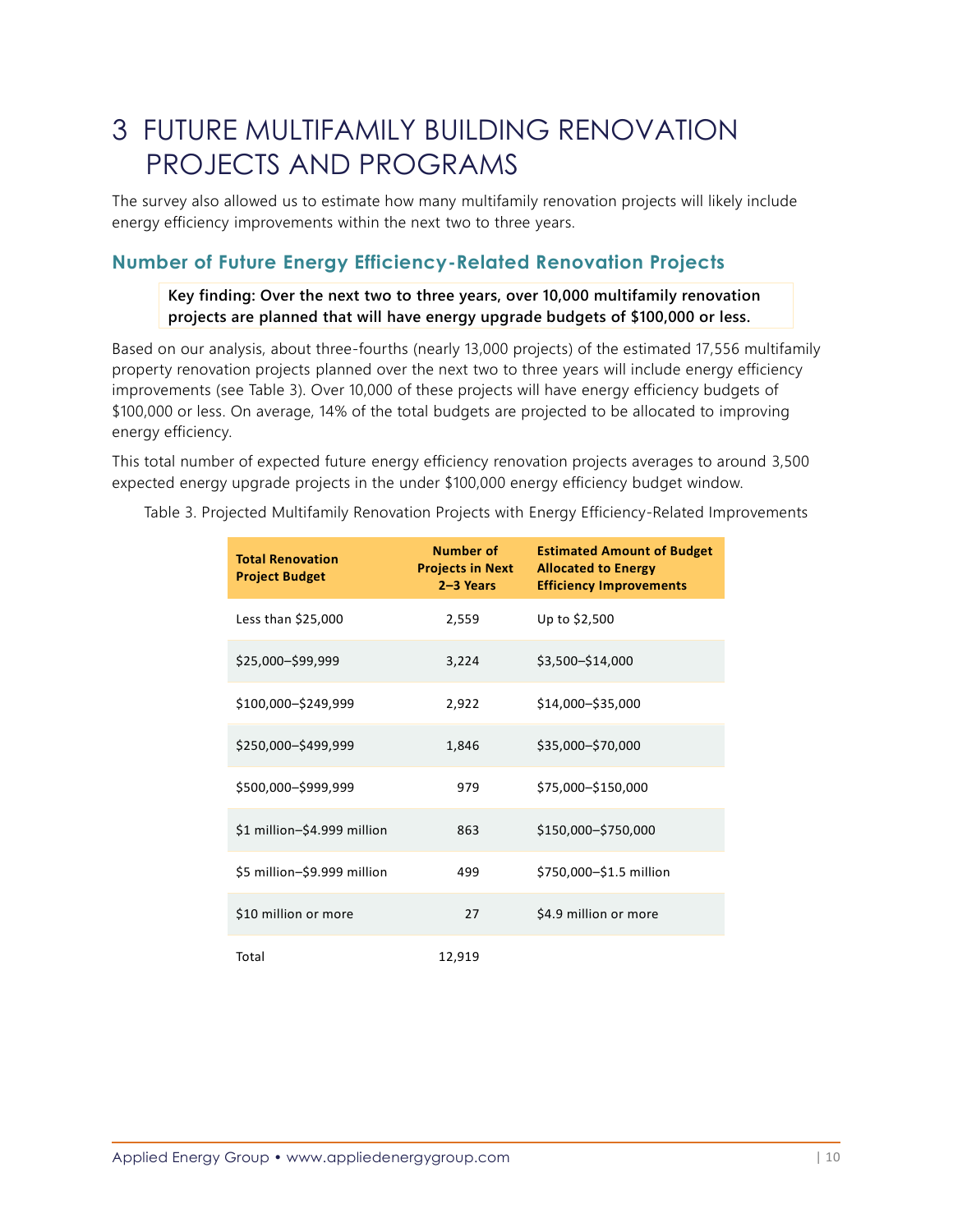# 3 FUTURE MULTIFAMILY BUILDING RENOVATION PROJECTS AND PROGRAMS

The survey also allowed us to estimate how many multifamily renovation projects will likely include energy efficiency improvements within the next two to three years.

## Number of Future Energy Efficiency-Related Renovation Projects

> **Key finding: Over the next two to three years, over 10,000 multifamily renovation projects are planned that will have energy upgrade budgets of $100,000 or less.**

Based on our analysis, about three-fourths (nearly 13,000 projects) of the estimated 17,556 multifamily property renovation projects planned over the next two to three years will include energy efficiency improvements (see Table 3). Over 10,000 of these projects will have energy efficiency budgets of $100,000 or less. On average, 14% of the total budgets are projected to be allocated to improving energy efficiency.

This total number of expected future energy efficiency renovation projects averages to around 3,500 expected energy upgrade projects in the under $100,000 energy efficiency budget window.

Table 3. Projected Multifamily Renovation Projects with Energy Efficiency-Related Improvements

| Total Renovation Project Budget | Number of Projects in Next 2–3 Years | Estimated Amount of Budget Allocated to Energy Efficiency Improvements |
|---|---|---|
| Less than $25,000 | 2,559 | Up to $2,500 |
| $25,000–$99,999 | 3,224 | $3,500–$14,000 |
| $100,000–$249,999 | 2,922 | $14,000–$35,000 |
| $250,000–$499,999 | 1,846 | $35,000–$70,000 |
| $500,000–$999,999 | 979 | $75,000–$150,000 |
| $1 million–$4.999 million | 863 | $150,000–$750,000 |
| $5 million–$9.999 million | 499 | $750,000–$1.5 million |
| $10 million or more | 27 | $4.9 million or more |
| Total | 12,919 | |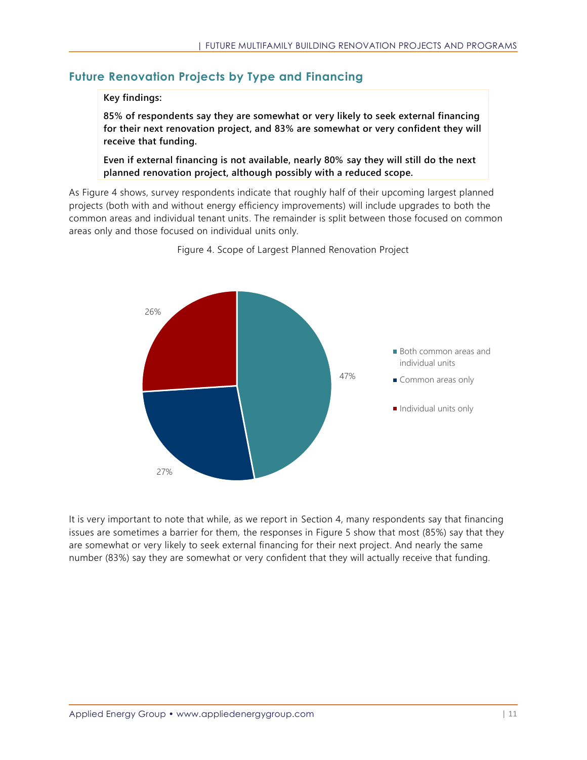## Future Renovation Projects by Type and Financing

**Key findings:**

**85% of respondents say they are somewhat or very likely to seek external financing for their next renovation project, and 83% are somewhat or very confident they will receive that funding.**

**Even if external financing is not available, nearly 80% say they will still do the next planned renovation project, although possibly with a reduced scope.**

As Figure 4 shows, survey respondents indicate that roughly half of their upcoming largest planned projects (both with and without energy efficiency improvements) will include upgrades to both the common areas and individual tenant units. The remainder is split between those focused on common areas only and those focused on individual units only.

Figure 4. Scope of Largest Planned Renovation Project

| Scope | Percent |
| --- | --- |
| Both common areas and individual units | 47% |
| Common areas only | 27% |
| Individual units only | 26% |

It is very important to note that while, as we report in Section 4, many respondents say that financing issues are sometimes a barrier for them, the responses in Figure 5 show that most (85%) say that they are somewhat or very likely to seek external financing for their next project. And nearly the same number (83%) say they are somewhat or very confident that they will actually receive that funding.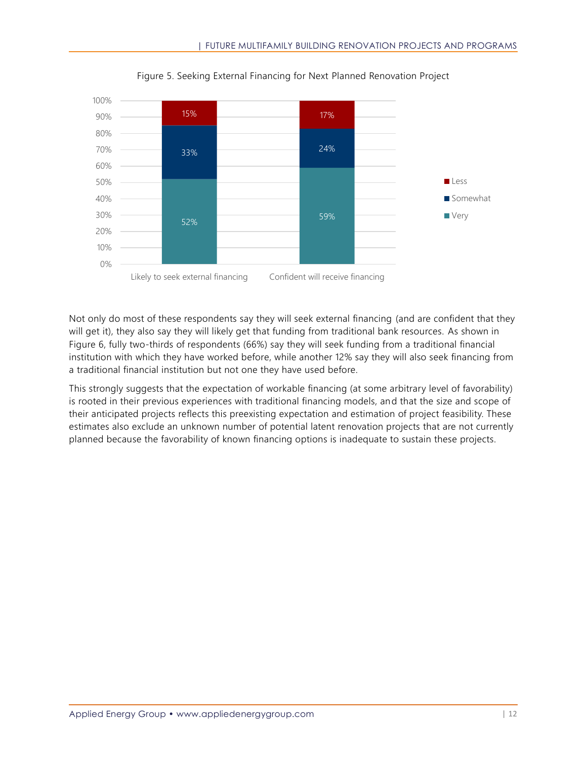Figure 5. Seeking External Financing for Next Planned Renovation Project

| | Likely to seek external financing | Confident will receive financing |
|---|---|---|
| Less | 15% | 17% |
| Somewhat | 33% | 24% |
| Very | 52% | 59% |

Not only do most of these respondents say they will seek external financing (and are confident that they will get it), they also say they will likely get that funding from traditional bank resources. As shown in Figure 6, fully two-thirds of respondents (66%) say they will seek funding from a traditional financial institution with which they have worked before, while another 12% say they will also seek financing from a traditional financial institution but not one they have used before.

This strongly suggests that the expectation of workable financing (at some arbitrary level of favorability) is rooted in their previous experiences with traditional financing models, and that the size and scope of their anticipated projects reflects this preexisting expectation and estimation of project feasibility. These estimates also exclude an unknown number of potential latent renovation projects that are not currently planned because the favorability of known financing options is inadequate to sustain these projects.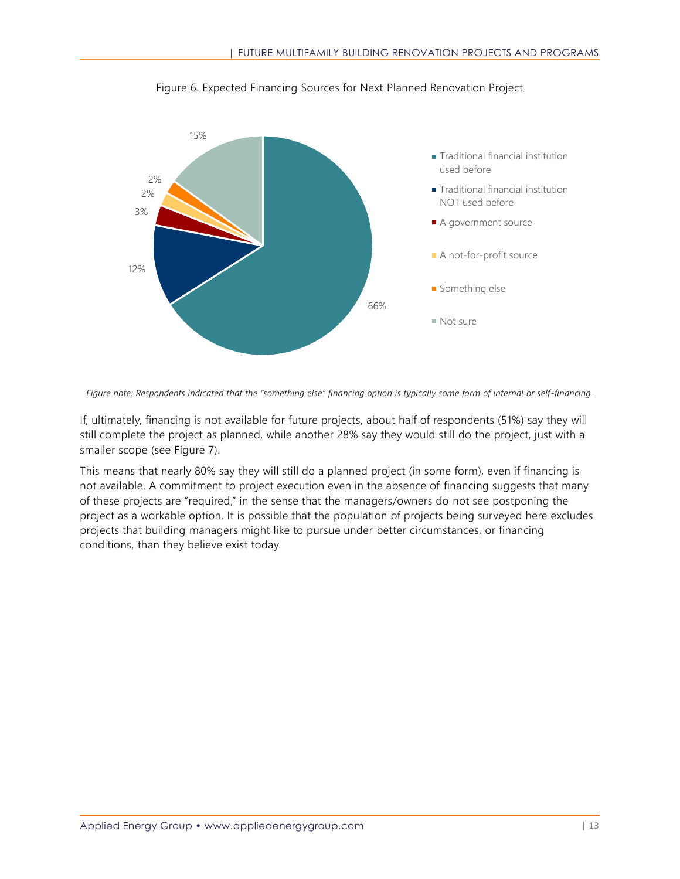Figure 6. Expected Financing Sources for Next Planned Renovation Project

| Financing source | Percent |
| --- | --- |
| Traditional financial institution used before | 66% |
| Traditional financial institution NOT used before | 12% |
| A government source | 3% |
| A not-for-profit source | 2% |
| Something else | 2% |
| Not sure | 15% |

*Figure note: Respondents indicated that the "something else" financing option is typically some form of internal or self-financing.*

If, ultimately, financing is not available for future projects, about half of respondents (51%) say they will still complete the project as planned, while another 28% say they would still do the project, just with a smaller scope (see Figure 7).

This means that nearly 80% say they will still do a planned project (in some form), even if financing is not available. A commitment to project execution even in the absence of financing suggests that many of these projects are "required," in the sense that the managers/owners do not see postponing the project as a workable option. It is possible that the population of projects being surveyed here excludes projects that building managers might like to pursue under better circumstances, or financing conditions, than they believe exist today.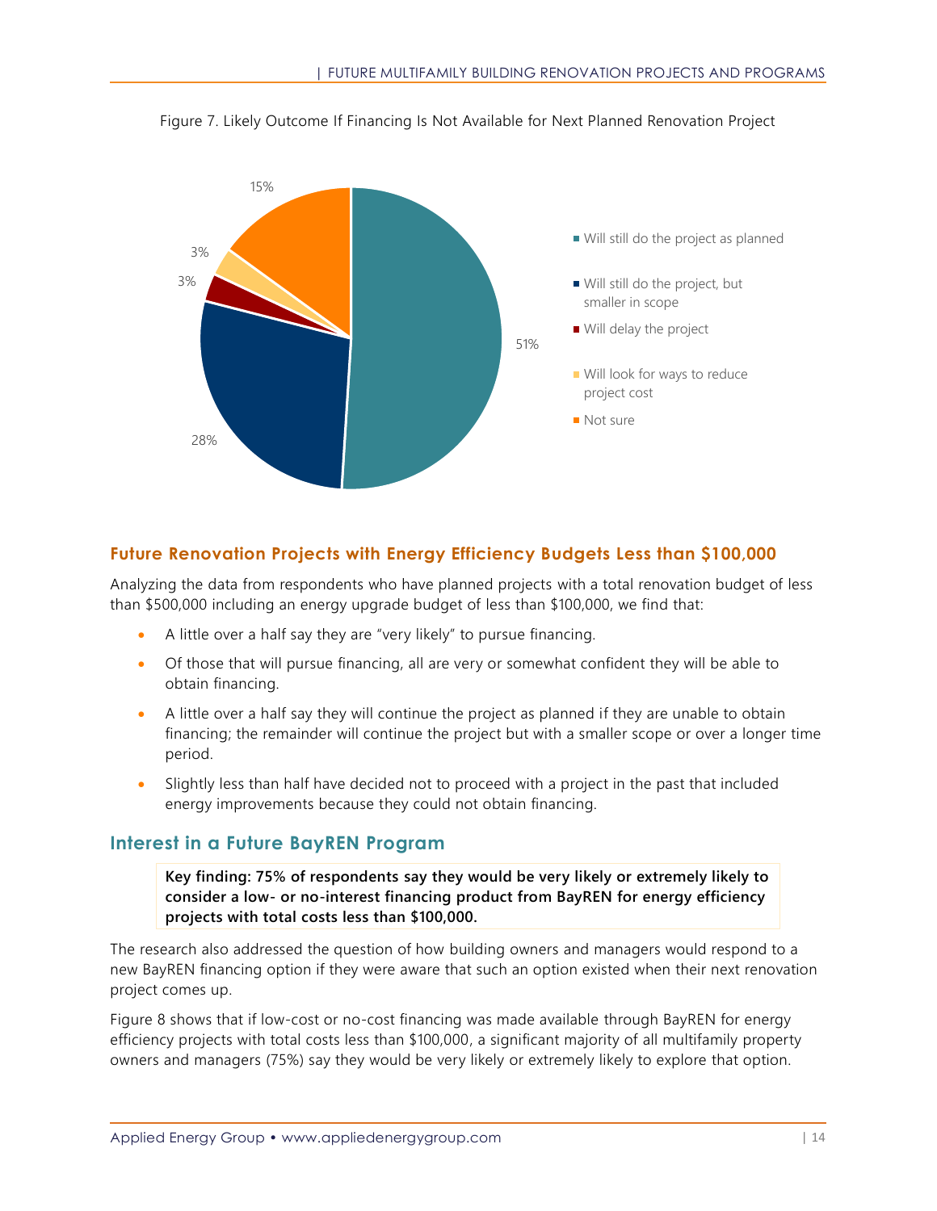Figure 7. Likely Outcome If Financing Is Not Available for Next Planned Renovation Project

| Outcome | Percent |
| --- | --- |
| Will still do the project as planned | 51% |
| Will still do the project, but smaller in scope | 28% |
| Will delay the project | 3% |
| Will look for ways to reduce project cost | 3% |
| Not sure | 15% |

## Future Renovation Projects with Energy Efficiency Budgets Less than $100,000

Analyzing the data from respondents who have planned projects with a total renovation budget of less than $500,000 including an energy upgrade budget of less than $100,000, we find that:

- A little over a half say they are "very likely" to pursue financing.
- Of those that will pursue financing, all are very or somewhat confident they will be able to obtain financing.
- A little over a half say they will continue the project as planned if they are unable to obtain financing; the remainder will continue the project but with a smaller scope or over a longer time period.
- Slightly less than half have decided not to proceed with a project in the past that included energy improvements because they could not obtain financing.

## Interest in a Future BayREN Program

**Key finding: 75% of respondents say they would be very likely or extremely likely to consider a low- or no-interest financing product from BayREN for energy efficiency projects with total costs less than $100,000.**

The research also addressed the question of how building owners and managers would respond to a new BayREN financing option if they were aware that such an option existed when their next renovation project comes up.

Figure 8 shows that if low-cost or no-cost financing was made available through BayREN for energy efficiency projects with total costs less than $100,000, a significant majority of all multifamily property owners and managers (75%) say they would be very likely or extremely likely to explore that option.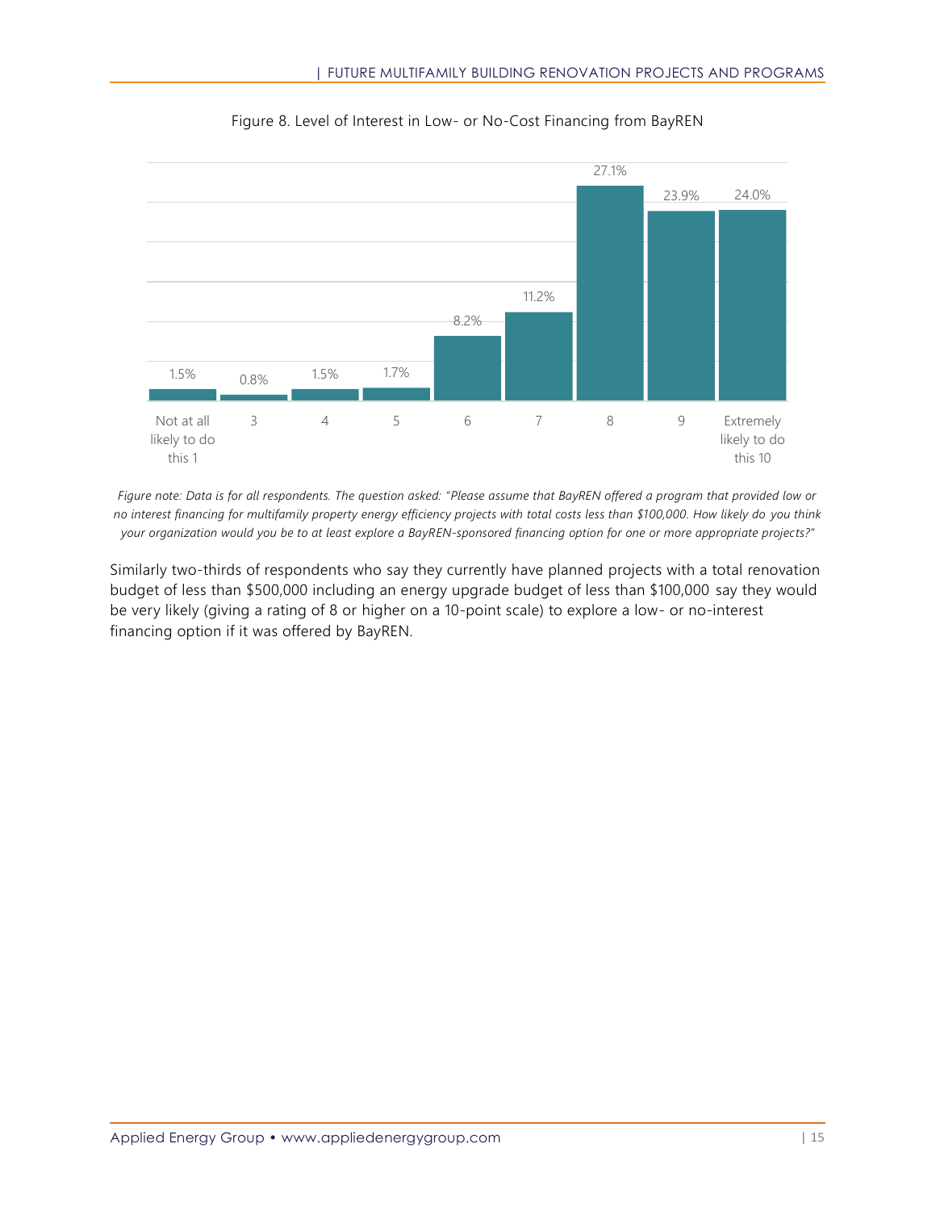Figure 8. Level of Interest in Low- or No-Cost Financing from BayREN

| Rating | Percent |
|---|---|
| Not at all likely to do this 1 | 1.5% |
| 3 | 0.8% |
| 4 | 1.5% |
| 5 | 1.7% |
| 6 | 8.2% |
| 7 | 11.2% |
| 8 | 27.1% |
| 9 | 23.9% |
| Extremely likely to do this 10 | 24.0% |

*Figure note: Data is for all respondents. The question asked: "Please assume that BayREN offered a program that provided low or no interest financing for multifamily property energy efficiency projects with total costs less than $100,000. How likely do you think your organization would you be to at least explore a BayREN-sponsored financing option for one or more appropriate projects?"*

Similarly two-thirds of respondents who say they currently have planned projects with a total renovation budget of less than $500,000 including an energy upgrade budget of less than $100,000 say they would be very likely (giving a rating of 8 or higher on a 10-point scale) to explore a low- or no-interest financing option if it was offered by BayREN.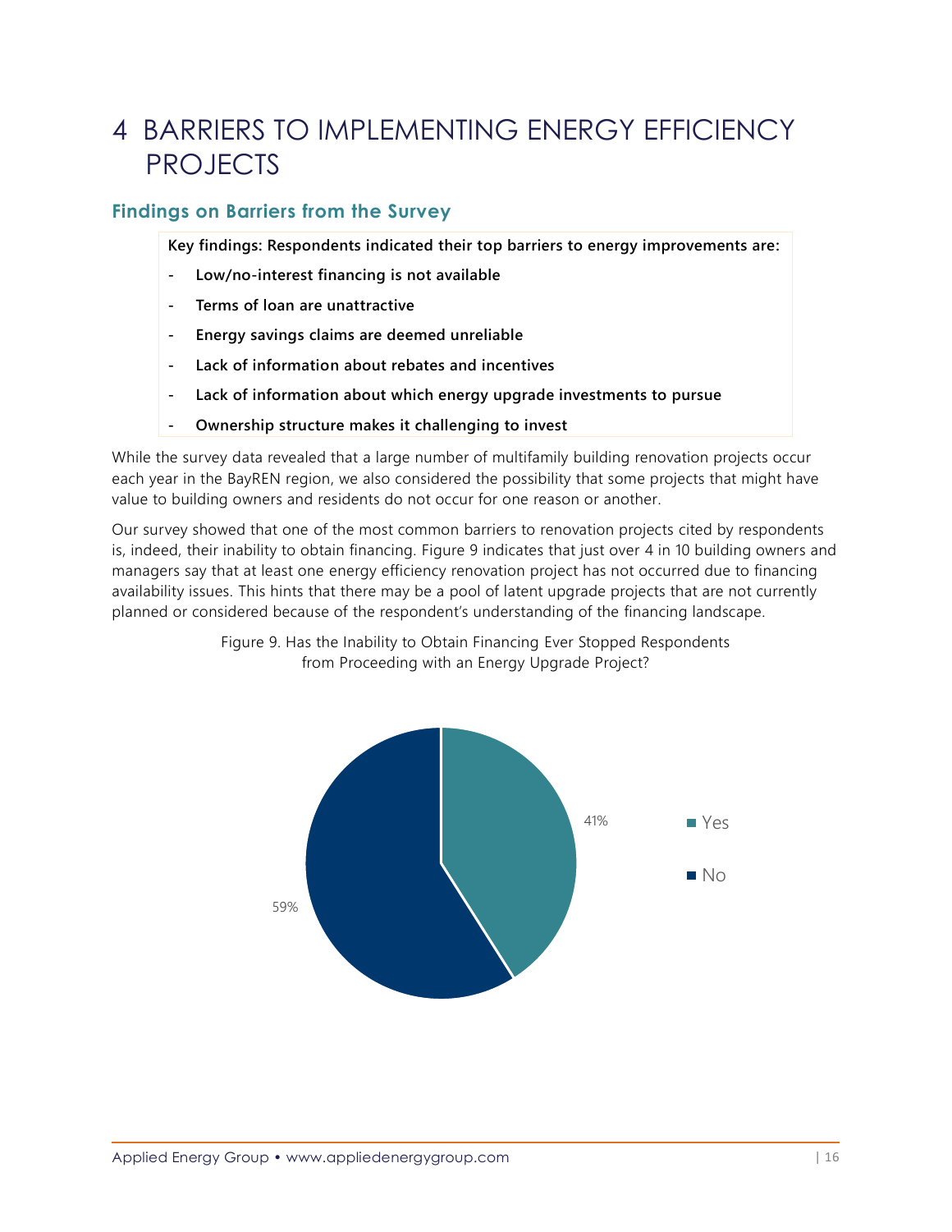# 4 BARRIERS TO IMPLEMENTING ENERGY EFFICIENCY PROJECTS

## Findings on Barriers from the Survey

**Key findings: Respondents indicated their top barriers to energy improvements are:**

- **Low/no-interest financing is not available**
- **Terms of loan are unattractive**
- **Energy savings claims are deemed unreliable**
- **Lack of information about rebates and incentives**
- **Lack of information about which energy upgrade investments to pursue**
- **Ownership structure makes it challenging to invest**

While the survey data revealed that a large number of multifamily building renovation projects occur each year in the BayREN region, we also considered the possibility that some projects that might have value to building owners and residents do not occur for one reason or another.

Our survey showed that one of the most common barriers to renovation projects cited by respondents is, indeed, their inability to obtain financing. Figure 9 indicates that just over 4 in 10 building owners and managers say that at least one energy efficiency renovation project has not occurred due to financing availability issues. This hints that there may be a pool of latent upgrade projects that are not currently planned or considered because of the respondent's understanding of the financing landscape.

Figure 9. Has the Inability to Obtain Financing Ever Stopped Respondents from Proceeding with an Energy Upgrade Project?

| Response | Percent |
|---|---|
| Yes | 41% |
| No | 59% |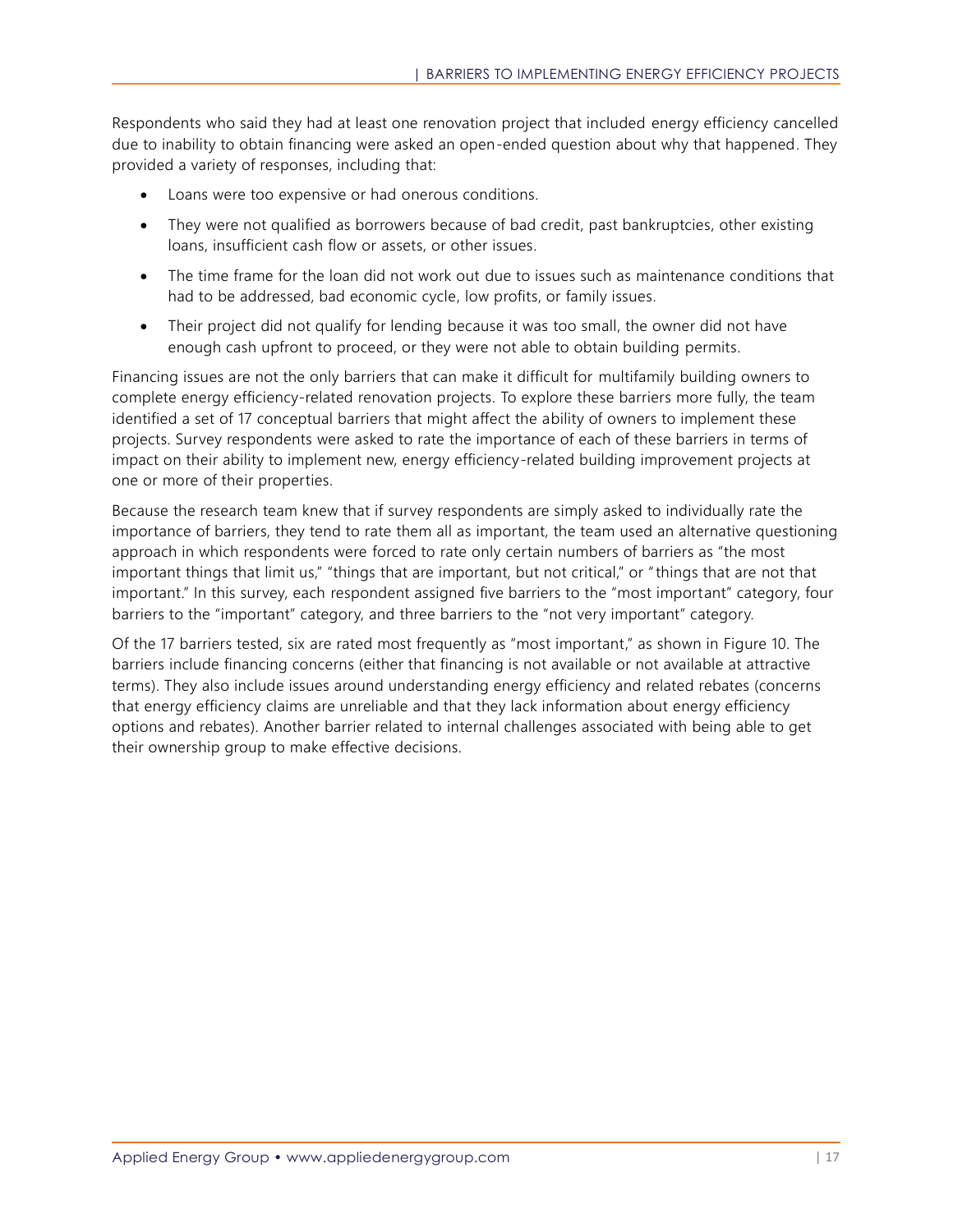Respondents who said they had at least one renovation project that included energy efficiency cancelled due to inability to obtain financing were asked an open-ended question about why that happened. They provided a variety of responses, including that:

- Loans were too expensive or had onerous conditions.
- They were not qualified as borrowers because of bad credit, past bankruptcies, other existing loans, insufficient cash flow or assets, or other issues.
- The time frame for the loan did not work out due to issues such as maintenance conditions that had to be addressed, bad economic cycle, low profits, or family issues.
- Their project did not qualify for lending because it was too small, the owner did not have enough cash upfront to proceed, or they were not able to obtain building permits.

Financing issues are not the only barriers that can make it difficult for multifamily building owners to complete energy efficiency-related renovation projects. To explore these barriers more fully, the team identified a set of 17 conceptual barriers that might affect the ability of owners to implement these projects. Survey respondents were asked to rate the importance of each of these barriers in terms of impact on their ability to implement new, energy efficiency-related building improvement projects at one or more of their properties.

Because the research team knew that if survey respondents are simply asked to individually rate the importance of barriers, they tend to rate them all as important, the team used an alternative questioning approach in which respondents were forced to rate only certain numbers of barriers as "the most important things that limit us," "things that are important, but not critical," or "things that are not that important." In this survey, each respondent assigned five barriers to the "most important" category, four barriers to the "important" category, and three barriers to the "not very important" category.

Of the 17 barriers tested, six are rated most frequently as "most important," as shown in Figure 10. The barriers include financing concerns (either that financing is not available or not available at attractive terms). They also include issues around understanding energy efficiency and related rebates (concerns that energy efficiency claims are unreliable and that they lack information about energy efficiency options and rebates). Another barrier related to internal challenges associated with being able to get their ownership group to make effective decisions.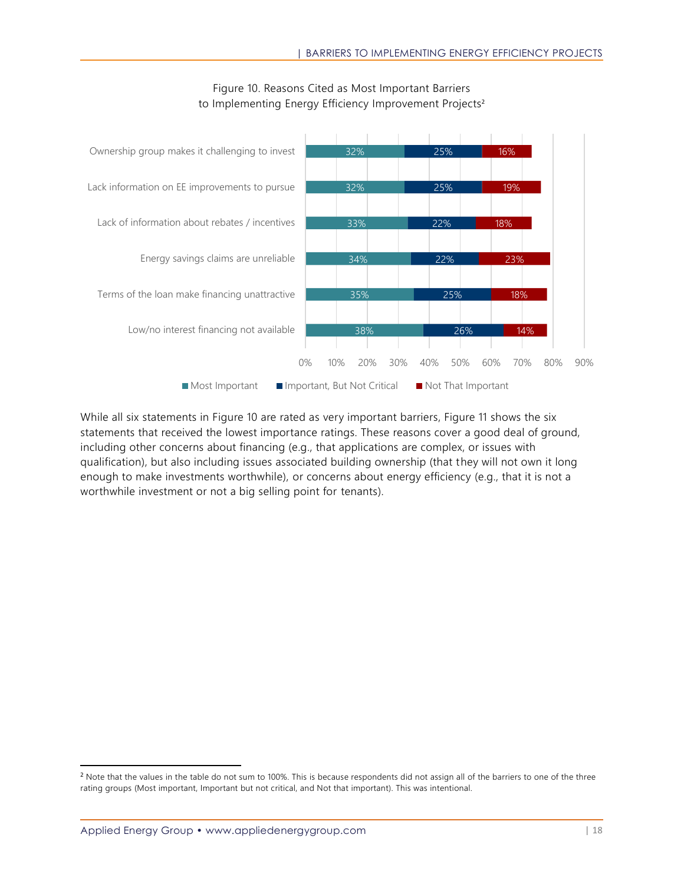Figure 10. Reasons Cited as Most Important Barriers to Implementing Energy Efficiency Improvement Projects[2]

| Barrier | Most Important | Important, But Not Critical | Not That Important |
| --- | --- | --- | --- |
| Ownership group makes it challenging to invest | 32% | 25% | 16% |
| Lack information on EE improvements to pursue | 32% | 25% | 19% |
| Lack of information about rebates / incentives | 33% | 22% | 18% |
| Energy savings claims are unreliable | 34% | 22% | 23% |
| Terms of the loan make financing unattractive | 35% | 25% | 18% |
| Low/no interest financing not available | 38% | 26% | 14% |

While all six statements in Figure 10 are rated as very important barriers, Figure 11 shows the six statements that received the lowest importance ratings. These reasons cover a good deal of ground, including other concerns about financing (e.g., that applications are complex, or issues with qualification), but also including issues associated building ownership (that they will not own it long enough to make investments worthwhile), or concerns about energy efficiency (e.g., that it is not a worthwhile investment or not a big selling point for tenants).

[2] Note that the values in the table do not sum to 100%. This is because respondents did not assign all of the barriers to one of the three rating groups (Most important, Important but not critical, and Not that important). This was intentional.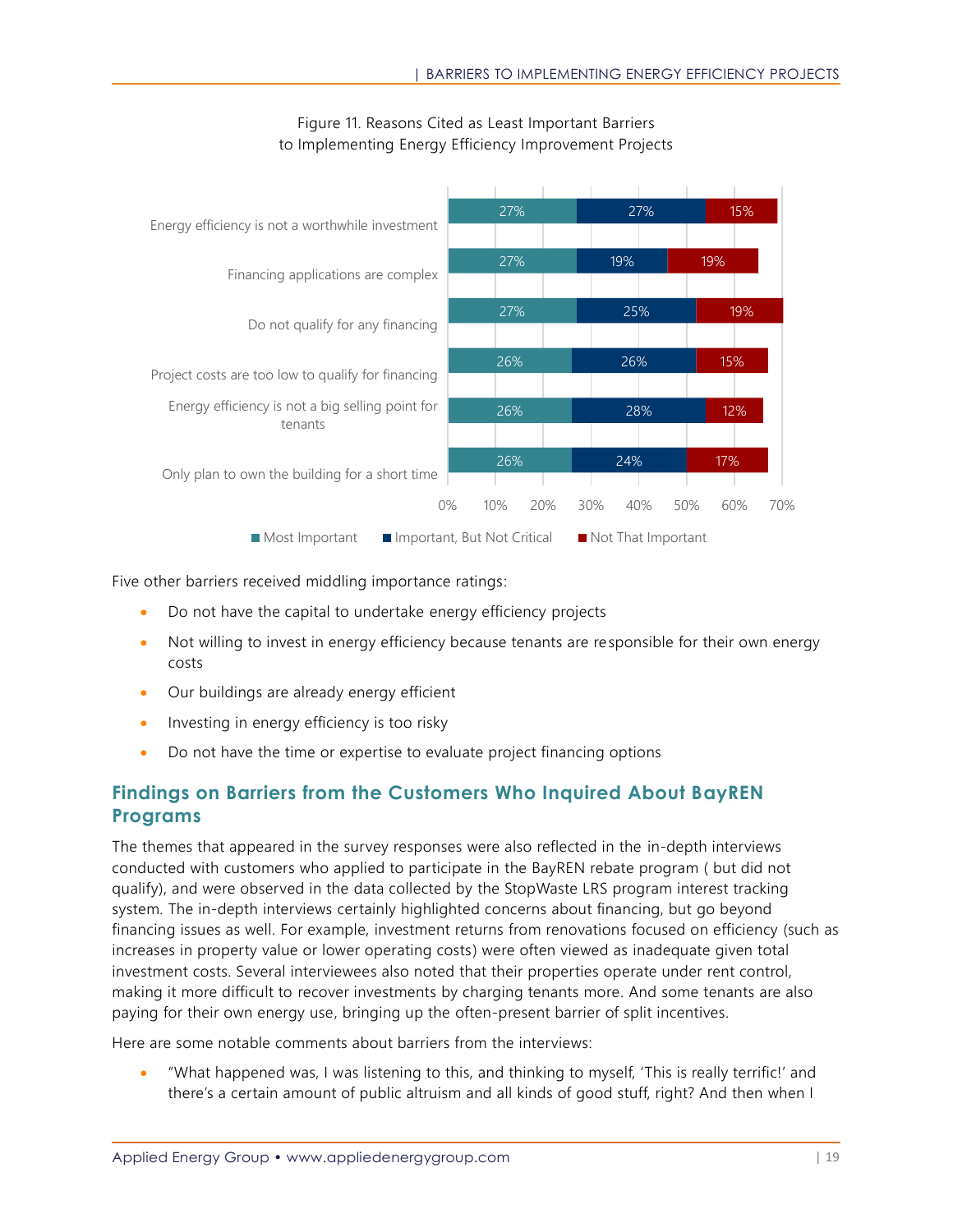Figure 11. Reasons Cited as Least Important Barriers to Implementing Energy Efficiency Improvement Projects

| Barrier | Most Important | Important, But Not Critical | Not That Important |
|---|---|---|---|
| Energy efficiency is not a worthwhile investment | 27% | 27% | 15% |
| Financing applications are complex | 27% | 19% | 19% |
| Do not qualify for any financing | 27% | 25% | 19% |
| Project costs are too low to qualify for financing | 26% | 26% | 15% |
| Energy efficiency is not a big selling point for tenants | 26% | 28% | 12% |
| Only plan to own the building for a short time | 26% | 24% | 17% |

Five other barriers received middling importance ratings:

- Do not have the capital to undertake energy efficiency projects
- Not willing to invest in energy efficiency because tenants are responsible for their own energy costs
- Our buildings are already energy efficient
- Investing in energy efficiency is too risky
- Do not have the time or expertise to evaluate project financing options

## Findings on Barriers from the Customers Who Inquired About BayREN Programs

The themes that appeared in the survey responses were also reflected in the in-depth interviews conducted with customers who applied to participate in the BayREN rebate program ( but did not qualify), and were observed in the data collected by the StopWaste LRS program interest tracking system. The in-depth interviews certainly highlighted concerns about financing, but go beyond financing issues as well. For example, investment returns from renovations focused on efficiency (such as increases in property value or lower operating costs) were often viewed as inadequate given total investment costs. Several interviewees also noted that their properties operate under rent control, making it more difficult to recover investments by charging tenants more. And some tenants are also paying for their own energy use, bringing up the often-present barrier of split incentives.

Here are some notable comments about barriers from the interviews:

- "What happened was, I was listening to this, and thinking to myself, 'This is really terrific!' and there's a certain amount of public altruism and all kinds of good stuff, right? And then when I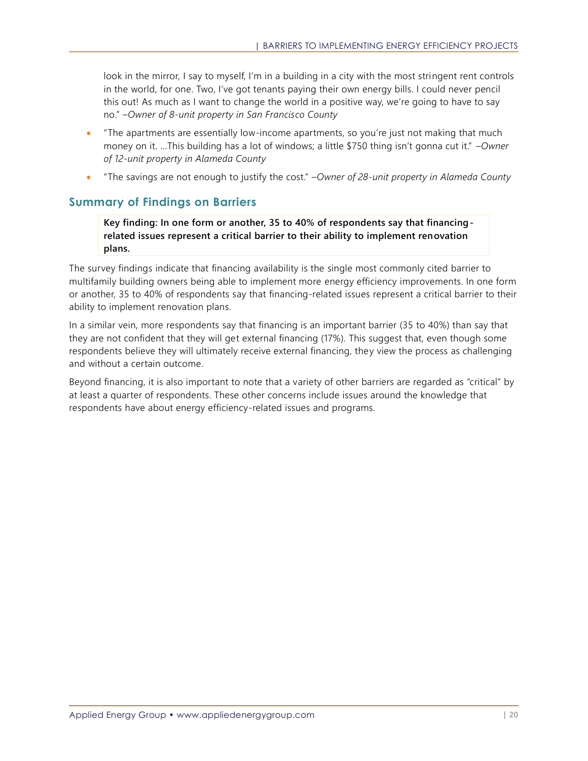look in the mirror, I say to myself, I'm in a building in a city with the most stringent rent controls in the world, for one. Two, I've got tenants paying their own energy bills. I could never pencil this out! As much as I want to change the world in a positive way, we're going to have to say no." *–Owner of 8-unit property in San Francisco County*

- "The apartments are essentially low-income apartments, so you're just not making that much money on it. …This building has a lot of windows; a little $750 thing isn't gonna cut it." *–Owner of 12-unit property in Alameda County*
- "The savings are not enough to justify the cost." *–Owner of 28-unit property in Alameda County*

## Summary of Findings on Barriers

> **Key finding: In one form or another, 35 to 40% of respondents say that financing-related issues represent a critical barrier to their ability to implement renovation plans.**

The survey findings indicate that financing availability is the single most commonly cited barrier to multifamily building owners being able to implement more energy efficiency improvements. In one form or another, 35 to 40% of respondents say that financing-related issues represent a critical barrier to their ability to implement renovation plans.

In a similar vein, more respondents say that financing is an important barrier (35 to 40%) than say that they are not confident that they will get external financing (17%). This suggest that, even though some respondents believe they will ultimately receive external financing, they view the process as challenging and without a certain outcome.

Beyond financing, it is also important to note that a variety of other barriers are regarded as "critical" by at least a quarter of respondents. These other concerns include issues around the knowledge that respondents have about energy efficiency-related issues and programs.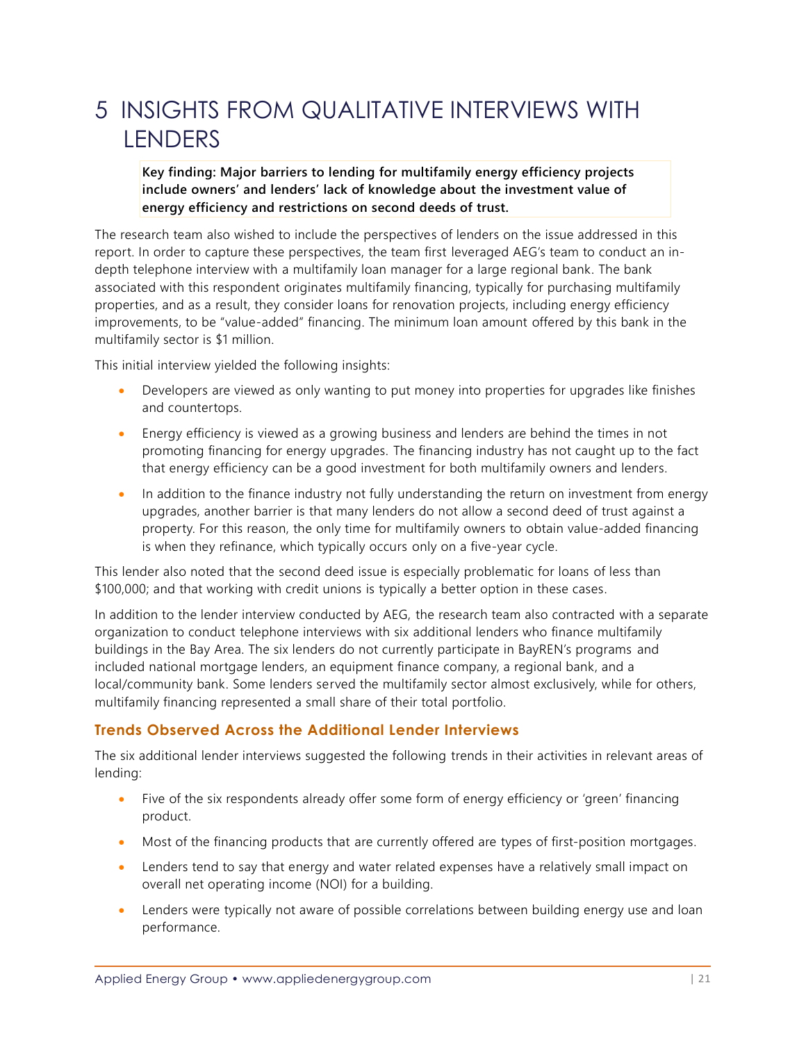# 5 INSIGHTS FROM QUALITATIVE INTERVIEWS WITH LENDERS

**Key finding: Major barriers to lending for multifamily energy efficiency projects include owners' and lenders' lack of knowledge about the investment value of energy efficiency and restrictions on second deeds of trust.**

The research team also wished to include the perspectives of lenders on the issue addressed in this report. In order to capture these perspectives, the team first leveraged AEG's team to conduct an in-depth telephone interview with a multifamily loan manager for a large regional bank. The bank associated with this respondent originates multifamily financing, typically for purchasing multifamily properties, and as a result, they consider loans for renovation projects, including energy efficiency improvements, to be "value-added" financing. The minimum loan amount offered by this bank in the multifamily sector is $1 million.

This initial interview yielded the following insights:

- Developers are viewed as only wanting to put money into properties for upgrades like finishes and countertops.
- Energy efficiency is viewed as a growing business and lenders are behind the times in not promoting financing for energy upgrades. The financing industry has not caught up to the fact that energy efficiency can be a good investment for both multifamily owners and lenders.
- In addition to the finance industry not fully understanding the return on investment from energy upgrades, another barrier is that many lenders do not allow a second deed of trust against a property. For this reason, the only time for multifamily owners to obtain value-added financing is when they refinance, which typically occurs only on a five-year cycle.

This lender also noted that the second deed issue is especially problematic for loans of less than $100,000; and that working with credit unions is typically a better option in these cases.

In addition to the lender interview conducted by AEG, the research team also contracted with a separate organization to conduct telephone interviews with six additional lenders who finance multifamily buildings in the Bay Area. The six lenders do not currently participate in BayREN's programs and included national mortgage lenders, an equipment finance company, a regional bank, and a local/community bank. Some lenders served the multifamily sector almost exclusively, while for others, multifamily financing represented a small share of their total portfolio.

### Trends Observed Across the Additional Lender Interviews

The six additional lender interviews suggested the following trends in their activities in relevant areas of lending:

- Five of the six respondents already offer some form of energy efficiency or 'green' financing product.
- Most of the financing products that are currently offered are types of first-position mortgages.
- Lenders tend to say that energy and water related expenses have a relatively small impact on overall net operating income (NOI) for a building.
- Lenders were typically not aware of possible correlations between building energy use and loan performance.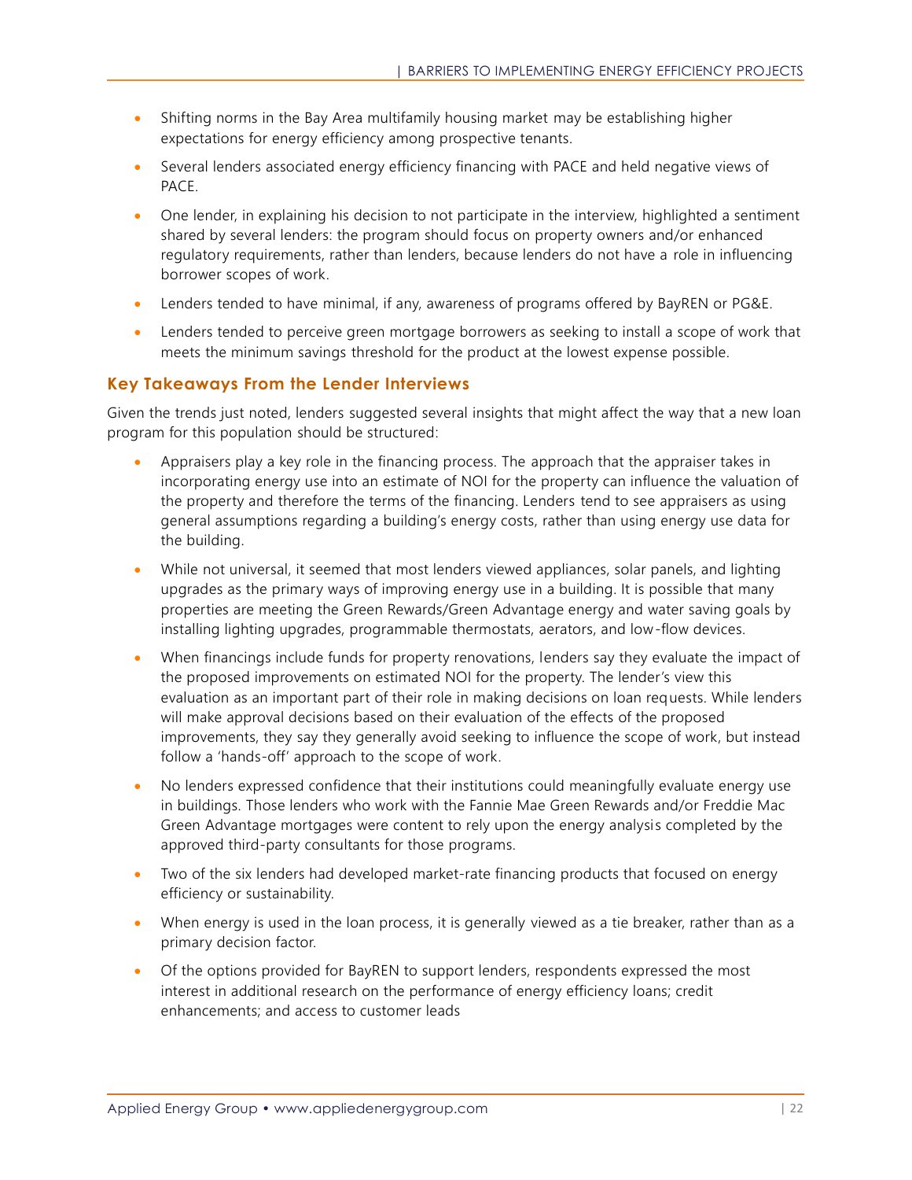- Shifting norms in the Bay Area multifamily housing market may be establishing higher expectations for energy efficiency among prospective tenants.
- Several lenders associated energy efficiency financing with PACE and held negative views of PACE.
- One lender, in explaining his decision to not participate in the interview, highlighted a sentiment shared by several lenders: the program should focus on property owners and/or enhanced regulatory requirements, rather than lenders, because lenders do not have a role in influencing borrower scopes of work.
- Lenders tended to have minimal, if any, awareness of programs offered by BayREN or PG&E.
- Lenders tended to perceive green mortgage borrowers as seeking to install a scope of work that meets the minimum savings threshold for the product at the lowest expense possible.

### Key Takeaways From the Lender Interviews

Given the trends just noted, lenders suggested several insights that might affect the way that a new loan program for this population should be structured:

- Appraisers play a key role in the financing process. The approach that the appraiser takes in incorporating energy use into an estimate of NOI for the property can influence the valuation of the property and therefore the terms of the financing. Lenders tend to see appraisers as using general assumptions regarding a building's energy costs, rather than using energy use data for the building.
- While not universal, it seemed that most lenders viewed appliances, solar panels, and lighting upgrades as the primary ways of improving energy use in a building. It is possible that many properties are meeting the Green Rewards/Green Advantage energy and water saving goals by installing lighting upgrades, programmable thermostats, aerators, and low-flow devices.
- When financings include funds for property renovations, lenders say they evaluate the impact of the proposed improvements on estimated NOI for the property. The lender's view this evaluation as an important part of their role in making decisions on loan requests. While lenders will make approval decisions based on their evaluation of the effects of the proposed improvements, they say they generally avoid seeking to influence the scope of work, but instead follow a 'hands-off' approach to the scope of work.
- No lenders expressed confidence that their institutions could meaningfully evaluate energy use in buildings. Those lenders who work with the Fannie Mae Green Rewards and/or Freddie Mac Green Advantage mortgages were content to rely upon the energy analysis completed by the approved third-party consultants for those programs.
- Two of the six lenders had developed market-rate financing products that focused on energy efficiency or sustainability.
- When energy is used in the loan process, it is generally viewed as a tie breaker, rather than as a primary decision factor.
- Of the options provided for BayREN to support lenders, respondents expressed the most interest in additional research on the performance of energy efficiency loans; credit enhancements; and access to customer leads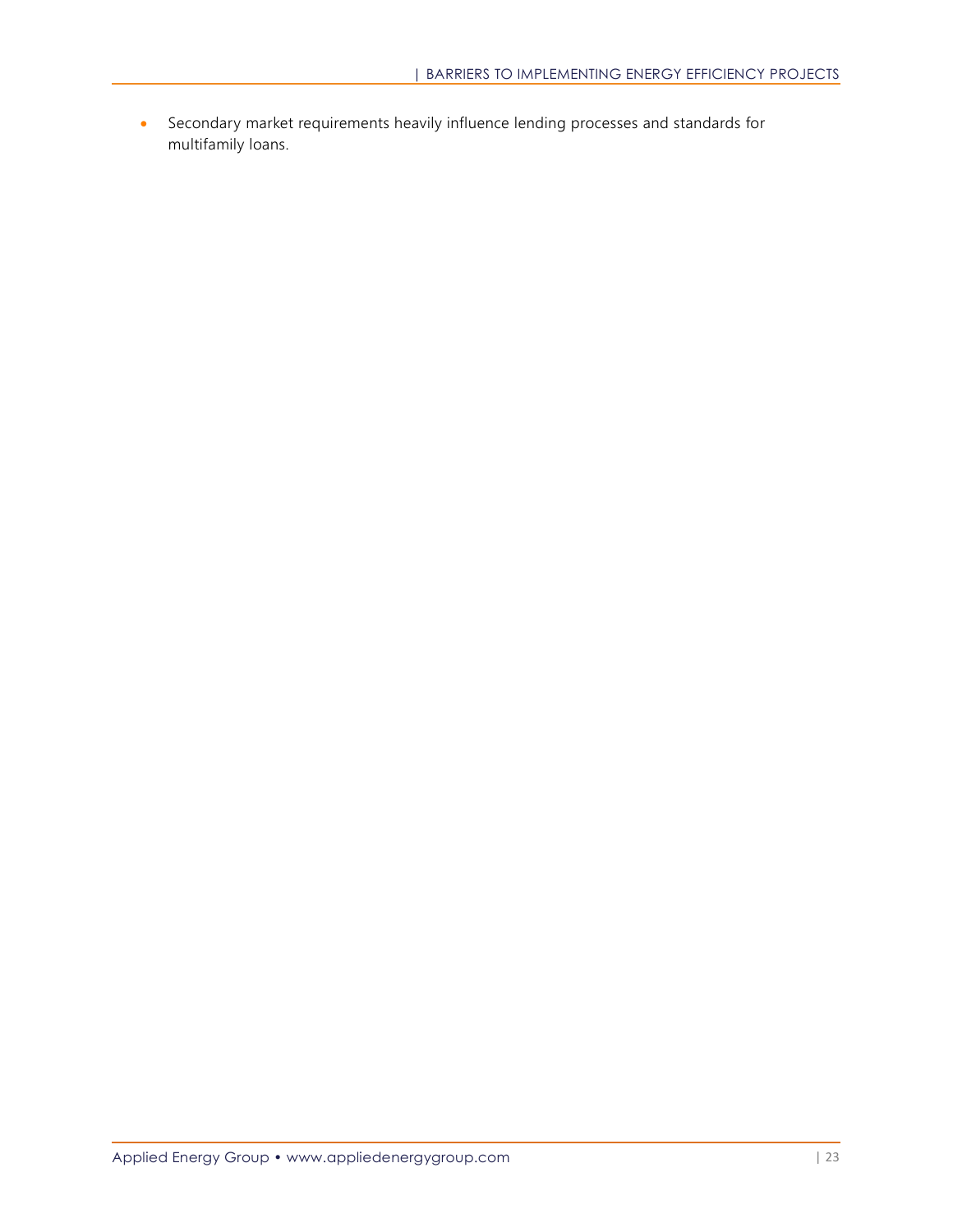- Secondary market requirements heavily influence lending processes and standards for multifamily loans.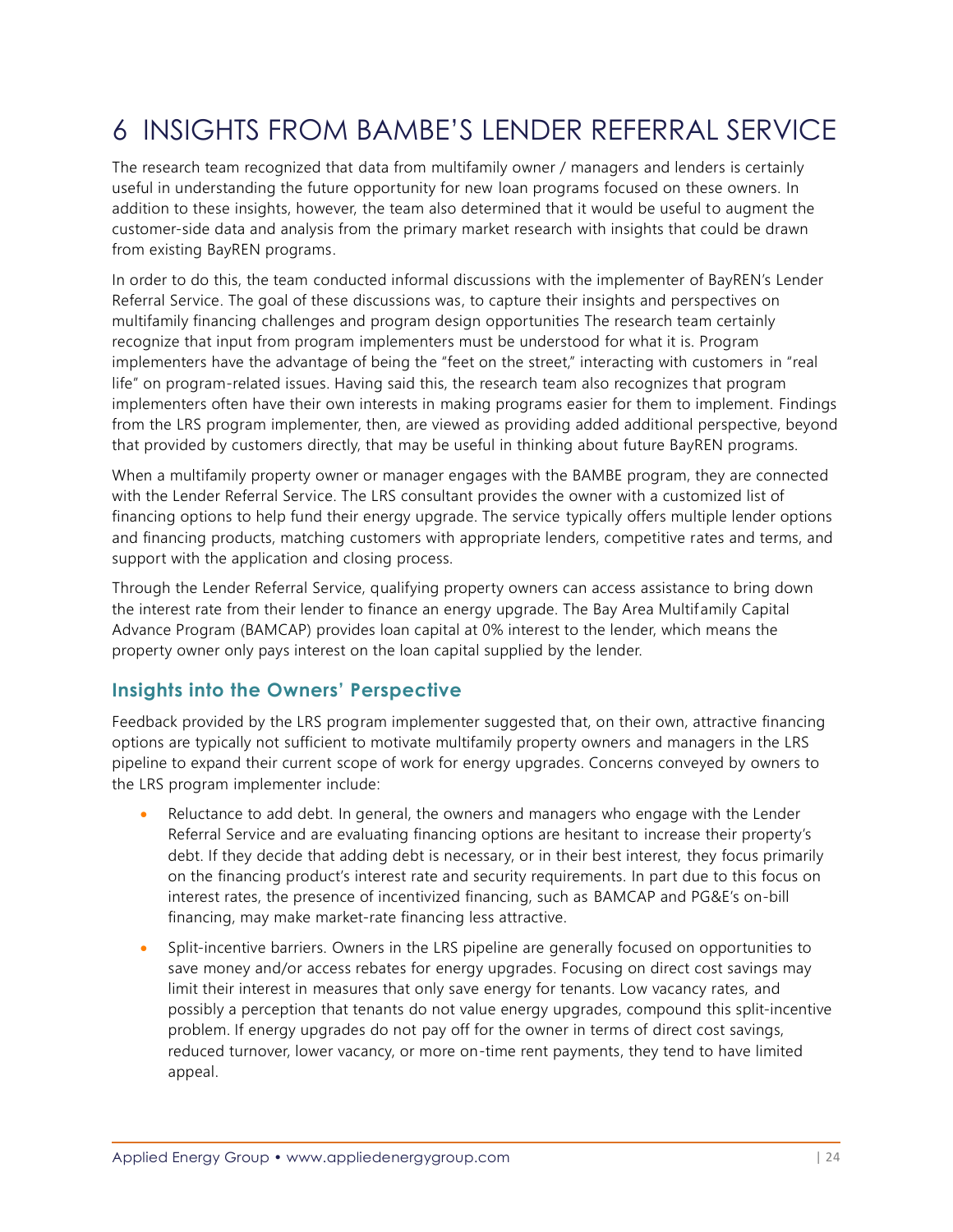# 6 INSIGHTS FROM BAMBE'S LENDER REFERRAL SERVICE

The research team recognized that data from multifamily owner / managers and lenders is certainly useful in understanding the future opportunity for new loan programs focused on these owners. In addition to these insights, however, the team also determined that it would be useful to augment the customer-side data and analysis from the primary market research with insights that could be drawn from existing BayREN programs.

In order to do this, the team conducted informal discussions with the implementer of BayREN's Lender Referral Service. The goal of these discussions was, to capture their insights and perspectives on multifamily financing challenges and program design opportunities The research team certainly recognize that input from program implementers must be understood for what it is. Program implementers have the advantage of being the "feet on the street," interacting with customers in "real life" on program-related issues. Having said this, the research team also recognizes that program implementers often have their own interests in making programs easier for them to implement. Findings from the LRS program implementer, then, are viewed as providing added additional perspective, beyond that provided by customers directly, that may be useful in thinking about future BayREN programs.

When a multifamily property owner or manager engages with the BAMBE program, they are connected with the Lender Referral Service. The LRS consultant provides the owner with a customized list of financing options to help fund their energy upgrade. The service typically offers multiple lender options and financing products, matching customers with appropriate lenders, competitive rates and terms, and support with the application and closing process.

Through the Lender Referral Service, qualifying property owners can access assistance to bring down the interest rate from their lender to finance an energy upgrade. The Bay Area Multifamily Capital Advance Program (BAMCAP) provides loan capital at 0% interest to the lender, which means the property owner only pays interest on the loan capital supplied by the lender.

## Insights into the Owners' Perspective

Feedback provided by the LRS program implementer suggested that, on their own, attractive financing options are typically not sufficient to motivate multifamily property owners and managers in the LRS pipeline to expand their current scope of work for energy upgrades. Concerns conveyed by owners to the LRS program implementer include:

- Reluctance to add debt. In general, the owners and managers who engage with the Lender Referral Service and are evaluating financing options are hesitant to increase their property's debt. If they decide that adding debt is necessary, or in their best interest, they focus primarily on the financing product's interest rate and security requirements. In part due to this focus on interest rates, the presence of incentivized financing, such as BAMCAP and PG&E's on-bill financing, may make market-rate financing less attractive.
- Split-incentive barriers. Owners in the LRS pipeline are generally focused on opportunities to save money and/or access rebates for energy upgrades. Focusing on direct cost savings may limit their interest in measures that only save energy for tenants. Low vacancy rates, and possibly a perception that tenants do not value energy upgrades, compound this split-incentive problem. If energy upgrades do not pay off for the owner in terms of direct cost savings, reduced turnover, lower vacancy, or more on-time rent payments, they tend to have limited appeal.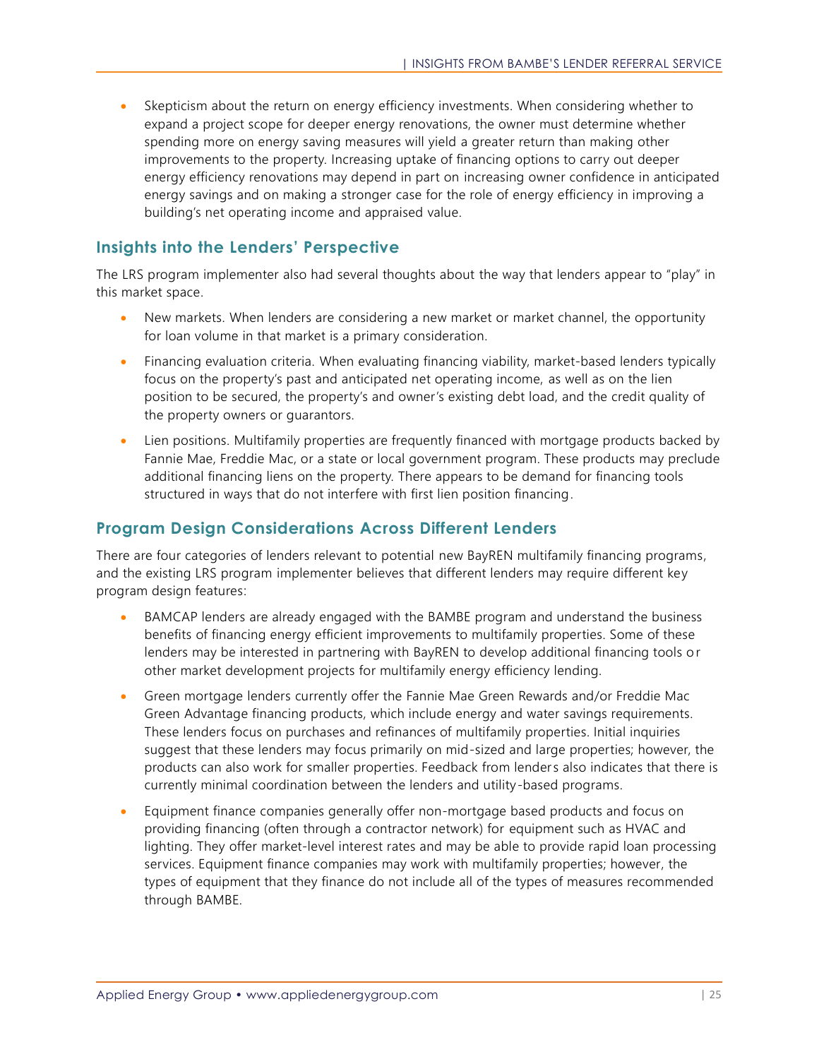- Skepticism about the return on energy efficiency investments. When considering whether to expand a project scope for deeper energy renovations, the owner must determine whether spending more on energy saving measures will yield a greater return than making other improvements to the property. Increasing uptake of financing options to carry out deeper energy efficiency renovations may depend in part on increasing owner confidence in anticipated energy savings and on making a stronger case for the role of energy efficiency in improving a building's net operating income and appraised value.

## Insights into the Lenders' Perspective

The LRS program implementer also had several thoughts about the way that lenders appear to "play" in this market space.

- New markets. When lenders are considering a new market or market channel, the opportunity for loan volume in that market is a primary consideration.
- Financing evaluation criteria. When evaluating financing viability, market-based lenders typically focus on the property's past and anticipated net operating income, as well as on the lien position to be secured, the property's and owner's existing debt load, and the credit quality of the property owners or guarantors.
- Lien positions. Multifamily properties are frequently financed with mortgage products backed by Fannie Mae, Freddie Mac, or a state or local government program. These products may preclude additional financing liens on the property. There appears to be demand for financing tools structured in ways that do not interfere with first lien position financing.

## Program Design Considerations Across Different Lenders

There are four categories of lenders relevant to potential new BayREN multifamily financing programs, and the existing LRS program implementer believes that different lenders may require different key program design features:

- BAMCAP lenders are already engaged with the BAMBE program and understand the business benefits of financing energy efficient improvements to multifamily properties. Some of these lenders may be interested in partnering with BayREN to develop additional financing tools or other market development projects for multifamily energy efficiency lending.
- Green mortgage lenders currently offer the Fannie Mae Green Rewards and/or Freddie Mac Green Advantage financing products, which include energy and water savings requirements. These lenders focus on purchases and refinances of multifamily properties. Initial inquiries suggest that these lenders may focus primarily on mid-sized and large properties; however, the products can also work for smaller properties. Feedback from lenders also indicates that there is currently minimal coordination between the lenders and utility-based programs.
- Equipment finance companies generally offer non-mortgage based products and focus on providing financing (often through a contractor network) for equipment such as HVAC and lighting. They offer market-level interest rates and may be able to provide rapid loan processing services. Equipment finance companies may work with multifamily properties; however, the types of equipment that they finance do not include all of the types of measures recommended through BAMBE.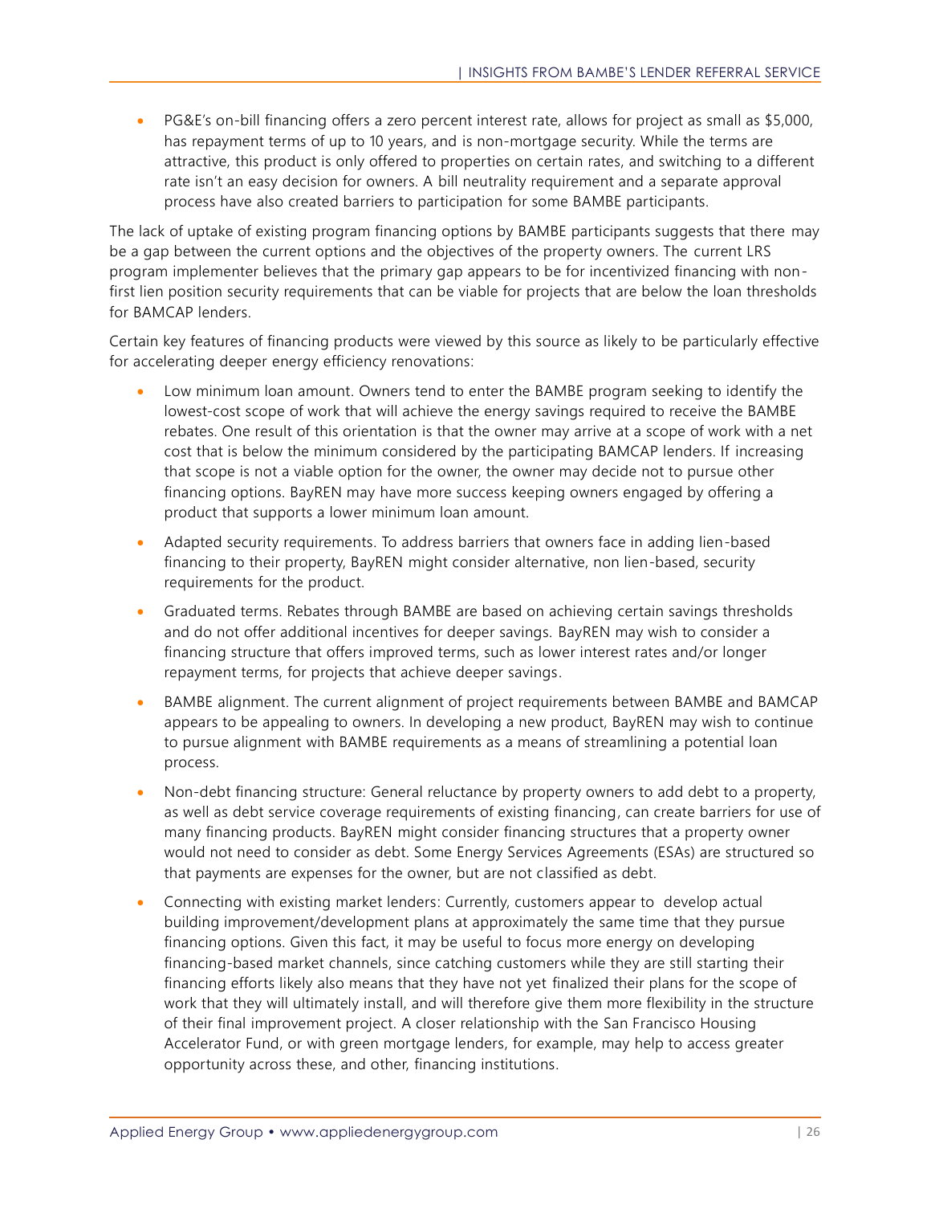- PG&E's on-bill financing offers a zero percent interest rate, allows for project as small as $5,000, has repayment terms of up to 10 years, and is non-mortgage security. While the terms are attractive, this product is only offered to properties on certain rates, and switching to a different rate isn't an easy decision for owners. A bill neutrality requirement and a separate approval process have also created barriers to participation for some BAMBE participants.

The lack of uptake of existing program financing options by BAMBE participants suggests that there may be a gap between the current options and the objectives of the property owners. The current LRS program implementer believes that the primary gap appears to be for incentivized financing with non-first lien position security requirements that can be viable for projects that are below the loan thresholds for BAMCAP lenders.

Certain key features of financing products were viewed by this source as likely to be particularly effective for accelerating deeper energy efficiency renovations:

- Low minimum loan amount. Owners tend to enter the BAMBE program seeking to identify the lowest-cost scope of work that will achieve the energy savings required to receive the BAMBE rebates. One result of this orientation is that the owner may arrive at a scope of work with a net cost that is below the minimum considered by the participating BAMCAP lenders. If increasing that scope is not a viable option for the owner, the owner may decide not to pursue other financing options. BayREN may have more success keeping owners engaged by offering a product that supports a lower minimum loan amount.
- Adapted security requirements. To address barriers that owners face in adding lien-based financing to their property, BayREN might consider alternative, non lien-based, security requirements for the product.
- Graduated terms. Rebates through BAMBE are based on achieving certain savings thresholds and do not offer additional incentives for deeper savings. BayREN may wish to consider a financing structure that offers improved terms, such as lower interest rates and/or longer repayment terms, for projects that achieve deeper savings.
- BAMBE alignment. The current alignment of project requirements between BAMBE and BAMCAP appears to be appealing to owners. In developing a new product, BayREN may wish to continue to pursue alignment with BAMBE requirements as a means of streamlining a potential loan process.
- Non-debt financing structure: General reluctance by property owners to add debt to a property, as well as debt service coverage requirements of existing financing, can create barriers for use of many financing products. BayREN might consider financing structures that a property owner would not need to consider as debt. Some Energy Services Agreements (ESAs) are structured so that payments are expenses for the owner, but are not classified as debt.
- Connecting with existing market lenders: Currently, customers appear to develop actual building improvement/development plans at approximately the same time that they pursue financing options. Given this fact, it may be useful to focus more energy on developing financing-based market channels, since catching customers while they are still starting their financing efforts likely also means that they have not yet finalized their plans for the scope of work that they will ultimately install, and will therefore give them more flexibility in the structure of their final improvement project. A closer relationship with the San Francisco Housing Accelerator Fund, or with green mortgage lenders, for example, may help to access greater opportunity across these, and other, financing institutions.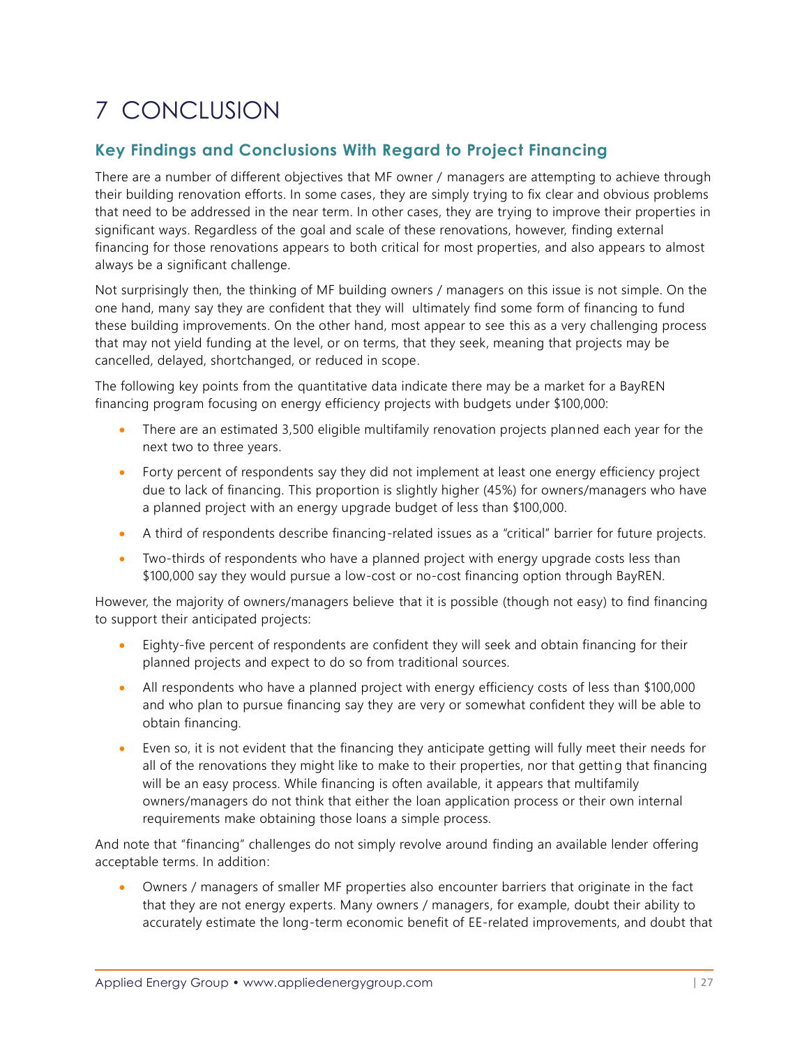# 7 CONCLUSION

## Key Findings and Conclusions With Regard to Project Financing

There are a number of different objectives that MF owner / managers are attempting to achieve through their building renovation efforts. In some cases, they are simply trying to fix clear and obvious problems that need to be addressed in the near term. In other cases, they are trying to improve their properties in significant ways. Regardless of the goal and scale of these renovations, however, finding external financing for those renovations appears to both critical for most properties, and also appears to almost always be a significant challenge.

Not surprisingly then, the thinking of MF building owners / managers on this issue is not simple. On the one hand, many say they are confident that they will ultimately find some form of financing to fund these building improvements. On the other hand, most appear to see this as a very challenging process that may not yield funding at the level, or on terms, that they seek, meaning that projects may be cancelled, delayed, shortchanged, or reduced in scope.

The following key points from the quantitative data indicate there may be a market for a BayREN financing program focusing on energy efficiency projects with budgets under $100,000:

- There are an estimated 3,500 eligible multifamily renovation projects planned each year for the next two to three years.
- Forty percent of respondents say they did not implement at least one energy efficiency project due to lack of financing. This proportion is slightly higher (45%) for owners/managers who have a planned project with an energy upgrade budget of less than $100,000.
- A third of respondents describe financing-related issues as a "critical" barrier for future projects.
- Two-thirds of respondents who have a planned project with energy upgrade costs less than $100,000 say they would pursue a low-cost or no-cost financing option through BayREN.

However, the majority of owners/managers believe that it is possible (though not easy) to find financing to support their anticipated projects:

- Eighty-five percent of respondents are confident they will seek and obtain financing for their planned projects and expect to do so from traditional sources.
- All respondents who have a planned project with energy efficiency costs of less than $100,000 and who plan to pursue financing say they are very or somewhat confident they will be able to obtain financing.
- Even so, it is not evident that the financing they anticipate getting will fully meet their needs for all of the renovations they might like to make to their properties, nor that getting that financing will be an easy process. While financing is often available, it appears that multifamily owners/managers do not think that either the loan application process or their own internal requirements make obtaining those loans a simple process.

And note that "financing" challenges do not simply revolve around finding an available lender offering acceptable terms. In addition:

- Owners / managers of smaller MF properties also encounter barriers that originate in the fact that they are not energy experts. Many owners / managers, for example, doubt their ability to accurately estimate the long-term economic benefit of EE-related improvements, and doubt that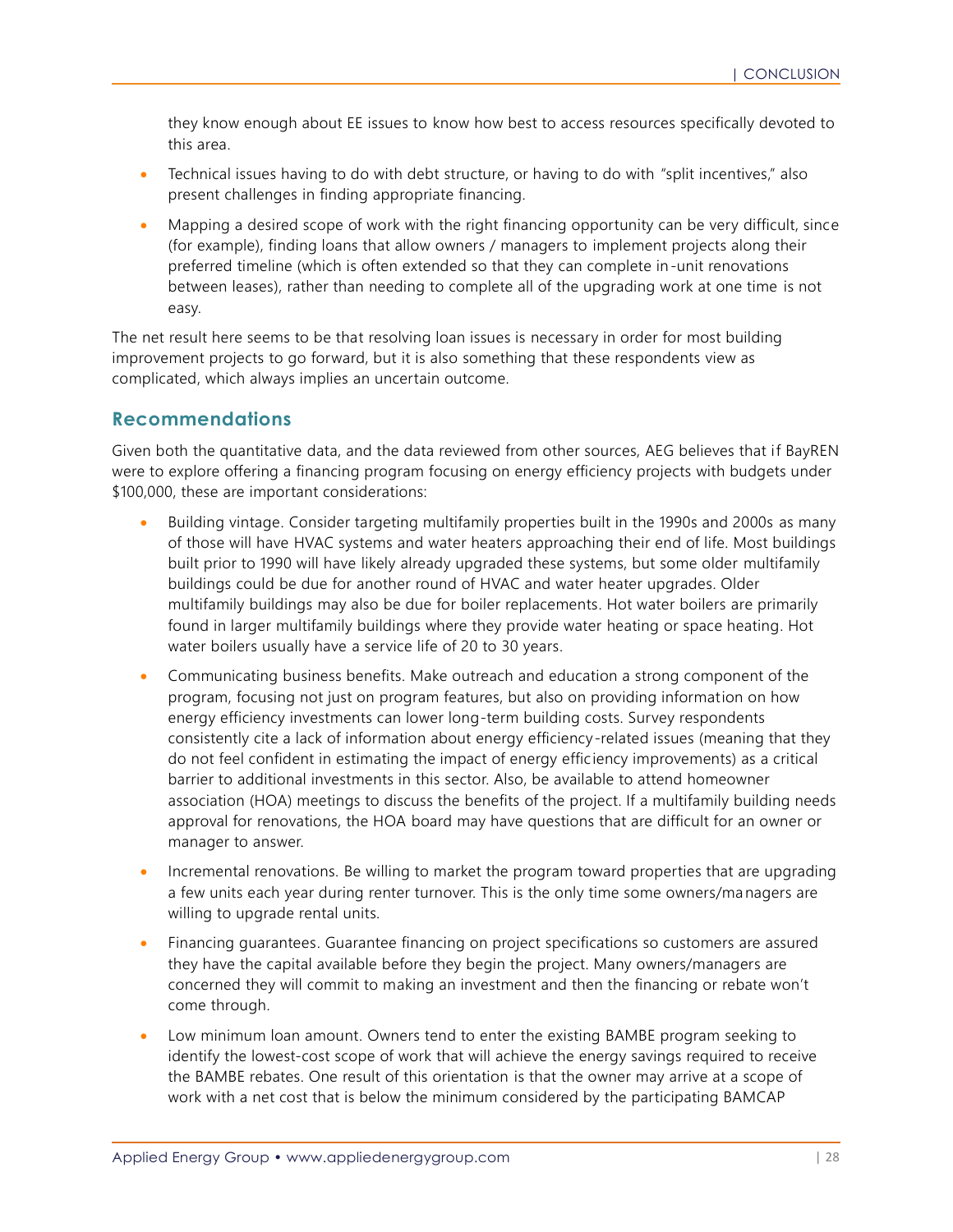they know enough about EE issues to know how best to access resources specifically devoted to this area.

- Technical issues having to do with debt structure, or having to do with "split incentives," also present challenges in finding appropriate financing.
- Mapping a desired scope of work with the right financing opportunity can be very difficult, since (for example), finding loans that allow owners / managers to implement projects along their preferred timeline (which is often extended so that they can complete in-unit renovations between leases), rather than needing to complete all of the upgrading work at one time is not easy.

The net result here seems to be that resolving loan issues is necessary in order for most building improvement projects to go forward, but it is also something that these respondents view as complicated, which always implies an uncertain outcome.

## Recommendations

Given both the quantitative data, and the data reviewed from other sources, AEG believes that if BayREN were to explore offering a financing program focusing on energy efficiency projects with budgets under \$100,000, these are important considerations:

- Building vintage. Consider targeting multifamily properties built in the 1990s and 2000s as many of those will have HVAC systems and water heaters approaching their end of life. Most buildings built prior to 1990 will have likely already upgraded these systems, but some older multifamily buildings could be due for another round of HVAC and water heater upgrades. Older multifamily buildings may also be due for boiler replacements. Hot water boilers are primarily found in larger multifamily buildings where they provide water heating or space heating. Hot water boilers usually have a service life of 20 to 30 years.
- Communicating business benefits. Make outreach and education a strong component of the program, focusing not just on program features, but also on providing information on how energy efficiency investments can lower long-term building costs. Survey respondents consistently cite a lack of information about energy efficiency-related issues (meaning that they do not feel confident in estimating the impact of energy efficiency improvements) as a critical barrier to additional investments in this sector. Also, be available to attend homeowner association (HOA) meetings to discuss the benefits of the project. If a multifamily building needs approval for renovations, the HOA board may have questions that are difficult for an owner or manager to answer.
- Incremental renovations. Be willing to market the program toward properties that are upgrading a few units each year during renter turnover. This is the only time some owners/managers are willing to upgrade rental units.
- Financing guarantees. Guarantee financing on project specifications so customers are assured they have the capital available before they begin the project. Many owners/managers are concerned they will commit to making an investment and then the financing or rebate won't come through.
- Low minimum loan amount. Owners tend to enter the existing BAMBE program seeking to identify the lowest-cost scope of work that will achieve the energy savings required to receive the BAMBE rebates. One result of this orientation is that the owner may arrive at a scope of work with a net cost that is below the minimum considered by the participating BAMCAP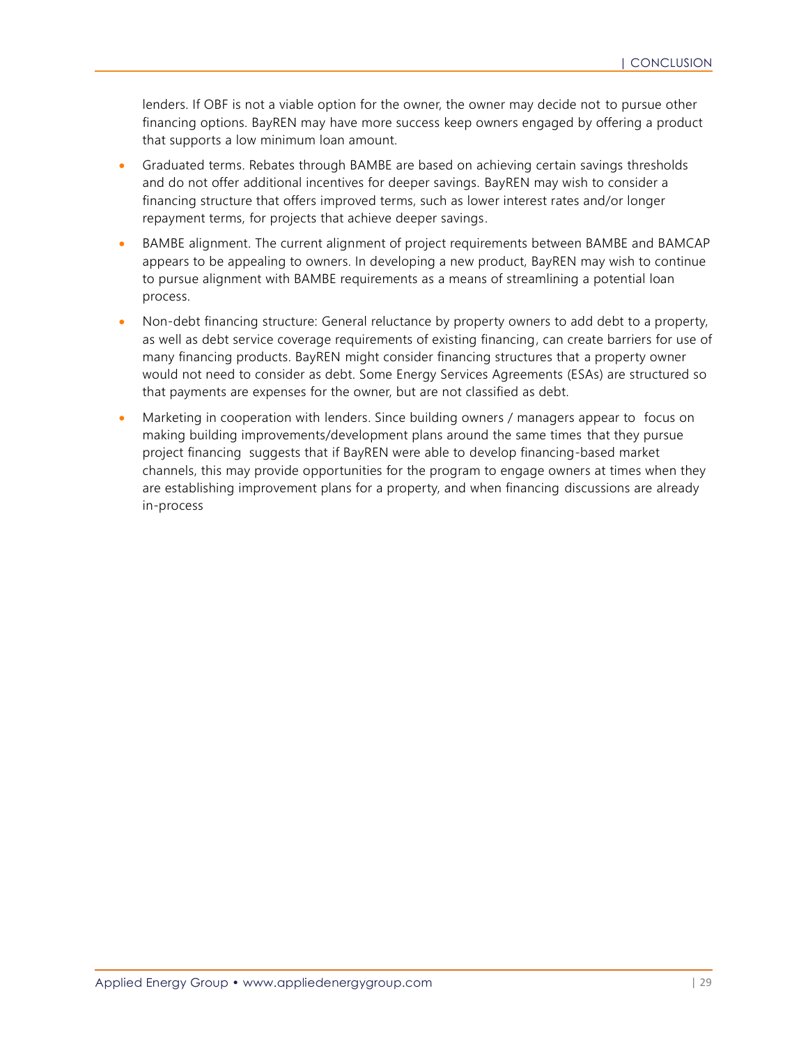lenders. If OBF is not a viable option for the owner, the owner may decide not to pursue other financing options. BayREN may have more success keep owners engaged by offering a product that supports a low minimum loan amount.

- Graduated terms. Rebates through BAMBE are based on achieving certain savings thresholds and do not offer additional incentives for deeper savings. BayREN may wish to consider a financing structure that offers improved terms, such as lower interest rates and/or longer repayment terms, for projects that achieve deeper savings.
- BAMBE alignment. The current alignment of project requirements between BAMBE and BAMCAP appears to be appealing to owners. In developing a new product, BayREN may wish to continue to pursue alignment with BAMBE requirements as a means of streamlining a potential loan process.
- Non-debt financing structure: General reluctance by property owners to add debt to a property, as well as debt service coverage requirements of existing financing, can create barriers for use of many financing products. BayREN might consider financing structures that a property owner would not need to consider as debt. Some Energy Services Agreements (ESAs) are structured so that payments are expenses for the owner, but are not classified as debt.
- Marketing in cooperation with lenders. Since building owners / managers appear to focus on making building improvements/development plans around the same times that they pursue project financing suggests that if BayREN were able to develop financing-based market channels, this may provide opportunities for the program to engage owners at times when they are establishing improvement plans for a property, and when financing discussions are already in-process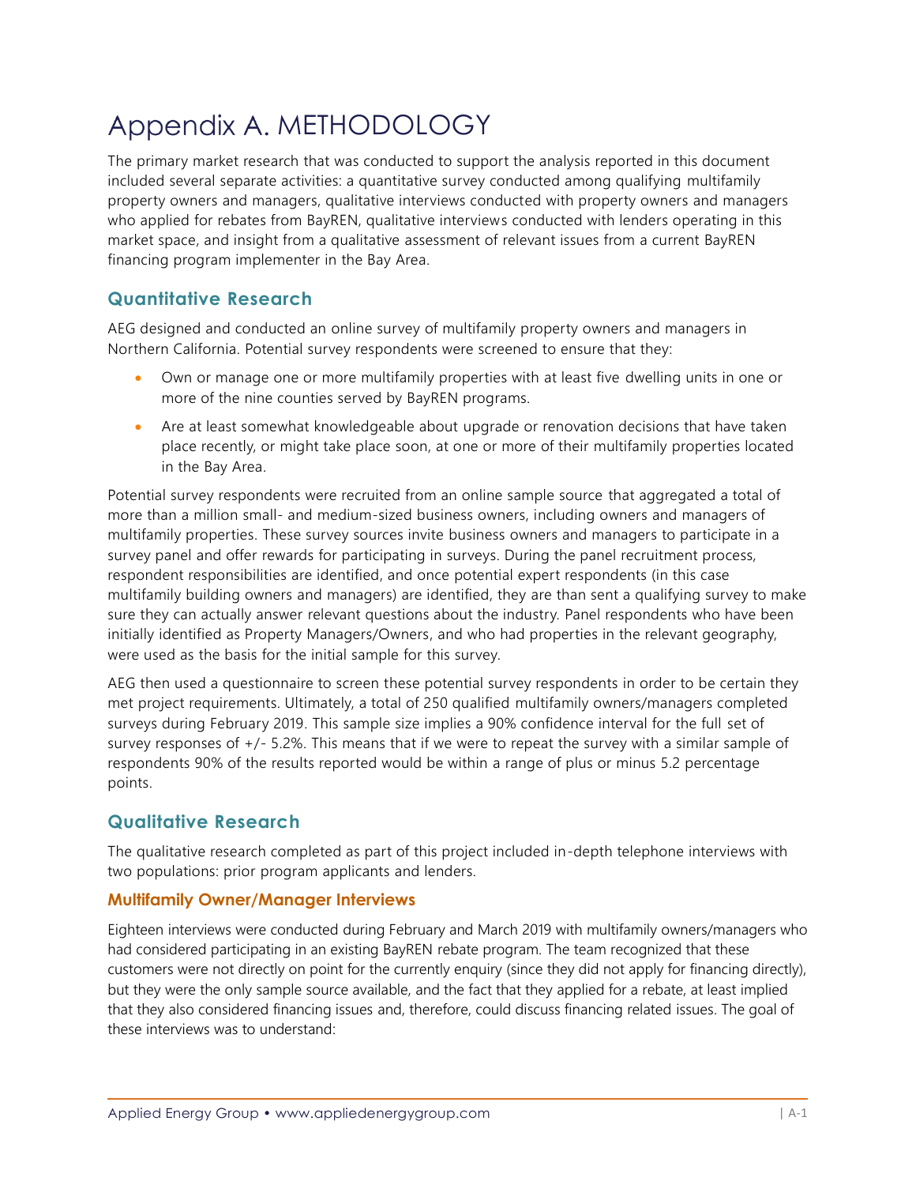# Appendix A. METHODOLOGY

The primary market research that was conducted to support the analysis reported in this document included several separate activities: a quantitative survey conducted among qualifying multifamily property owners and managers, qualitative interviews conducted with property owners and managers who applied for rebates from BayREN, qualitative interviews conducted with lenders operating in this market space, and insight from a qualitative assessment of relevant issues from a current BayREN financing program implementer in the Bay Area.

## Quantitative Research

AEG designed and conducted an online survey of multifamily property owners and managers in Northern California. Potential survey respondents were screened to ensure that they:

- Own or manage one or more multifamily properties with at least five dwelling units in one or more of the nine counties served by BayREN programs.
- Are at least somewhat knowledgeable about upgrade or renovation decisions that have taken place recently, or might take place soon, at one or more of their multifamily properties located in the Bay Area.

Potential survey respondents were recruited from an online sample source that aggregated a total of more than a million small- and medium-sized business owners, including owners and managers of multifamily properties. These survey sources invite business owners and managers to participate in a survey panel and offer rewards for participating in surveys. During the panel recruitment process, respondent responsibilities are identified, and once potential expert respondents (in this case multifamily building owners and managers) are identified, they are than sent a qualifying survey to make sure they can actually answer relevant questions about the industry. Panel respondents who have been initially identified as Property Managers/Owners, and who had properties in the relevant geography, were used as the basis for the initial sample for this survey.

AEG then used a questionnaire to screen these potential survey respondents in order to be certain they met project requirements. Ultimately, a total of 250 qualified multifamily owners/managers completed surveys during February 2019. This sample size implies a 90% confidence interval for the full set of survey responses of +/- 5.2%. This means that if we were to repeat the survey with a similar sample of respondents 90% of the results reported would be within a range of plus or minus 5.2 percentage points.

## Qualitative Research

The qualitative research completed as part of this project included in-depth telephone interviews with two populations: prior program applicants and lenders.

### Multifamily Owner/Manager Interviews

Eighteen interviews were conducted during February and March 2019 with multifamily owners/managers who had considered participating in an existing BayREN rebate program. The team recognized that these customers were not directly on point for the currently enquiry (since they did not apply for financing directly), but they were the only sample source available, and the fact that they applied for a rebate, at least implied that they also considered financing issues and, therefore, could discuss financing related issues. The goal of these interviews was to understand: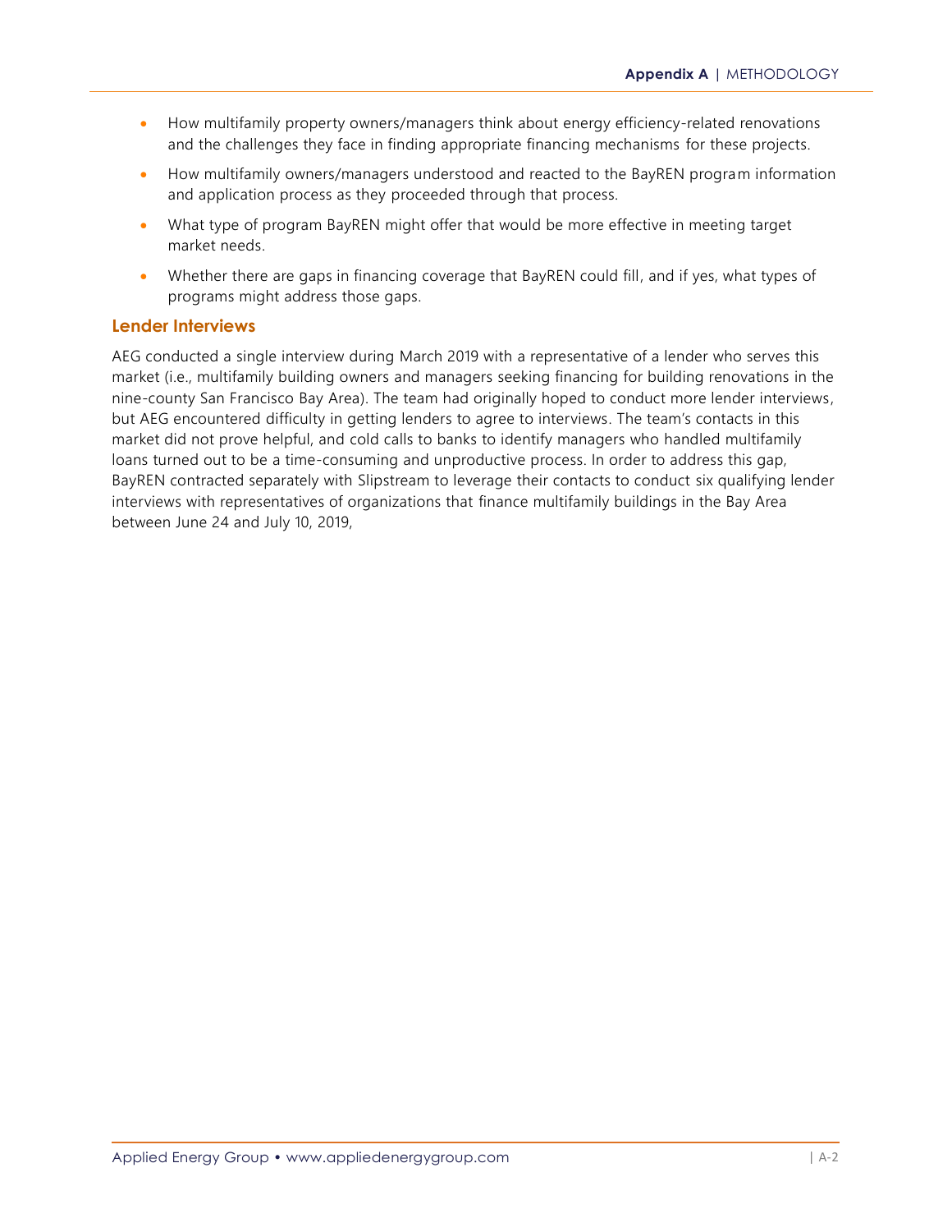- How multifamily property owners/managers think about energy efficiency-related renovations and the challenges they face in finding appropriate financing mechanisms for these projects.
- How multifamily owners/managers understood and reacted to the BayREN program information and application process as they proceeded through that process.
- What type of program BayREN might offer that would be more effective in meeting target market needs.
- Whether there are gaps in financing coverage that BayREN could fill, and if yes, what types of programs might address those gaps.

### Lender Interviews

AEG conducted a single interview during March 2019 with a representative of a lender who serves this market (i.e., multifamily building owners and managers seeking financing for building renovations in the nine-county San Francisco Bay Area). The team had originally hoped to conduct more lender interviews, but AEG encountered difficulty in getting lenders to agree to interviews. The team's contacts in this market did not prove helpful, and cold calls to banks to identify managers who handled multifamily loans turned out to be a time-consuming and unproductive process. In order to address this gap, BayREN contracted separately with Slipstream to leverage their contacts to conduct six qualifying lender interviews with representatives of organizations that finance multifamily buildings in the Bay Area between June 24 and July 10, 2019,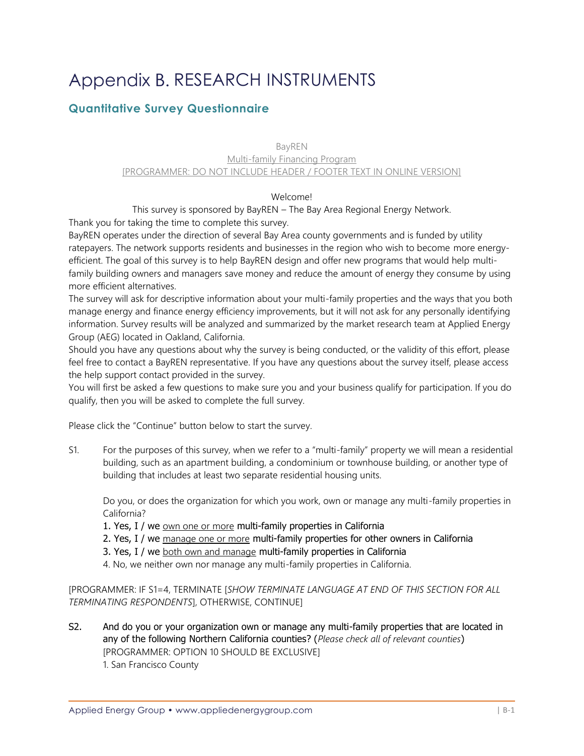# Appendix B. RESEARCH INSTRUMENTS

## Quantitative Survey Questionnaire

BayREN

Multi-family Financing Program

[PROGRAMMER: DO NOT INCLUDE HEADER / FOOTER TEXT IN ONLINE VERSION]

Welcome!

This survey is sponsored by BayREN – The Bay Area Regional Energy Network.

Thank you for taking the time to complete this survey.

BayREN operates under the direction of several Bay Area county governments and is funded by utility ratepayers. The network supports residents and businesses in the region who wish to become more energy-efficient. The goal of this survey is to help BayREN design and offer new programs that would help multi-family building owners and managers save money and reduce the amount of energy they consume by using more efficient alternatives.

The survey will ask for descriptive information about your multi-family properties and the ways that you both manage energy and finance energy efficiency improvements, but it will not ask for any personally identifying information. Survey results will be analyzed and summarized by the market research team at Applied Energy Group (AEG) located in Oakland, California.

Should you have any questions about why the survey is being conducted, or the validity of this effort, please feel free to contact a BayREN representative. If you have any questions about the survey itself, please access the help support contact provided in the survey.

You will first be asked a few questions to make sure you and your business qualify for participation. If you do qualify, then you will be asked to complete the full survey.

Please click the "Continue" button below to start the survey.

S1. For the purposes of this survey, when we refer to a "multi-family" property we will mean a residential building, such as an apartment building, a condominium or townhouse building, or another type of building that includes at least two separate residential housing units.

Do you, or does the organization for which you work, own or manage any multi-family properties in California?

1. Yes, I / we own one or more multi-family properties in California
2. Yes, I / we manage one or more multi-family properties for other owners in California
3. Yes, I / we both own and manage multi-family properties in California
4. No, we neither own nor manage any multi-family properties in California.

[PROGRAMMER: IF S1=4, TERMINATE [*SHOW TERMINATE LANGUAGE AT END OF THIS SECTION FOR ALL TERMINATING RESPONDENTS*], OTHERWISE, CONTINUE]

S2. And do you or your organization own or manage any multi-family properties that are located in any of the following Northern California counties? (*Please check all of relevant counties*)
[PROGRAMMER: OPTION 10 SHOULD BE EXCLUSIVE]

1. San Francisco County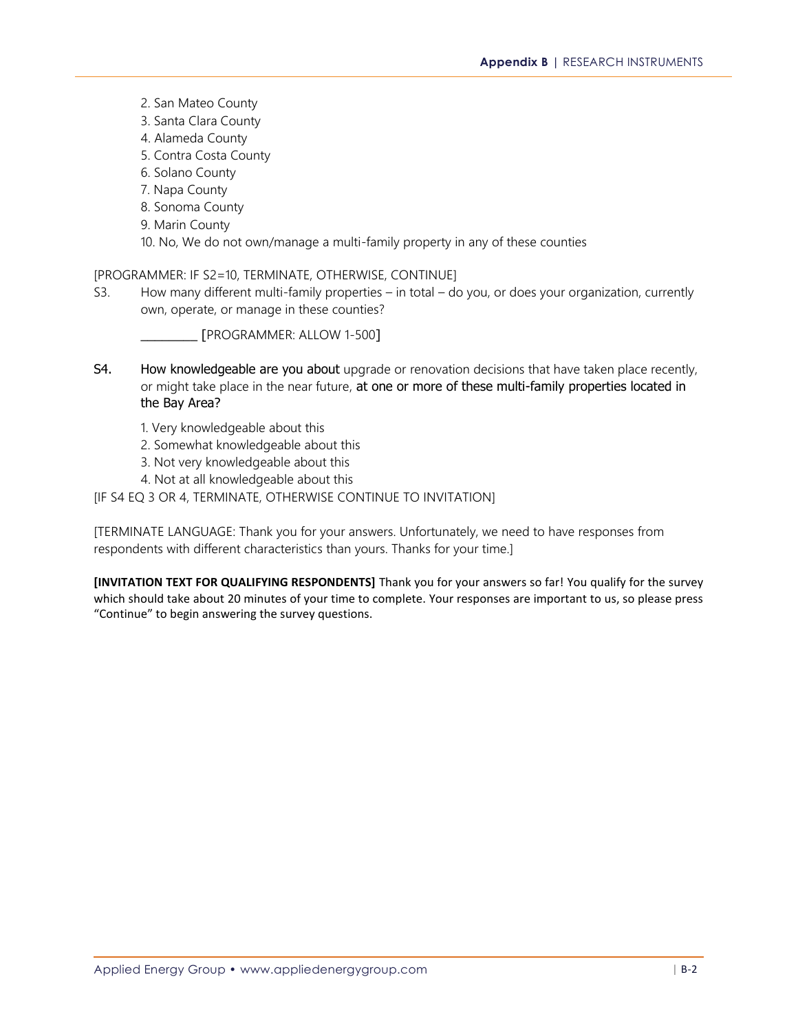2. San Mateo County
3. Santa Clara County
4. Alameda County
5. Contra Costa County
6. Solano County
7. Napa County
8. Sonoma County
9. Marin County
10. No, We do not own/manage a multi-family property in any of these counties

[PROGRAMMER: IF S2=10, TERMINATE, OTHERWISE, CONTINUE]

S3. How many different multi-family properties – in total – do you, or does your organization, currently own, operate, or manage in these counties?

_________ [PROGRAMMER: ALLOW 1-500]

S4. How knowledgeable are you about upgrade or renovation decisions that have taken place recently, or might take place in the near future, at one or more of these multi-family properties located in the Bay Area?

1. Very knowledgeable about this
2. Somewhat knowledgeable about this
3. Not very knowledgeable about this
4. Not at all knowledgeable about this

[IF S4 EQ 3 OR 4, TERMINATE, OTHERWISE CONTINUE TO INVITATION]

[TERMINATE LANGUAGE: Thank you for your answers. Unfortunately, we need to have responses from respondents with different characteristics than yours. Thanks for your time.]

**[INVITATION TEXT FOR QUALIFYING RESPONDENTS]** Thank you for your answers so far! You qualify for the survey which should take about 20 minutes of your time to complete. Your responses are important to us, so please press "Continue" to begin answering the survey questions.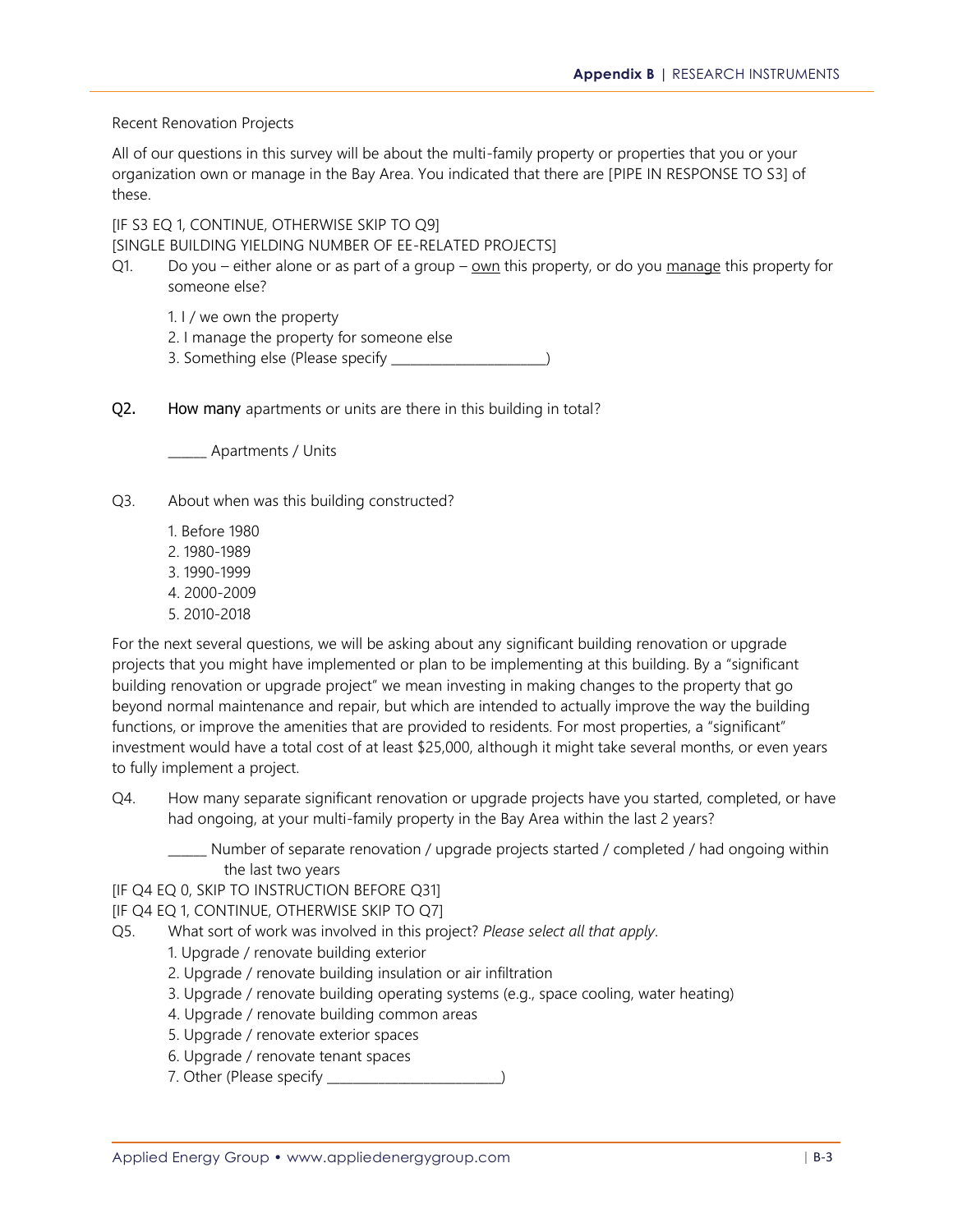Recent Renovation Projects

All of our questions in this survey will be about the multi-family property or properties that you or your organization own or manage in the Bay Area. You indicated that there are [PIPE IN RESPONSE TO S3] of these.

[IF S3 EQ 1, CONTINUE, OTHERWISE SKIP TO Q9]
[SINGLE BUILDING YIELDING NUMBER OF EE-RELATED PROJECTS]

Q1. Do you – either alone or as part of a group – <u>own</u> this property, or do you <u>manage</u> this property for someone else?

1. I / we own the property
2. I manage the property for someone else
3. Something else (Please specify ______________________)

**Q2.** **How many** apartments or units are there in this building in total?

______ Apartments / Units

Q3. About when was this building constructed?

1. Before 1980
2. 1980-1989
3. 1990-1999
4. 2000-2009
5. 2010-2018

For the next several questions, we will be asking about any significant building renovation or upgrade projects that you might have implemented or plan to be implementing at this building. By a "significant building renovation or upgrade project" we mean investing in making changes to the property that go beyond normal maintenance and repair, but which are intended to actually improve the way the building functions, or improve the amenities that are provided to residents. For most properties, a "significant" investment would have a total cost of at least $25,000, although it might take several months, or even years to fully implement a project.

Q4. How many separate significant renovation or upgrade projects have you started, completed, or have had ongoing, at your multi-family property in the Bay Area within the last 2 years?

______ Number of separate renovation / upgrade projects started / completed / had ongoing within the last two years

[IF Q4 EQ 0, SKIP TO INSTRUCTION BEFORE Q31]
[IF Q4 EQ 1, CONTINUE, OTHERWISE SKIP TO Q7]

Q5. What sort of work was involved in this project? *Please select all that apply*.

1. Upgrade / renovate building exterior
2. Upgrade / renovate building insulation or air infiltration
3. Upgrade / renovate building operating systems (e.g., space cooling, water heating)
4. Upgrade / renovate building common areas
5. Upgrade / renovate exterior spaces
6. Upgrade / renovate tenant spaces
7. Other (Please specify _________________________)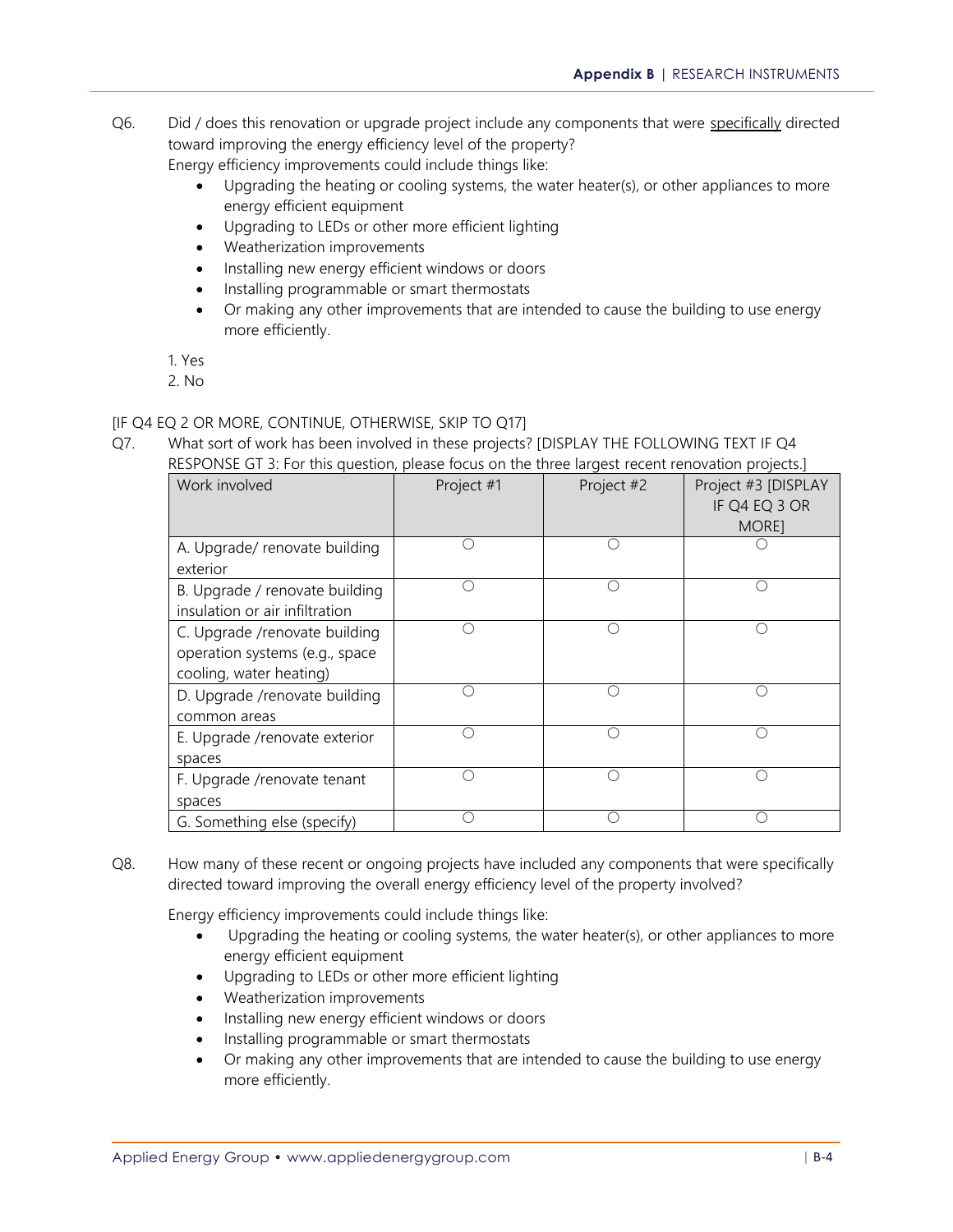Q6. Did / does this renovation or upgrade project include any components that were <u>specifically</u> directed toward improving the energy efficiency level of the property?

Energy efficiency improvements could include things like:

- Upgrading the heating or cooling systems, the water heater(s), or other appliances to more energy efficient equipment
- Upgrading to LEDs or other more efficient lighting
- Weatherization improvements
- Installing new energy efficient windows or doors
- Installing programmable or smart thermostats
- Or making any other improvements that are intended to cause the building to use energy more efficiently.

1. Yes
2. No

[IF Q4 EQ 2 OR MORE, CONTINUE, OTHERWISE, SKIP TO Q17]

Q7. What sort of work has been involved in these projects? [DISPLAY THE FOLLOWING TEXT IF Q4 RESPONSE GT 3: For this question, please focus on the three largest recent renovation projects.]

| Work involved | Project #1 | Project #2 | Project #3 [DISPLAY IF Q4 EQ 3 OR MORE] |
|---|---|---|---|
| A. Upgrade/ renovate building exterior | ○ | ○ | ○ |
| B. Upgrade / renovate building insulation or air infiltration | ○ | ○ | ○ |
| C. Upgrade /renovate building operation systems (e.g., space cooling, water heating) | ○ | ○ | ○ |
| D. Upgrade /renovate building common areas | ○ | ○ | ○ |
| E. Upgrade /renovate exterior spaces | ○ | ○ | ○ |
| F. Upgrade /renovate tenant spaces | ○ | ○ | ○ |
| G. Something else (specify) | ○ | ○ | ○ |

Q8. How many of these recent or ongoing projects have included any components that were specifically directed toward improving the overall energy efficiency level of the property involved?

Energy efficiency improvements could include things like:

- Upgrading the heating or cooling systems, the water heater(s), or other appliances to more energy efficient equipment
- Upgrading to LEDs or other more efficient lighting
- Weatherization improvements
- Installing new energy efficient windows or doors
- Installing programmable or smart thermostats
- Or making any other improvements that are intended to cause the building to use energy more efficiently.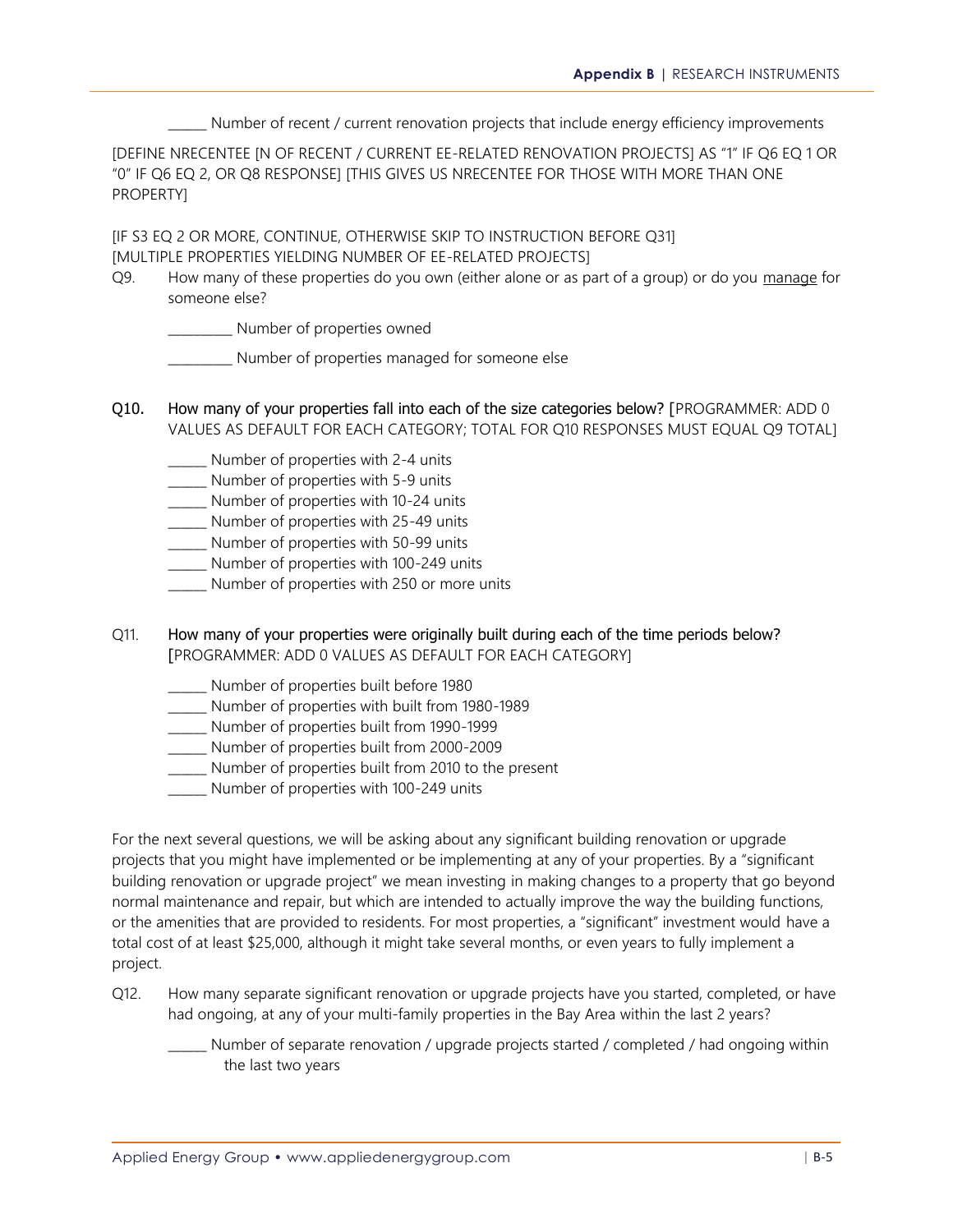\_\_\_\_\_\_ Number of recent / current renovation projects that include energy efficiency improvements

[DEFINE NRECENTEE [N OF RECENT / CURRENT EE-RELATED RENOVATION PROJECTS] AS "1" IF Q6 EQ 1 OR "0" IF Q6 EQ 2, OR Q8 RESPONSE] [THIS GIVES US NRECENTEE FOR THOSE WITH MORE THAN ONE PROPERTY]

[IF S3 EQ 2 OR MORE, CONTINUE, OTHERWISE SKIP TO INSTRUCTION BEFORE Q31]
[MULTIPLE PROPERTIES YIELDING NUMBER OF EE-RELATED PROJECTS]

Q9. How many of these properties do you own (either alone or as part of a group) or do you <u>manage</u> for someone else?

\_\_\_\_\_\_\_\_\_\_ Number of properties owned

\_\_\_\_\_\_\_\_\_\_ Number of properties managed for someone else

**Q10. How many of your properties fall into each of the size categories below?** [PROGRAMMER: ADD 0 VALUES AS DEFAULT FOR EACH CATEGORY; TOTAL FOR Q10 RESPONSES MUST EQUAL Q9 TOTAL]

\_\_\_\_\_\_ Number of properties with 2-4 units
\_\_\_\_\_\_ Number of properties with 5-9 units
\_\_\_\_\_\_ Number of properties with 10-24 units
\_\_\_\_\_\_ Number of properties with 25-49 units
\_\_\_\_\_\_ Number of properties with 50-99 units
\_\_\_\_\_\_ Number of properties with 100-249 units
\_\_\_\_\_\_ Number of properties with 250 or more units

Q11. How many of your properties were originally built during each of the time periods below? [PROGRAMMER: ADD 0 VALUES AS DEFAULT FOR EACH CATEGORY]

\_\_\_\_\_\_ Number of properties built before 1980
\_\_\_\_\_\_ Number of properties with built from 1980-1989
\_\_\_\_\_\_ Number of properties built from 1990-1999
\_\_\_\_\_\_ Number of properties built from 2000-2009
\_\_\_\_\_\_ Number of properties built from 2010 to the present
\_\_\_\_\_\_ Number of properties with 100-249 units

For the next several questions, we will be asking about any significant building renovation or upgrade projects that you might have implemented or be implementing at any of your properties. By a "significant building renovation or upgrade project" we mean investing in making changes to a property that go beyond normal maintenance and repair, but which are intended to actually improve the way the building functions, or the amenities that are provided to residents. For most properties, a "significant" investment would have a total cost of at least $25,000, although it might take several months, or even years to fully implement a project.

Q12. How many separate significant renovation or upgrade projects have you started, completed, or have had ongoing, at any of your multi-family properties in the Bay Area within the last 2 years?

\_\_\_\_\_\_ Number of separate renovation / upgrade projects started / completed / had ongoing within the last two years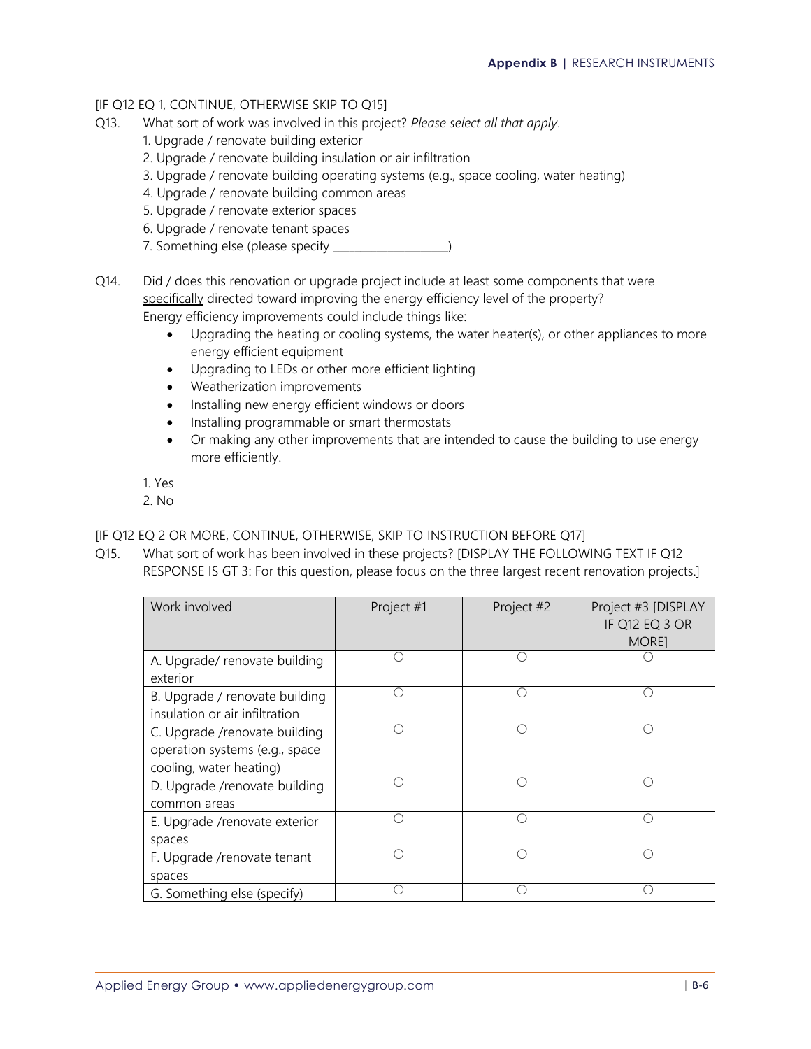[IF Q12 EQ 1, CONTINUE, OTHERWISE SKIP TO Q15]

Q13. What sort of work was involved in this project? *Please select all that apply*.

1. Upgrade / renovate building exterior
2. Upgrade / renovate building insulation or air infiltration
3. Upgrade / renovate building operating systems (e.g., space cooling, water heating)
4. Upgrade / renovate building common areas
5. Upgrade / renovate exterior spaces
6. Upgrade / renovate tenant spaces
7. Something else (please specify ___________________)

Q14. Did / does this renovation or upgrade project include at least some components that were specifically directed toward improving the energy efficiency level of the property? Energy efficiency improvements could include things like:

- Upgrading the heating or cooling systems, the water heater(s), or other appliances to more energy efficient equipment
- Upgrading to LEDs or other more efficient lighting
- Weatherization improvements
- Installing new energy efficient windows or doors
- Installing programmable or smart thermostats
- Or making any other improvements that are intended to cause the building to use energy more efficiently.

1. Yes
2. No

[IF Q12 EQ 2 OR MORE, CONTINUE, OTHERWISE, SKIP TO INSTRUCTION BEFORE Q17]

Q15. What sort of work has been involved in these projects? [DISPLAY THE FOLLOWING TEXT IF Q12 RESPONSE IS GT 3: For this question, please focus on the three largest recent renovation projects.]

| Work involved | Project #1 | Project #2 | Project #3 [DISPLAY IF Q12 EQ 3 OR MORE] |
|---|---|---|---|
| A. Upgrade/ renovate building exterior | ○ | ○ | ○ |
| B. Upgrade / renovate building insulation or air infiltration | ○ | ○ | ○ |
| C. Upgrade /renovate building operation systems (e.g., space cooling, water heating) | ○ | ○ | ○ |
| D. Upgrade /renovate building common areas | ○ | ○ | ○ |
| E. Upgrade /renovate exterior spaces | ○ | ○ | ○ |
| F. Upgrade /renovate tenant spaces | ○ | ○ | ○ |
| G. Something else (specify) | ○ | ○ | ○ |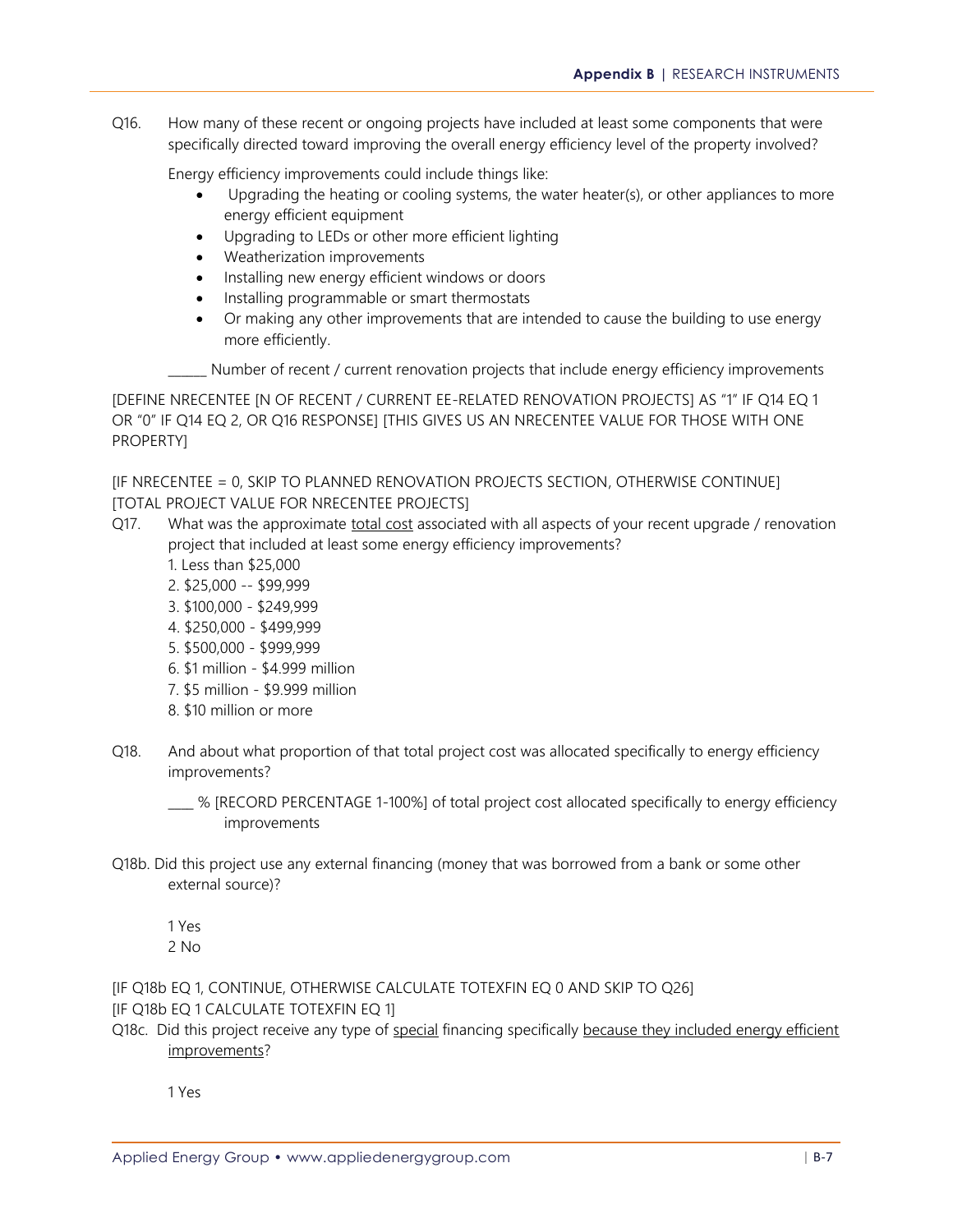Q16. How many of these recent or ongoing projects have included at least some components that were specifically directed toward improving the overall energy efficiency level of the property involved?

Energy efficiency improvements could include things like:

- Upgrading the heating or cooling systems, the water heater(s), or other appliances to more energy efficient equipment
- Upgrading to LEDs or other more efficient lighting
- Weatherization improvements
- Installing new energy efficient windows or doors
- Installing programmable or smart thermostats
- Or making any other improvements that are intended to cause the building to use energy more efficiently.

______ Number of recent / current renovation projects that include energy efficiency improvements

[DEFINE NRECENTEE [N OF RECENT / CURRENT EE-RELATED RENOVATION PROJECTS] AS "1" IF Q14 EQ 1 OR "0" IF Q14 EQ 2, OR Q16 RESPONSE] [THIS GIVES US AN NRECENTEE VALUE FOR THOSE WITH ONE PROPERTY]

[IF NRECENTEE = 0, SKIP TO PLANNED RENOVATION PROJECTS SECTION, OTHERWISE CONTINUE]
[TOTAL PROJECT VALUE FOR NRECENTEE PROJECTS]

Q17. What was the approximate <u>total cost</u> associated with all aspects of your recent upgrade / renovation project that included at least some energy efficiency improvements?

1. Less than $25,000
2. $25,000 -- $99,999
3. $100,000 - $249,999
4. $250,000 - $499,999
5. $500,000 - $999,999
6. $1 million - $4.999 million
7. $5 million - $9.999 million
8. $10 million or more

Q18. And about what proportion of that total project cost was allocated specifically to energy efficiency improvements?

____ % [RECORD PERCENTAGE 1-100%] of total project cost allocated specifically to energy efficiency improvements

Q18b. Did this project use any external financing (money that was borrowed from a bank or some other external source)?

1 Yes
2 No

[IF Q18b EQ 1, CONTINUE, OTHERWISE CALCULATE TOTEXFIN EQ 0 AND SKIP TO Q26]
[IF Q18b EQ 1 CALCULATE TOTEXFIN EQ 1]

Q18c. Did this project receive any type of <u>special</u> financing specifically <u>because they included energy efficient improvements</u>?

1 Yes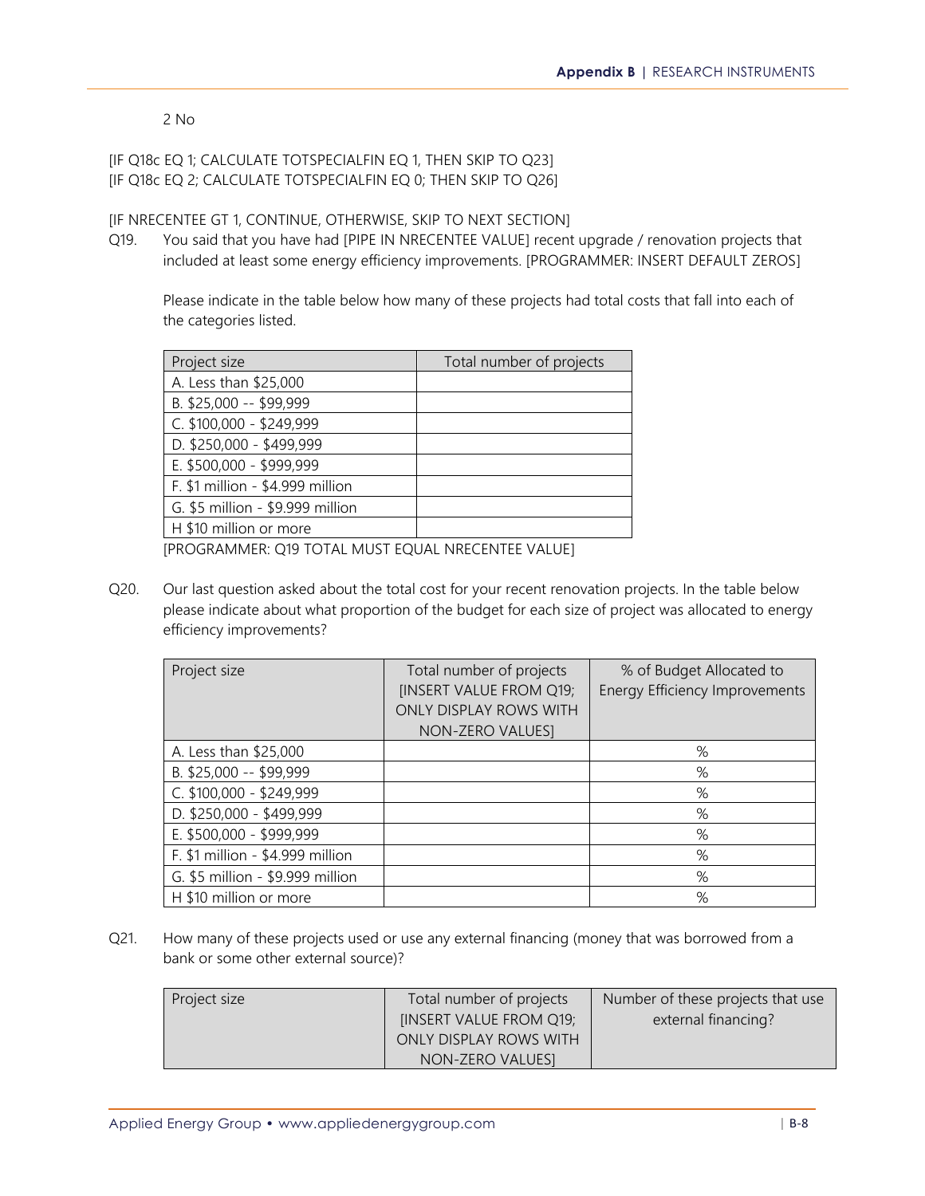2 No

[IF Q18c EQ 1; CALCULATE TOTSPECIALFIN EQ 1, THEN SKIP TO Q23]
[IF Q18c EQ 2; CALCULATE TOTSPECIALFIN EQ 0; THEN SKIP TO Q26]

[IF NRECENTEE GT 1, CONTINUE, OTHERWISE, SKIP TO NEXT SECTION]

Q19. You said that you have had [PIPE IN NRECENTEE VALUE] recent upgrade / renovation projects that included at least some energy efficiency improvements. [PROGRAMMER: INSERT DEFAULT ZEROS]

Please indicate in the table below how many of these projects had total costs that fall into each of the categories listed.

| Project size | Total number of projects |
|---|---|
| A. Less than $25,000 | |
| B. $25,000 -- $99,999 | |
| C. $100,000 - $249,999 | |
| D. $250,000 - $499,999 | |
| E. $500,000 - $999,999 | |
| F. $1 million - $4.999 million | |
| G. $5 million - $9.999 million | |
| H $10 million or more | |

[PROGRAMMER: Q19 TOTAL MUST EQUAL NRECENTEE VALUE]

Q20. Our last question asked about the total cost for your recent renovation projects. In the table below please indicate about what proportion of the budget for each size of project was allocated to energy efficiency improvements?

| Project size | Total number of projects [INSERT VALUE FROM Q19; ONLY DISPLAY ROWS WITH NON-ZERO VALUES] | % of Budget Allocated to Energy Efficiency Improvements |
|---|---|---|
| A. Less than $25,000 | | % |
| B. $25,000 -- $99,999 | | % |
| C. $100,000 - $249,999 | | % |
| D. $250,000 - $499,999 | | % |
| E. $500,000 - $999,999 | | % |
| F. $1 million - $4.999 million | | % |
| G. $5 million - $9.999 million | | % |
| H $10 million or more | | % |

Q21. How many of these projects used or use any external financing (money that was borrowed from a bank or some other external source)?

| Project size | Total number of projects [INSERT VALUE FROM Q19; ONLY DISPLAY ROWS WITH NON-ZERO VALUES] | Number of these projects that use external financing? |
|---|---|---|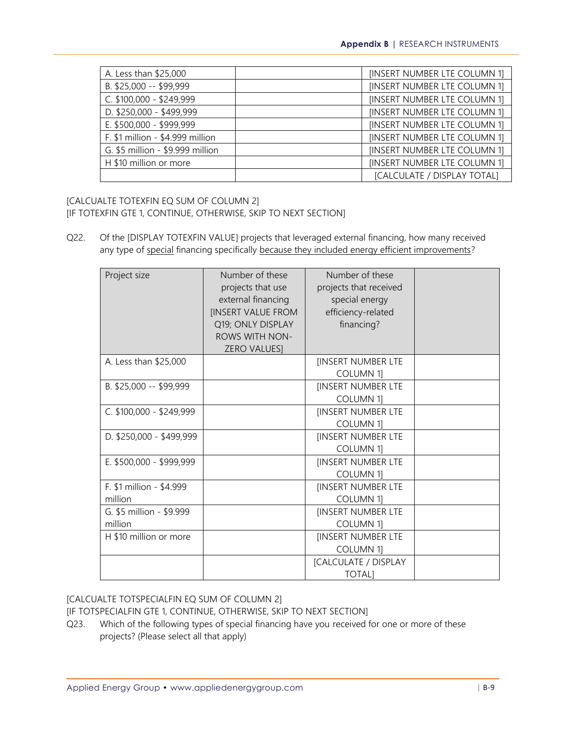| A. Less than $25,000 | | [INSERT NUMBER LTE COLUMN 1] |
|---|---|---|
| B. $25,000 -- $99,999 | | [INSERT NUMBER LTE COLUMN 1] |
| C. $100,000 - $249,999 | | [INSERT NUMBER LTE COLUMN 1] |
| D. $250,000 - $499,999 | | [INSERT NUMBER LTE COLUMN 1] |
| E. $500,000 - $999,999 | | [INSERT NUMBER LTE COLUMN 1] |
| F. $1 million - $4.999 million | | [INSERT NUMBER LTE COLUMN 1] |
| G. $5 million - $9.999 million | | [INSERT NUMBER LTE COLUMN 1] |
| H $10 million or more | | [INSERT NUMBER LTE COLUMN 1] |
| | | [CALCULATE / DISPLAY TOTAL] |

[CALCUALTE TOTEXFIN EQ SUM OF COLUMN 2]
[IF TOTEXFIN GTE 1, CONTINUE, OTHERWISE, SKIP TO NEXT SECTION]

Q22. Of the [DISPLAY TOTEXFIN VALUE] projects that leveraged external financing, how many received any type of special financing specifically because they included energy efficient improvements?

| Project size | Number of these projects that use external financing [INSERT VALUE FROM Q19; ONLY DISPLAY ROWS WITH NON-ZERO VALUES] | Number of these projects that received special energy efficiency-related financing? | |
|---|---|---|---|
| A. Less than $25,000 | | [INSERT NUMBER LTE COLUMN 1] | |
| B. $25,000 -- $99,999 | | [INSERT NUMBER LTE COLUMN 1] | |
| C. $100,000 - $249,999 | | [INSERT NUMBER LTE COLUMN 1] | |
| D. $250,000 - $499,999 | | [INSERT NUMBER LTE COLUMN 1] | |
| E. $500,000 - $999,999 | | [INSERT NUMBER LTE COLUMN 1] | |
| F. $1 million - $4.999 million | | [INSERT NUMBER LTE COLUMN 1] | |
| G. $5 million - $9.999 million | | [INSERT NUMBER LTE COLUMN 1] | |
| H $10 million or more | | [INSERT NUMBER LTE COLUMN 1] | |
| | | [CALCULATE / DISPLAY TOTAL] | |

[CALCUALTE TOTSPECIALFIN EQ SUM OF COLUMN 2]
[IF TOTSPECIALFIN GTE 1, CONTINUE, OTHERWISE, SKIP TO NEXT SECTION]

Q23. Which of the following types of special financing have you received for one or more of these projects? (Please select all that apply)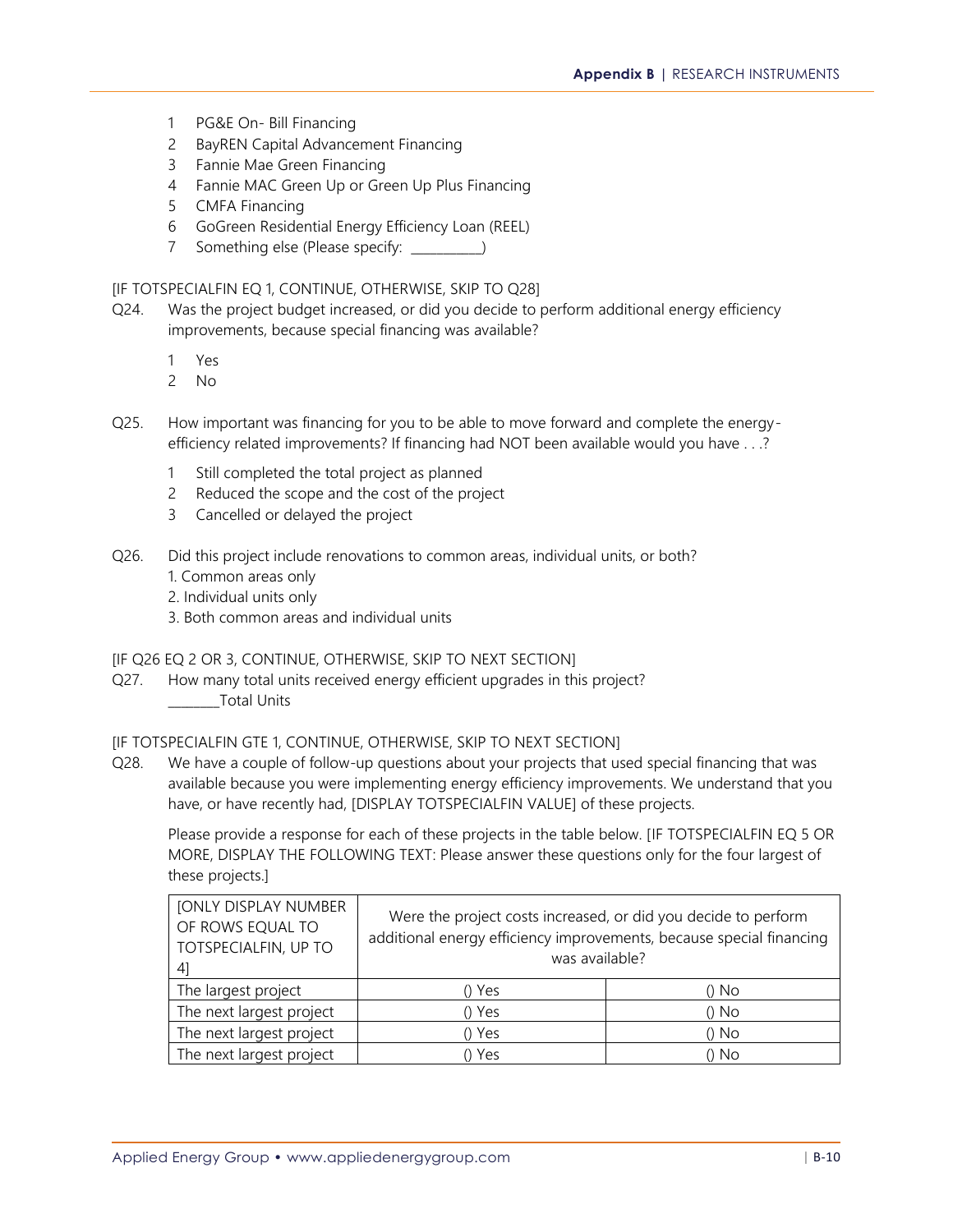1. PG&E On- Bill Financing
2. BayREN Capital Advancement Financing
3. Fannie Mae Green Financing
4. Fannie MAC Green Up or Green Up Plus Financing
5. CMFA Financing
6. GoGreen Residential Energy Efficiency Loan (REEL)
7. Something else (Please specify: __________)

[IF TOTSPECIALFIN EQ 1, CONTINUE, OTHERWISE, SKIP TO Q28]

Q24. Was the project budget increased, or did you decide to perform additional energy efficiency improvements, because special financing was available?

1. Yes
2. No

Q25. How important was financing for you to be able to move forward and complete the energy-efficiency related improvements? If financing had NOT been available would you have . . .?

1. Still completed the total project as planned
2. Reduced the scope and the cost of the project
3. Cancelled or delayed the project

Q26. Did this project include renovations to common areas, individual units, or both?

1. Common areas only
2. Individual units only
3. Both common areas and individual units

[IF Q26 EQ 2 OR 3, CONTINUE, OTHERWISE, SKIP TO NEXT SECTION]

Q27. How many total units received energy efficient upgrades in this project?

_______Total Units

[IF TOTSPECIALFIN GTE 1, CONTINUE, OTHERWISE, SKIP TO NEXT SECTION]

Q28. We have a couple of follow-up questions about your projects that used special financing that was available because you were implementing energy efficiency improvements. We understand that you have, or have recently had, [DISPLAY TOTSPECIALFIN VALUE] of these projects.

Please provide a response for each of these projects in the table below. [IF TOTSPECIALFIN EQ 5 OR MORE, DISPLAY THE FOLLOWING TEXT: Please answer these questions only for the four largest of these projects.]

| [ONLY DISPLAY NUMBER OF ROWS EQUAL TO TOTSPECIALFIN, UP TO 4] | Were the project costs increased, or did you decide to perform additional energy efficiency improvements, because special financing was available? | |
|---|---|---|
| The largest project | () Yes | () No |
| The next largest project | () Yes | () No |
| The next largest project | () Yes | () No |
| The next largest project | () Yes | () No |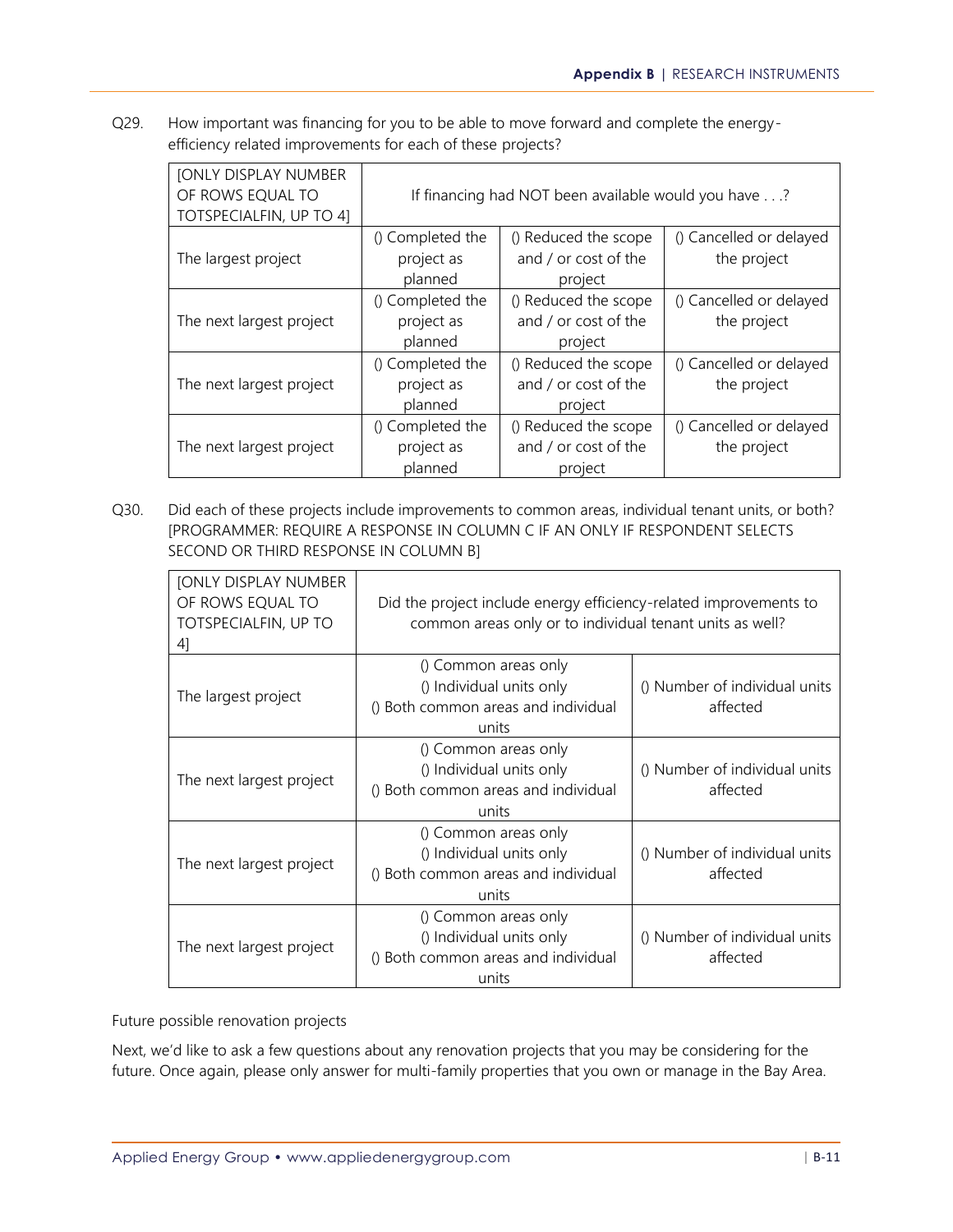Q29. How important was financing for you to be able to move forward and complete the energy-efficiency related improvements for each of these projects?

| [ONLY DISPLAY NUMBER OF ROWS EQUAL TO TOTSPECIALFIN, UP TO 4] | If financing had NOT been available would you have . . .? | | |
|---|---|---|---|
| The largest project | () Completed the project as planned | () Reduced the scope and / or cost of the project | () Cancelled or delayed the project |
| The next largest project | () Completed the project as planned | () Reduced the scope and / or cost of the project | () Cancelled or delayed the project |
| The next largest project | () Completed the project as planned | () Reduced the scope and / or cost of the project | () Cancelled or delayed the project |
| The next largest project | () Completed the project as planned | () Reduced the scope and / or cost of the project | () Cancelled or delayed the project |

Q30. Did each of these projects include improvements to common areas, individual tenant units, or both? [PROGRAMMER: REQUIRE A RESPONSE IN COLUMN C IF AN ONLY IF RESPONDENT SELECTS SECOND OR THIRD RESPONSE IN COLUMN B]

| [ONLY DISPLAY NUMBER OF ROWS EQUAL TO TOTSPECIALFIN, UP TO 4] | Did the project include energy efficiency-related improvements to common areas only or to individual tenant units as well? | |
|---|---|---|
| The largest project | () Common areas only<br>() Individual units only<br>() Both common areas and individual units | () Number of individual units affected |
| The next largest project | () Common areas only<br>() Individual units only<br>() Both common areas and individual units | () Number of individual units affected |
| The next largest project | () Common areas only<br>() Individual units only<br>() Both common areas and individual units | () Number of individual units affected |
| The next largest project | () Common areas only<br>() Individual units only<br>() Both common areas and individual units | () Number of individual units affected |

Future possible renovation projects

Next, we'd like to ask a few questions about any renovation projects that you may be considering for the future. Once again, please only answer for multi-family properties that you own or manage in the Bay Area.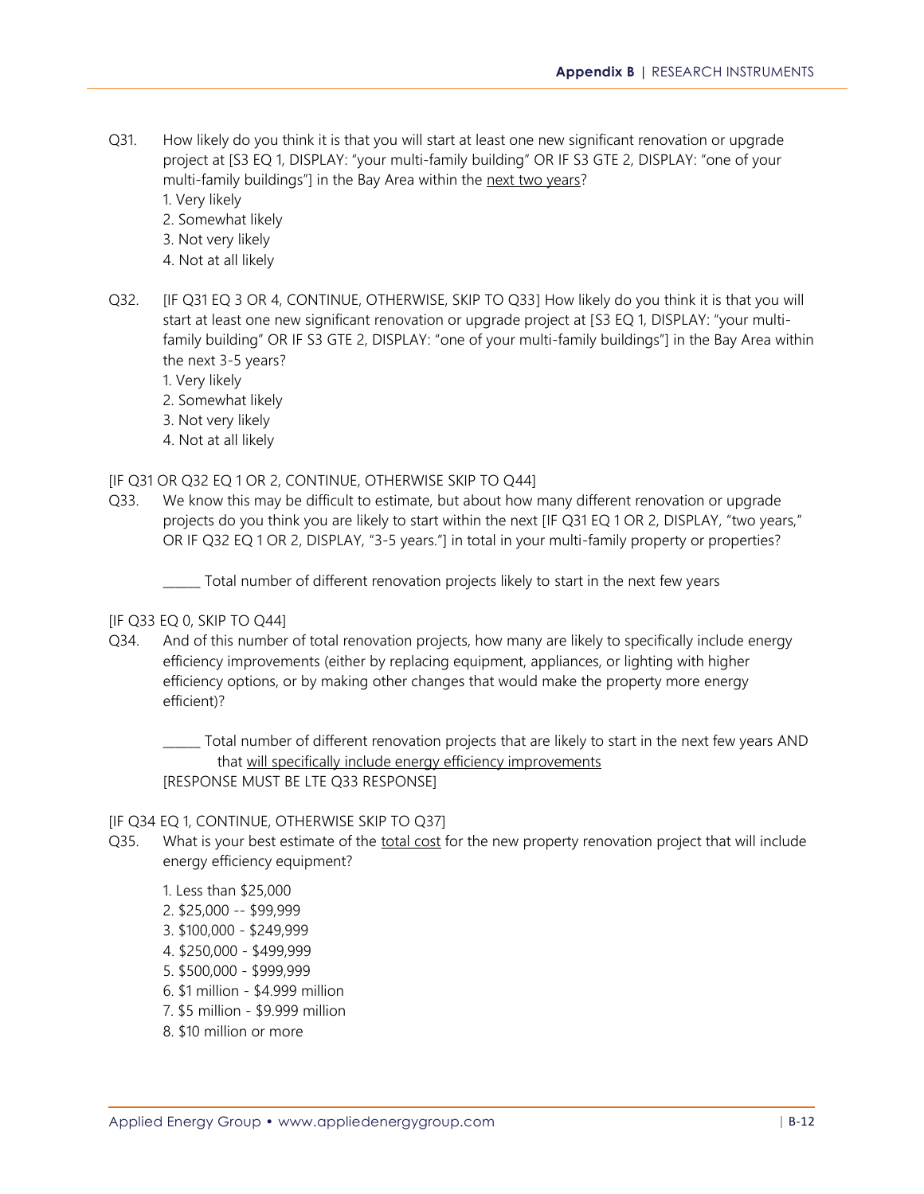Q31. How likely do you think it is that you will start at least one new significant renovation or upgrade project at [S3 EQ 1, DISPLAY: "your multi-family building" OR IF S3 GTE 2, DISPLAY: "one of your multi-family buildings"] in the Bay Area within the <u>next two years</u>?

1. Very likely
2. Somewhat likely
3. Not very likely
4. Not at all likely

Q32. [IF Q31 EQ 3 OR 4, CONTINUE, OTHERWISE, SKIP TO Q33] How likely do you think it is that you will start at least one new significant renovation or upgrade project at [S3 EQ 1, DISPLAY: "your multi-family building" OR IF S3 GTE 2, DISPLAY: "one of your multi-family buildings"] in the Bay Area within the next 3-5 years?

1. Very likely
2. Somewhat likely
3. Not very likely
4. Not at all likely

[IF Q31 OR Q32 EQ 1 OR 2, CONTINUE, OTHERWISE SKIP TO Q44]

Q33. We know this may be difficult to estimate, but about how many different renovation or upgrade projects do you think you are likely to start within the next [IF Q31 EQ 1 OR 2, DISPLAY, "two years," OR IF Q32 EQ 1 OR 2, DISPLAY, "3-5 years."] in total in your multi-family property or properties?

______ Total number of different renovation projects likely to start in the next few years

[IF Q33 EQ 0, SKIP TO Q44]

Q34. And of this number of total renovation projects, how many are likely to specifically include energy efficiency improvements (either by replacing equipment, appliances, or lighting with higher efficiency options, or by making other changes that would make the property more energy efficient)?

______ Total number of different renovation projects that are likely to start in the next few years AND that <u>will specifically include energy efficiency improvements</u>
[RESPONSE MUST BE LTE Q33 RESPONSE]

[IF Q34 EQ 1, CONTINUE, OTHERWISE SKIP TO Q37]

Q35. What is your best estimate of the <u>total cost</u> for the new property renovation project that will include energy efficiency equipment?

1. Less than $25,000
2. $25,000 -- $99,999
3. $100,000 - $249,999
4. $250,000 - $499,999
5. $500,000 - $999,999
6. $1 million - $4.999 million
7. $5 million - $9.999 million
8. $10 million or more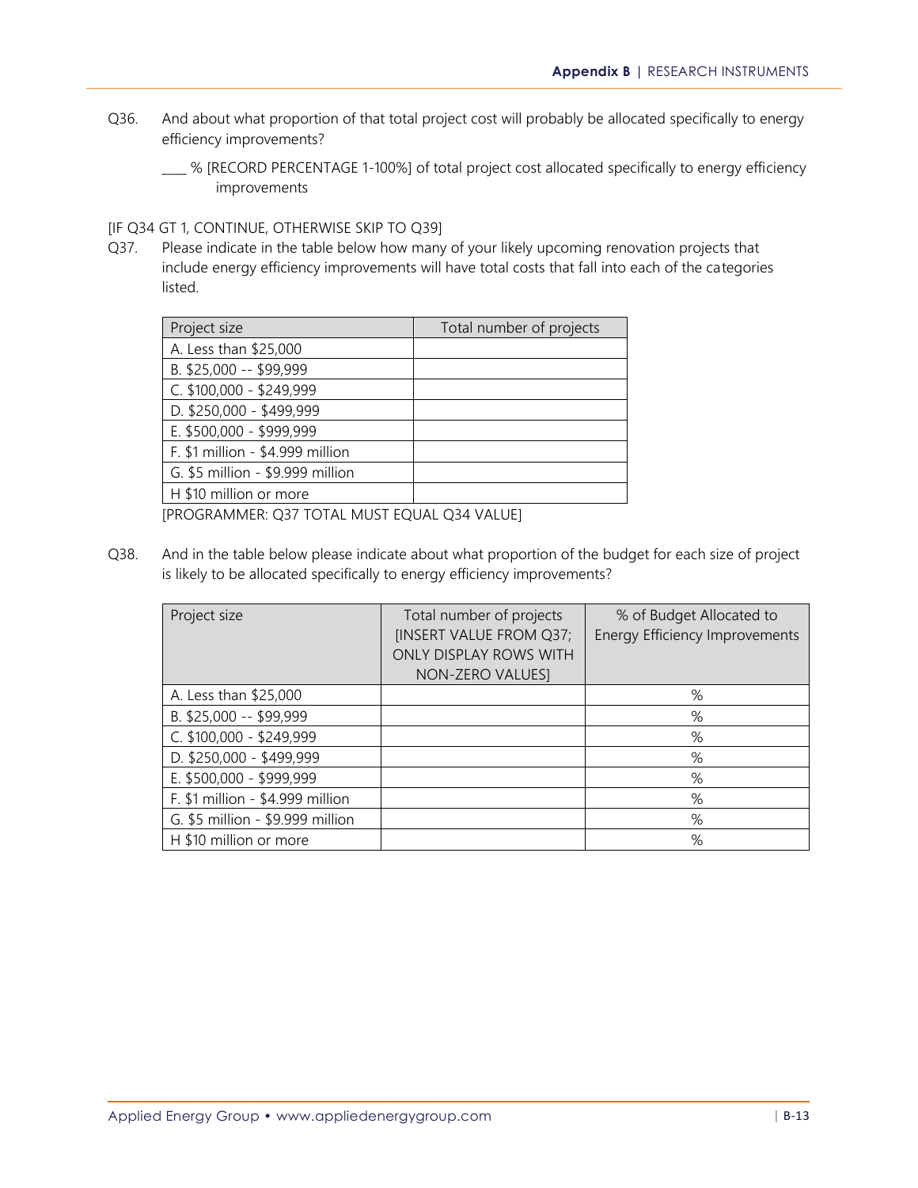Q36. And about what proportion of that total project cost will probably be allocated specifically to energy efficiency improvements?

____ % [RECORD PERCENTAGE 1-100%] of total project cost allocated specifically to energy efficiency improvements

[IF Q34 GT 1, CONTINUE, OTHERWISE SKIP TO Q39]

Q37. Please indicate in the table below how many of your likely upcoming renovation projects that include energy efficiency improvements will have total costs that fall into each of the categories listed.

| Project size | Total number of projects |
|---|---|
| A. Less than $25,000 | |
| B. $25,000 -- $99,999 | |
| C. $100,000 - $249,999 | |
| D. $250,000 - $499,999 | |
| E. $500,000 - $999,999 | |
| F. $1 million - $4.999 million | |
| G. $5 million - $9.999 million | |
| H $10 million or more | |

[PROGRAMMER: Q37 TOTAL MUST EQUAL Q34 VALUE]

Q38. And in the table below please indicate about what proportion of the budget for each size of project is likely to be allocated specifically to energy efficiency improvements?

| Project size | Total number of projects [INSERT VALUE FROM Q37; ONLY DISPLAY ROWS WITH NON-ZERO VALUES] | % of Budget Allocated to Energy Efficiency Improvements |
|---|---|---|
| A. Less than $25,000 | | % |
| B. $25,000 -- $99,999 | | % |
| C. $100,000 - $249,999 | | % |
| D. $250,000 - $499,999 | | % |
| E. $500,000 - $999,999 | | % |
| F. $1 million - $4.999 million | | % |
| G. $5 million - $9.999 million | | % |
| H $10 million or more | | % |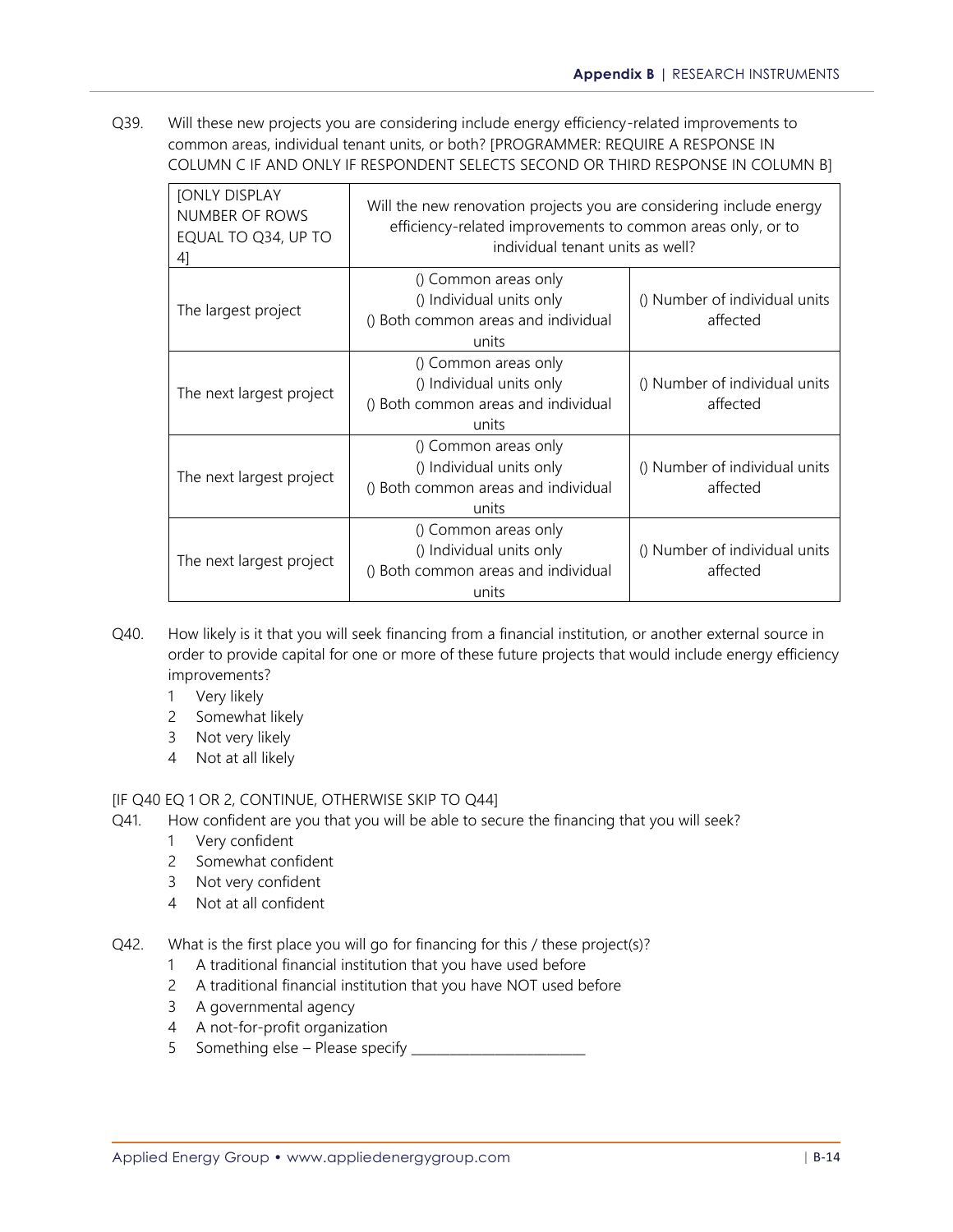Q39. Will these new projects you are considering include energy efficiency-related improvements to common areas, individual tenant units, or both? [PROGRAMMER: REQUIRE A RESPONSE IN COLUMN C IF AND ONLY IF RESPONDENT SELECTS SECOND OR THIRD RESPONSE IN COLUMN B]

| [ONLY DISPLAY NUMBER OF ROWS EQUAL TO Q34, UP TO 4] | Will the new renovation projects you are considering include energy efficiency-related improvements to common areas only, or to individual tenant units as well? | |
|---|---|---|
| The largest project | () Common areas only<br>() Individual units only<br>() Both common areas and individual units | () Number of individual units affected |
| The next largest project | () Common areas only<br>() Individual units only<br>() Both common areas and individual units | () Number of individual units affected |
| The next largest project | () Common areas only<br>() Individual units only<br>() Both common areas and individual units | () Number of individual units affected |
| The next largest project | () Common areas only<br>() Individual units only<br>() Both common areas and individual units | () Number of individual units affected |

Q40. How likely is it that you will seek financing from a financial institution, or another external source in order to provide capital for one or more of these future projects that would include energy efficiency improvements?

1 Very likely
2 Somewhat likely
3 Not very likely
4 Not at all likely

[IF Q40 EQ 1 OR 2, CONTINUE, OTHERWISE SKIP TO Q44]

Q41. How confident are you that you will be able to secure the financing that you will seek?

1 Very confident
2 Somewhat confident
3 Not very confident
4 Not at all confident

Q42. What is the first place you will go for financing for this / these project(s)?

1 A traditional financial institution that you have used before
2 A traditional financial institution that you have NOT used before
3 A governmental agency
4 A not-for-profit organization
5 Something else – Please specify ________________________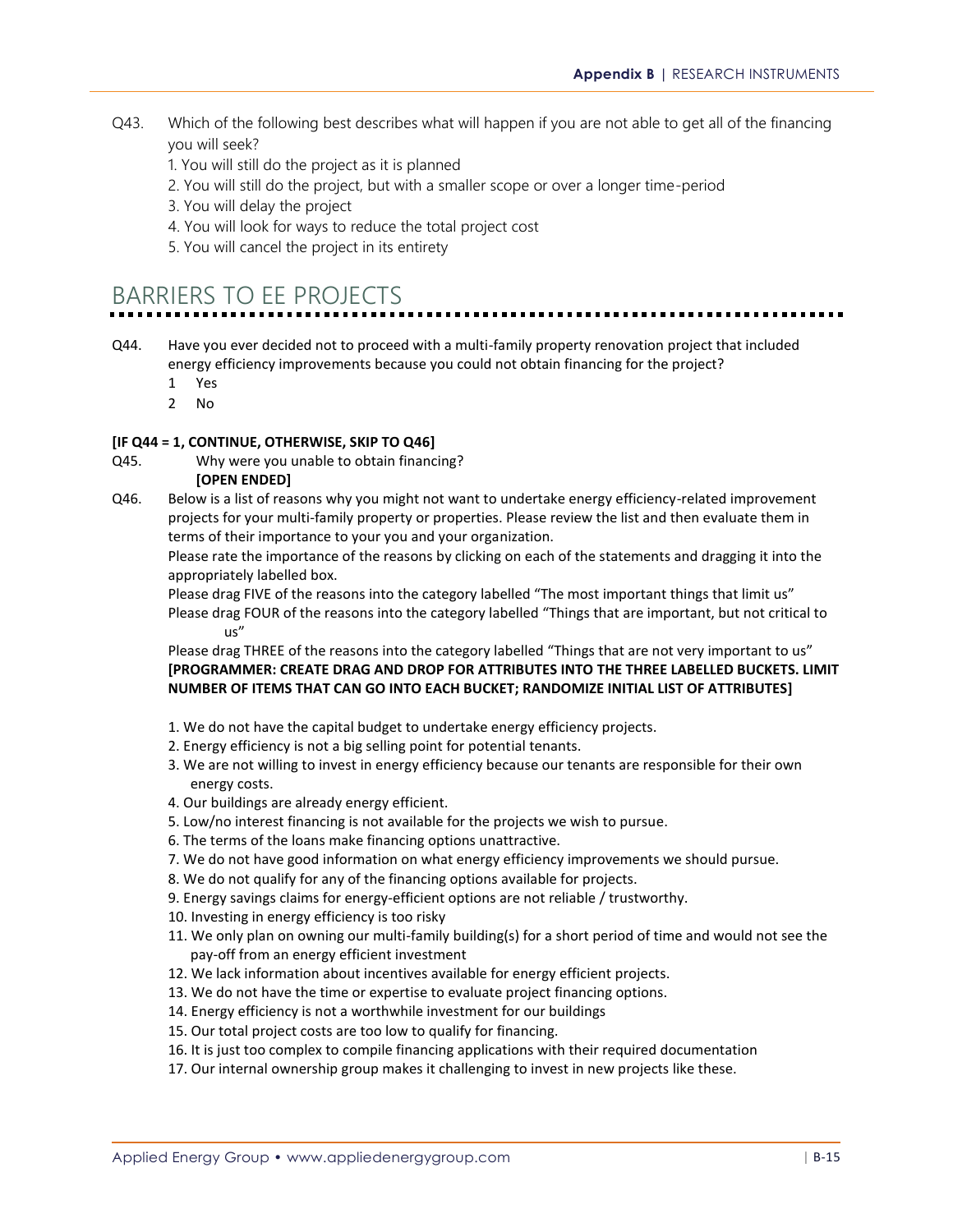Q43. Which of the following best describes what will happen if you are not able to get all of the financing you will seek?

1. You will still do the project as it is planned
2. You will still do the project, but with a smaller scope or over a longer time-period
3. You will delay the project
4. You will look for ways to reduce the total project cost
5. You will cancel the project in its entirety

## BARRIERS TO EE PROJECTS

Q44. Have you ever decided not to proceed with a multi-family property renovation project that included energy efficiency improvements because you could not obtain financing for the project?

1 Yes

2 No

**[IF Q44 = 1, CONTINUE, OTHERWISE, SKIP TO Q46]**

Q45. Why were you unable to obtain financing?

**[OPEN ENDED]**

Q46. Below is a list of reasons why you might not want to undertake energy efficiency-related improvement projects for your multi-family property or properties. Please review the list and then evaluate them in terms of their importance to your you and your organization.

Please rate the importance of the reasons by clicking on each of the statements and dragging it into the appropriately labelled box.

Please drag FIVE of the reasons into the category labelled "The most important things that limit us"

Please drag FOUR of the reasons into the category labelled "Things that are important, but not critical to us"

Please drag THREE of the reasons into the category labelled "Things that are not very important to us"

**[PROGRAMMER: CREATE DRAG AND DROP FOR ATTRIBUTES INTO THE THREE LABELLED BUCKETS. LIMIT NUMBER OF ITEMS THAT CAN GO INTO EACH BUCKET; RANDOMIZE INITIAL LIST OF ATTRIBUTES]**

1. We do not have the capital budget to undertake energy efficiency projects.
2. Energy efficiency is not a big selling point for potential tenants.
3. We are not willing to invest in energy efficiency because our tenants are responsible for their own energy costs.
4. Our buildings are already energy efficient.
5. Low/no interest financing is not available for the projects we wish to pursue.
6. The terms of the loans make financing options unattractive.
7. We do not have good information on what energy efficiency improvements we should pursue.
8. We do not qualify for any of the financing options available for projects.
9. Energy savings claims for energy-efficient options are not reliable / trustworthy.
10. Investing in energy efficiency is too risky
11. We only plan on owning our multi-family building(s) for a short period of time and would not see the pay-off from an energy efficient investment
12. We lack information about incentives available for energy efficient projects.
13. We do not have the time or expertise to evaluate project financing options.
14. Energy efficiency is not a worthwhile investment for our buildings
15. Our total project costs are too low to qualify for financing.
16. It is just too complex to compile financing applications with their required documentation
17. Our internal ownership group makes it challenging to invest in new projects like these.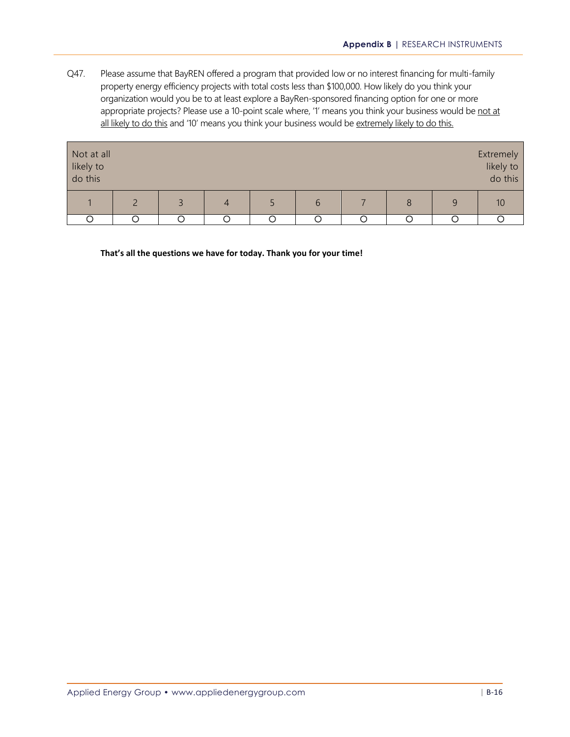Q47. Please assume that BayREN offered a program that provided low or no interest financing for multi-family property energy efficiency projects with total costs less than $100,000. How likely do you think your organization would you be to at least explore a BayRen-sponsored financing option for one or more appropriate projects? Please use a 10-point scale where, '1' means you think your business would be <u>not at all likely to do this</u> and '10' means you think your business would be <u>extremely likely to do this.</u>

| Not at all likely to do this | | | | | | | | | Extremely likely to do this |
|---|---|---|---|---|---|---|---|---|---|
| 1 | 2 | 3 | 4 | 5 | 6 | 7 | 8 | 9 | 10 |
| ○ | ○ | ○ | ○ | ○ | ○ | ○ | ○ | ○ | ○ |

**That's all the questions we have for today. Thank you for your time!**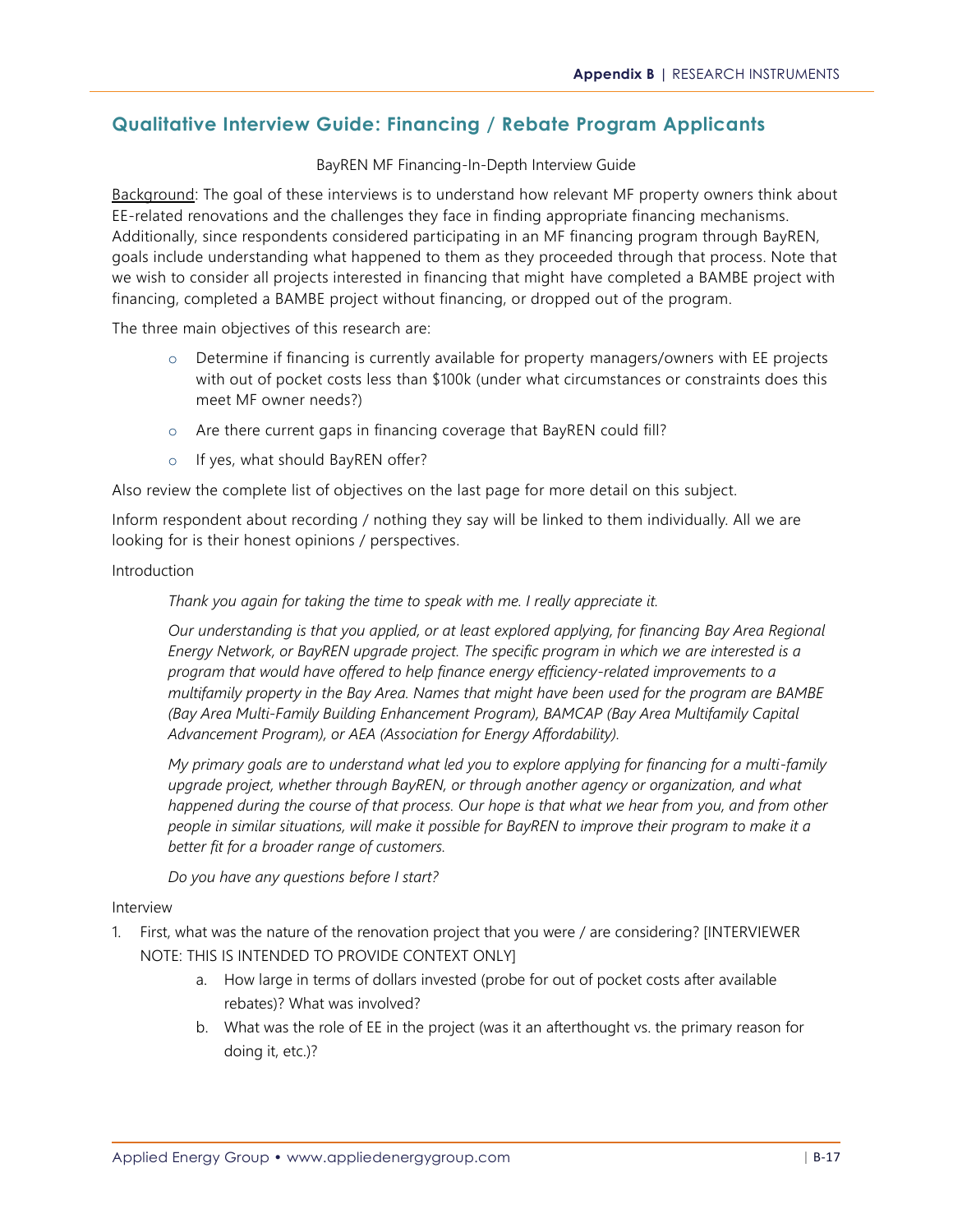## Qualitative Interview Guide: Financing / Rebate Program Applicants

BayREN MF Financing-In-Depth Interview Guide

Background: The goal of these interviews is to understand how relevant MF property owners think about EE-related renovations and the challenges they face in finding appropriate financing mechanisms. Additionally, since respondents considered participating in an MF financing program through BayREN, goals include understanding what happened to them as they proceeded through that process. Note that we wish to consider all projects interested in financing that might have completed a BAMBE project with financing, completed a BAMBE project without financing, or dropped out of the program.

The three main objectives of this research are:

- Determine if financing is currently available for property managers/owners with EE projects with out of pocket costs less than $100k (under what circumstances or constraints does this meet MF owner needs?)
- Are there current gaps in financing coverage that BayREN could fill?
- If yes, what should BayREN offer?

Also review the complete list of objectives on the last page for more detail on this subject.

Inform respondent about recording / nothing they say will be linked to them individually. All we are looking for is their honest opinions / perspectives.

Introduction

*Thank you again for taking the time to speak with me. I really appreciate it.*

*Our understanding is that you applied, or at least explored applying, for financing Bay Area Regional Energy Network, or BayREN upgrade project. The specific program in which we are interested is a program that would have offered to help finance energy efficiency-related improvements to a multifamily property in the Bay Area. Names that might have been used for the program are BAMBE (Bay Area Multi-Family Building Enhancement Program), BAMCAP (Bay Area Multifamily Capital Advancement Program), or AEA (Association for Energy Affordability).*

*My primary goals are to understand what led you to explore applying for financing for a multi-family upgrade project, whether through BayREN, or through another agency or organization, and what happened during the course of that process. Our hope is that what we hear from you, and from other people in similar situations, will make it possible for BayREN to improve their program to make it a better fit for a broader range of customers.*

*Do you have any questions before I start?*

Interview

1. First, what was the nature of the renovation project that you were / are considering? [INTERVIEWER NOTE: THIS IS INTENDED TO PROVIDE CONTEXT ONLY]
    a. How large in terms of dollars invested (probe for out of pocket costs after available rebates)? What was involved?
    b. What was the role of EE in the project (was it an afterthought vs. the primary reason for doing it, etc.)?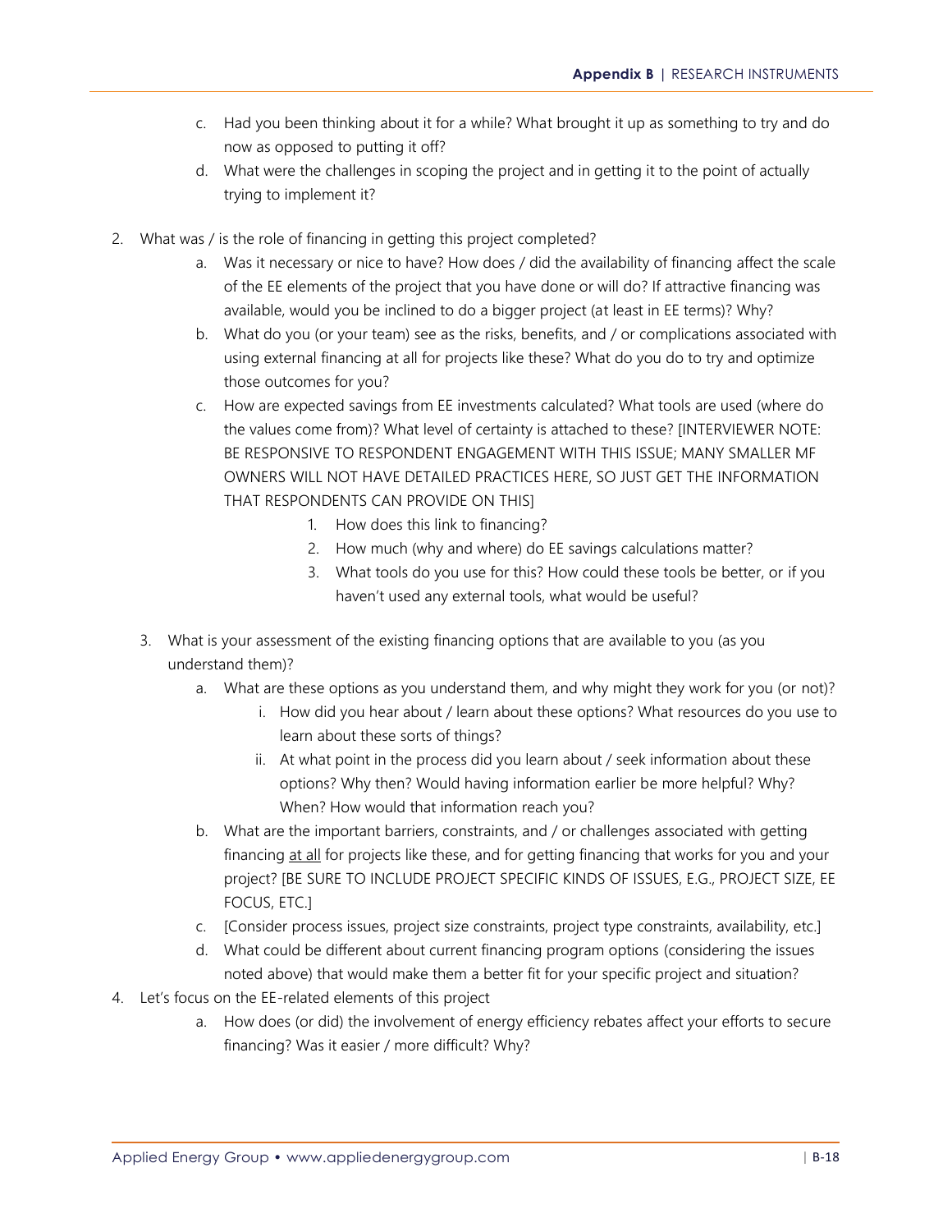c. Had you been thinking about it for a while? What brought it up as something to try and do now as opposed to putting it off?

d. What were the challenges in scoping the project and in getting it to the point of actually trying to implement it?

2. What was / is the role of financing in getting this project completed?

    a. Was it necessary or nice to have? How does / did the availability of financing affect the scale of the EE elements of the project that you have done or will do? If attractive financing was available, would you be inclined to do a bigger project (at least in EE terms)? Why?

    b. What do you (or your team) see as the risks, benefits, and / or complications associated with using external financing at all for projects like these? What do you do to try and optimize those outcomes for you?

    c. How are expected savings from EE investments calculated? What tools are used (where do the values come from)? What level of certainty is attached to these? [INTERVIEWER NOTE: BE RESPONSIVE TO RESPONDENT ENGAGEMENT WITH THIS ISSUE; MANY SMALLER MF OWNERS WILL NOT HAVE DETAILED PRACTICES HERE, SO JUST GET THE INFORMATION THAT RESPONDENTS CAN PROVIDE ON THIS]

        1. How does this link to financing?
        2. How much (why and where) do EE savings calculations matter?
        3. What tools do you use for this? How could these tools be better, or if you haven't used any external tools, what would be useful?

3. What is your assessment of the existing financing options that are available to you (as you understand them)?

    a. What are these options as you understand them, and why might they work for you (or not)?

        i. How did you hear about / learn about these options? What resources do you use to learn about these sorts of things?

        ii. At what point in the process did you learn about / seek information about these options? Why then? Would having information earlier be more helpful? Why? When? How would that information reach you?

    b. What are the important barriers, constraints, and / or challenges associated with getting financing <u>at all</u> for projects like these, and for getting financing that works for you and your project? [BE SURE TO INCLUDE PROJECT SPECIFIC KINDS OF ISSUES, E.G., PROJECT SIZE, EE FOCUS, ETC.]

    c. [Consider process issues, project size constraints, project type constraints, availability, etc.]

    d. What could be different about current financing program options (considering the issues noted above) that would make them a better fit for your specific project and situation?

4. Let's focus on the EE-related elements of this project

    a. How does (or did) the involvement of energy efficiency rebates affect your efforts to secure financing? Was it easier / more difficult? Why?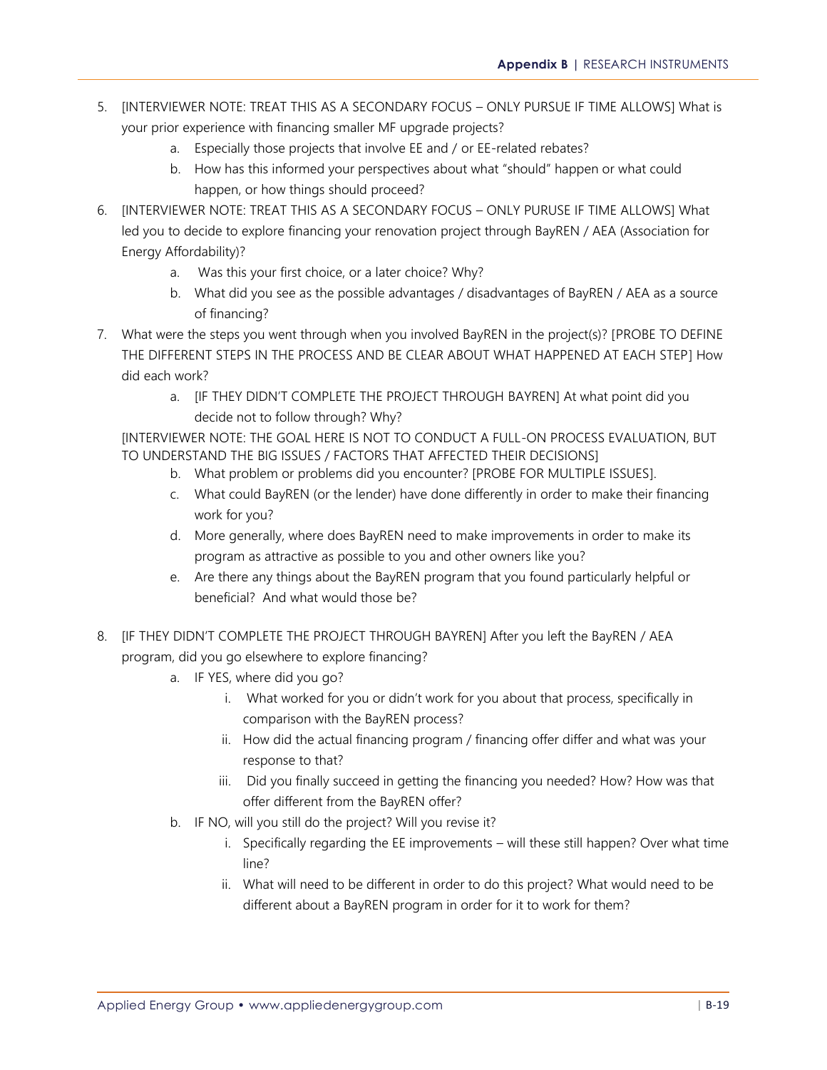5. [INTERVIEWER NOTE: TREAT THIS AS A SECONDARY FOCUS – ONLY PURSUE IF TIME ALLOWS] What is your prior experience with financing smaller MF upgrade projects?
    a. Especially those projects that involve EE and / or EE-related rebates?
    b. How has this informed your perspectives about what "should" happen or what could happen, or how things should proceed?
6. [INTERVIEWER NOTE: TREAT THIS AS A SECONDARY FOCUS – ONLY PURUSE IF TIME ALLOWS] What led you to decide to explore financing your renovation project through BayREN / AEA (Association for Energy Affordability)?
    a. Was this your first choice, or a later choice? Why?
    b. What did you see as the possible advantages / disadvantages of BayREN / AEA as a source of financing?
7. What were the steps you went through when you involved BayREN in the project(s)? [PROBE TO DEFINE THE DIFFERENT STEPS IN THE PROCESS AND BE CLEAR ABOUT WHAT HAPPENED AT EACH STEP] How did each work?
    a. [IF THEY DIDN'T COMPLETE THE PROJECT THROUGH BAYREN] At what point did you decide not to follow through? Why?

    [INTERVIEWER NOTE: THE GOAL HERE IS NOT TO CONDUCT A FULL-ON PROCESS EVALUATION, BUT TO UNDERSTAND THE BIG ISSUES / FACTORS THAT AFFECTED THEIR DECISIONS]

    b. What problem or problems did you encounter? [PROBE FOR MULTIPLE ISSUES].
    c. What could BayREN (or the lender) have done differently in order to make their financing work for you?
    d. More generally, where does BayREN need to make improvements in order to make its program as attractive as possible to you and other owners like you?
    e. Are there any things about the BayREN program that you found particularly helpful or beneficial? And what would those be?
8. [IF THEY DIDN'T COMPLETE THE PROJECT THROUGH BAYREN] After you left the BayREN / AEA program, did you go elsewhere to explore financing?
    a. IF YES, where did you go?
        i. What worked for you or didn't work for you about that process, specifically in comparison with the BayREN process?
        ii. How did the actual financing program / financing offer differ and what was your response to that?
        iii. Did you finally succeed in getting the financing you needed? How? How was that offer different from the BayREN offer?
    b. IF NO, will you still do the project? Will you revise it?
        i. Specifically regarding the EE improvements – will these still happen? Over what time line?
        ii. What will need to be different in order to do this project? What would need to be different about a BayREN program in order for it to work for them?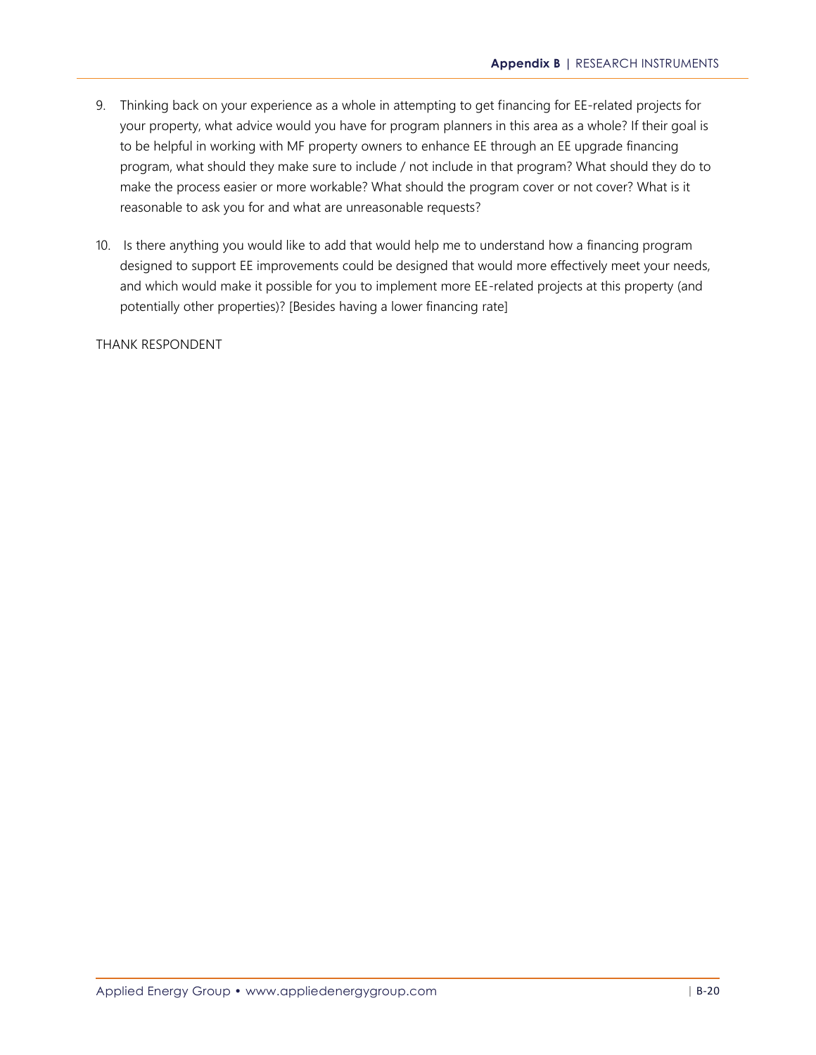9. Thinking back on your experience as a whole in attempting to get financing for EE-related projects for your property, what advice would you have for program planners in this area as a whole? If their goal is to be helpful in working with MF property owners to enhance EE through an EE upgrade financing program, what should they make sure to include / not include in that program? What should they do to make the process easier or more workable? What should the program cover or not cover? What is it reasonable to ask you for and what are unreasonable requests?

10. Is there anything you would like to add that would help me to understand how a financing program designed to support EE improvements could be designed that would more effectively meet your needs, and which would make it possible for you to implement more EE-related projects at this property (and potentially other properties)? [Besides having a lower financing rate]

THANK RESPONDENT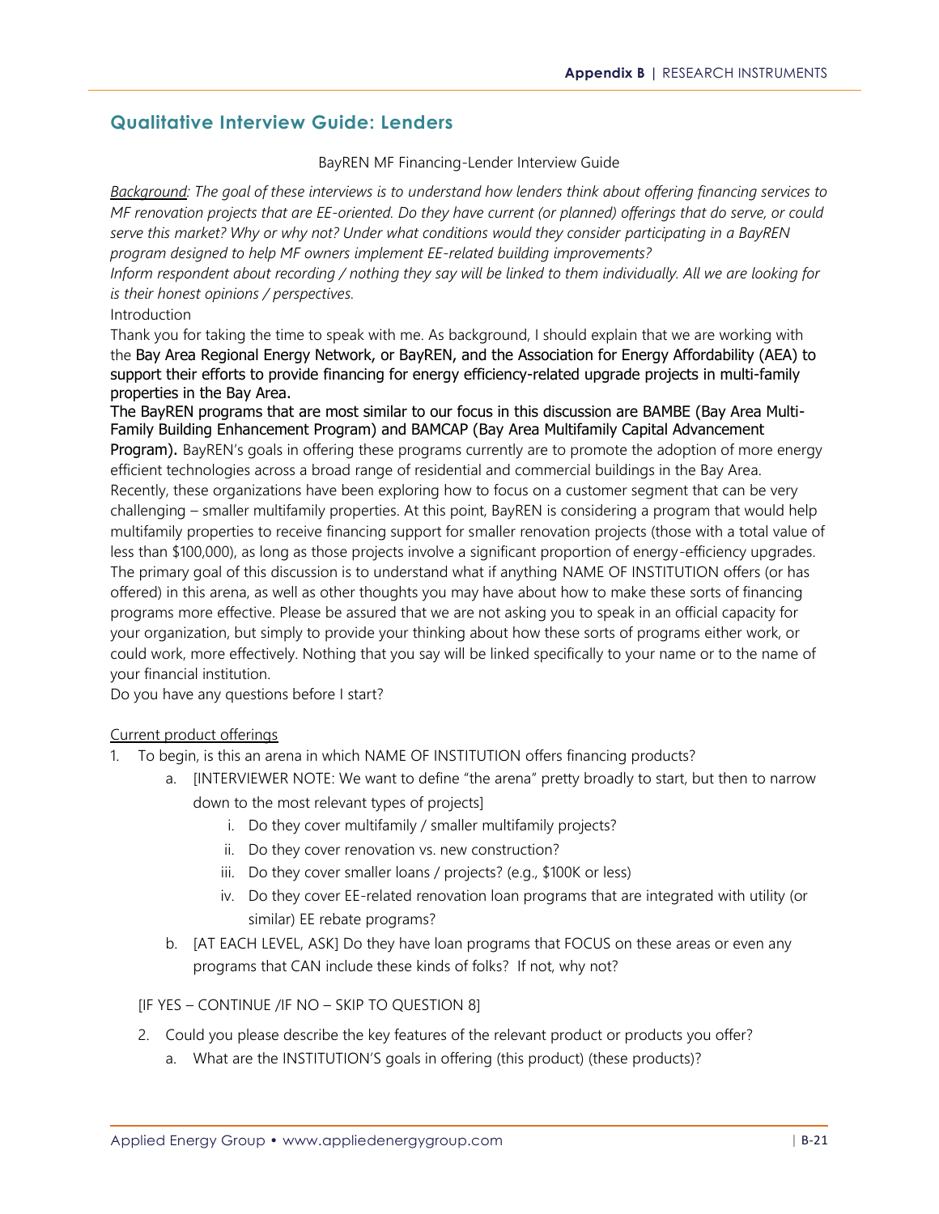## Qualitative Interview Guide: Lenders

BayREN MF Financing-Lender Interview Guide

*<u>Background</u>: The goal of these interviews is to understand how lenders think about offering financing services to MF renovation projects that are EE-oriented. Do they have current (or planned) offerings that do serve, or could serve this market? Why or why not? Under what conditions would they consider participating in a BayREN program designed to help MF owners implement EE-related building improvements?*

*Inform respondent about recording / nothing they say will be linked to them individually. All we are looking for is their honest opinions / perspectives.*

Introduction

Thank you for taking the time to speak with me. As background, I should explain that we are working with the Bay Area Regional Energy Network, or BayREN, and the Association for Energy Affordability (AEA) to support their efforts to provide financing for energy efficiency-related upgrade projects in multi-family properties in the Bay Area.

The BayREN programs that are most similar to our focus in this discussion are BAMBE (Bay Area Multi-Family Building Enhancement Program) and BAMCAP (Bay Area Multifamily Capital Advancement Program). BayREN's goals in offering these programs currently are to promote the adoption of more energy efficient technologies across a broad range of residential and commercial buildings in the Bay Area. Recently, these organizations have been exploring how to focus on a customer segment that can be very challenging – smaller multifamily properties. At this point, BayREN is considering a program that would help multifamily properties to receive financing support for smaller renovation projects (those with a total value of less than $100,000), as long as those projects involve a significant proportion of energy-efficiency upgrades. The primary goal of this discussion is to understand what if anything NAME OF INSTITUTION offers (or has offered) in this arena, as well as other thoughts you may have about how to make these sorts of financing programs more effective. Please be assured that we are not asking you to speak in an official capacity for your organization, but simply to provide your thinking about how these sorts of programs either work, or could work, more effectively. Nothing that you say will be linked specifically to your name or to the name of your financial institution.

Do you have any questions before I start?

<u>Current product offerings</u>

1. To begin, is this an arena in which NAME OF INSTITUTION offers financing products?
    a. [INTERVIEWER NOTE: We want to define "the arena" pretty broadly to start, but then to narrow down to the most relevant types of projects]
        i. Do they cover multifamily / smaller multifamily projects?
        ii. Do they cover renovation vs. new construction?
        iii. Do they cover smaller loans / projects? (e.g., $100K or less)
        iv. Do they cover EE-related renovation loan programs that are integrated with utility (or similar) EE rebate programs?
    b. [AT EACH LEVEL, ASK] Do they have loan programs that FOCUS on these areas or even any programs that CAN include these kinds of folks? If not, why not?

[IF YES – CONTINUE /IF NO – SKIP TO QUESTION 8]

2. Could you please describe the key features of the relevant product or products you offer?
    a. What are the INSTITUTION'S goals in offering (this product) (these products)?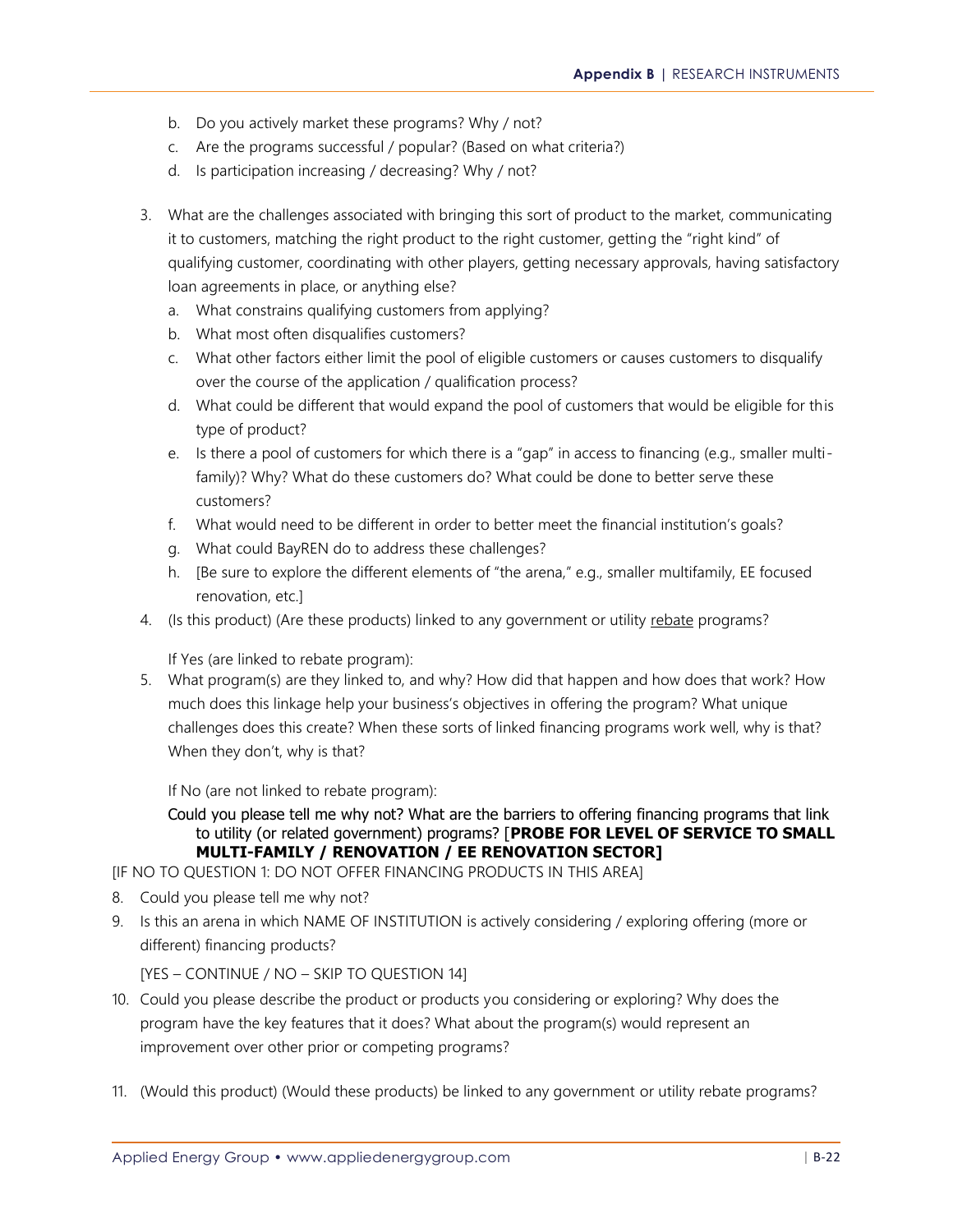b. Do you actively market these programs? Why / not?
   c. Are the programs successful / popular? (Based on what criteria?)
   d. Is participation increasing / decreasing? Why / not?

3. What are the challenges associated with bringing this sort of product to the market, communicating it to customers, matching the right product to the right customer, getting the "right kind" of qualifying customer, coordinating with other players, getting necessary approvals, having satisfactory loan agreements in place, or anything else?
   a. What constrains qualifying customers from applying?
   b. What most often disqualifies customers?
   c. What other factors either limit the pool of eligible customers or causes customers to disqualify over the course of the application / qualification process?
   d. What could be different that would expand the pool of customers that would be eligible for this type of product?
   e. Is there a pool of customers for which there is a "gap" in access to financing (e.g., smaller multi-family)? Why? What do these customers do? What could be done to better serve these customers?
   f. What would need to be different in order to better meet the financial institution's goals?
   g. What could BayREN do to address these challenges?
   h. [Be sure to explore the different elements of "the arena," e.g., smaller multifamily, EE focused renovation, etc.]
4. (Is this product) (Are these products) linked to any government or utility rebate programs?

   If Yes (are linked to rebate program):
5. What program(s) are they linked to, and why? How did that happen and how does that work? How much does this linkage help your business's objectives in offering the program? What unique challenges does this create? When these sorts of linked financing programs work well, why is that? When they don't, why is that?

   If No (are not linked to rebate program):

   Could you please tell me why not? What are the barriers to offering financing programs that link to utility (or related government) programs? [**PROBE FOR LEVEL OF SERVICE TO SMALL MULTI-FAMILY / RENOVATION / EE RENOVATION SECTOR]**

[IF NO TO QUESTION 1: DO NOT OFFER FINANCING PRODUCTS IN THIS AREA]

8. Could you please tell me why not?
9. Is this an arena in which NAME OF INSTITUTION is actively considering / exploring offering (more or different) financing products?

   [YES – CONTINUE / NO – SKIP TO QUESTION 14]
10. Could you please describe the product or products you considering or exploring? Why does the program have the key features that it does? What about the program(s) would represent an improvement over other prior or competing programs?

11. (Would this product) (Would these products) be linked to any government or utility rebate programs?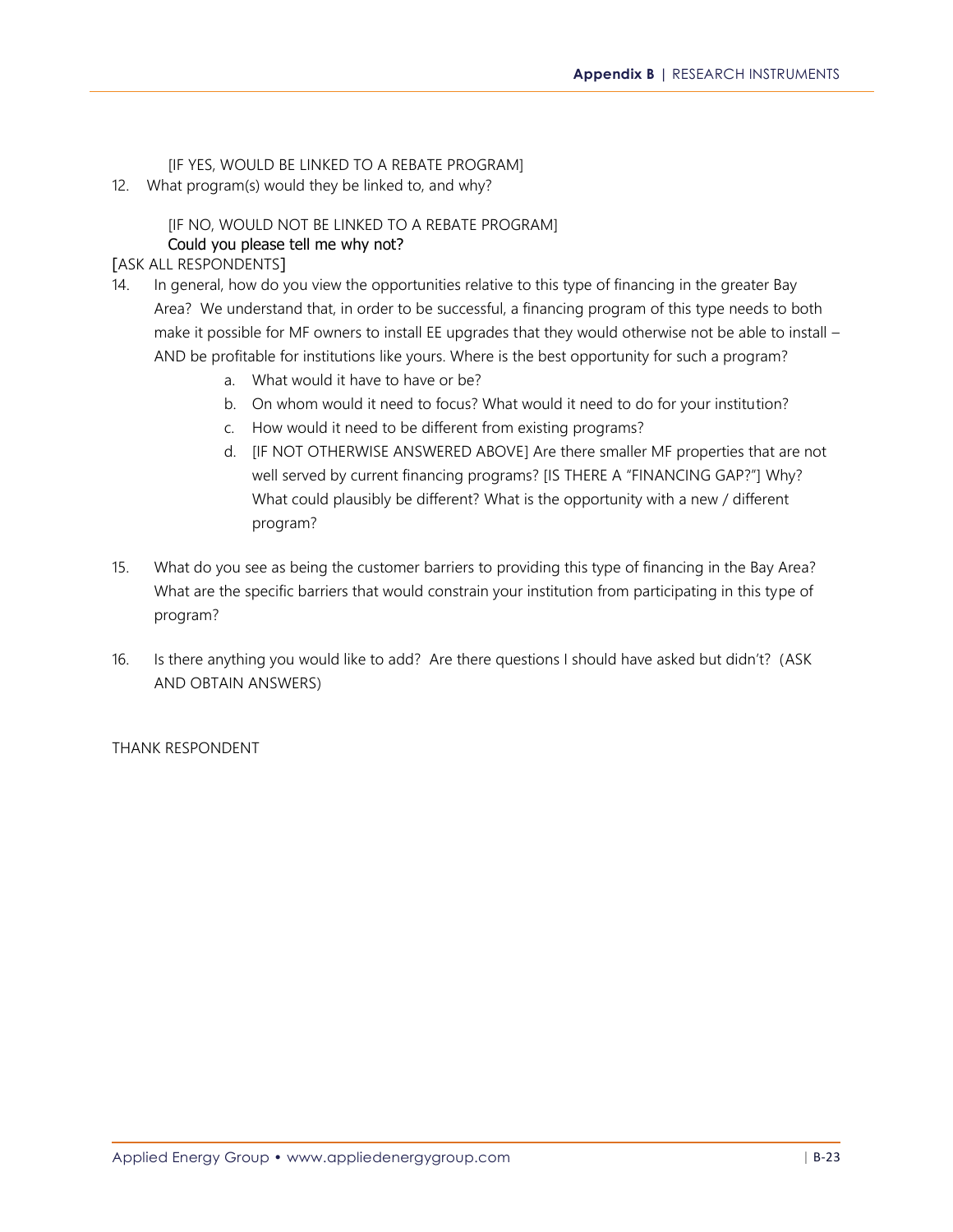[IF YES, WOULD BE LINKED TO A REBATE PROGRAM]

12. What program(s) would they be linked to, and why?

[IF NO, WOULD NOT BE LINKED TO A REBATE PROGRAM]

Could you please tell me why not?

[ASK ALL RESPONDENTS]

14. In general, how do you view the opportunities relative to this type of financing in the greater Bay Area? We understand that, in order to be successful, a financing program of this type needs to both make it possible for MF owners to install EE upgrades that they would otherwise not be able to install – AND be profitable for institutions like yours. Where is the best opportunity for such a program?
    a. What would it have to have or be?
    b. On whom would it need to focus? What would it need to do for your institution?
    c. How would it need to be different from existing programs?
    d. [IF NOT OTHERWISE ANSWERED ABOVE] Are there smaller MF properties that are not well served by current financing programs? [IS THERE A "FINANCING GAP?"] Why? What could plausibly be different? What is the opportunity with a new / different program?

15. What do you see as being the customer barriers to providing this type of financing in the Bay Area? What are the specific barriers that would constrain your institution from participating in this type of program?

16. Is there anything you would like to add? Are there questions I should have asked but didn't? (ASK AND OBTAIN ANSWERS)

THANK RESPONDENT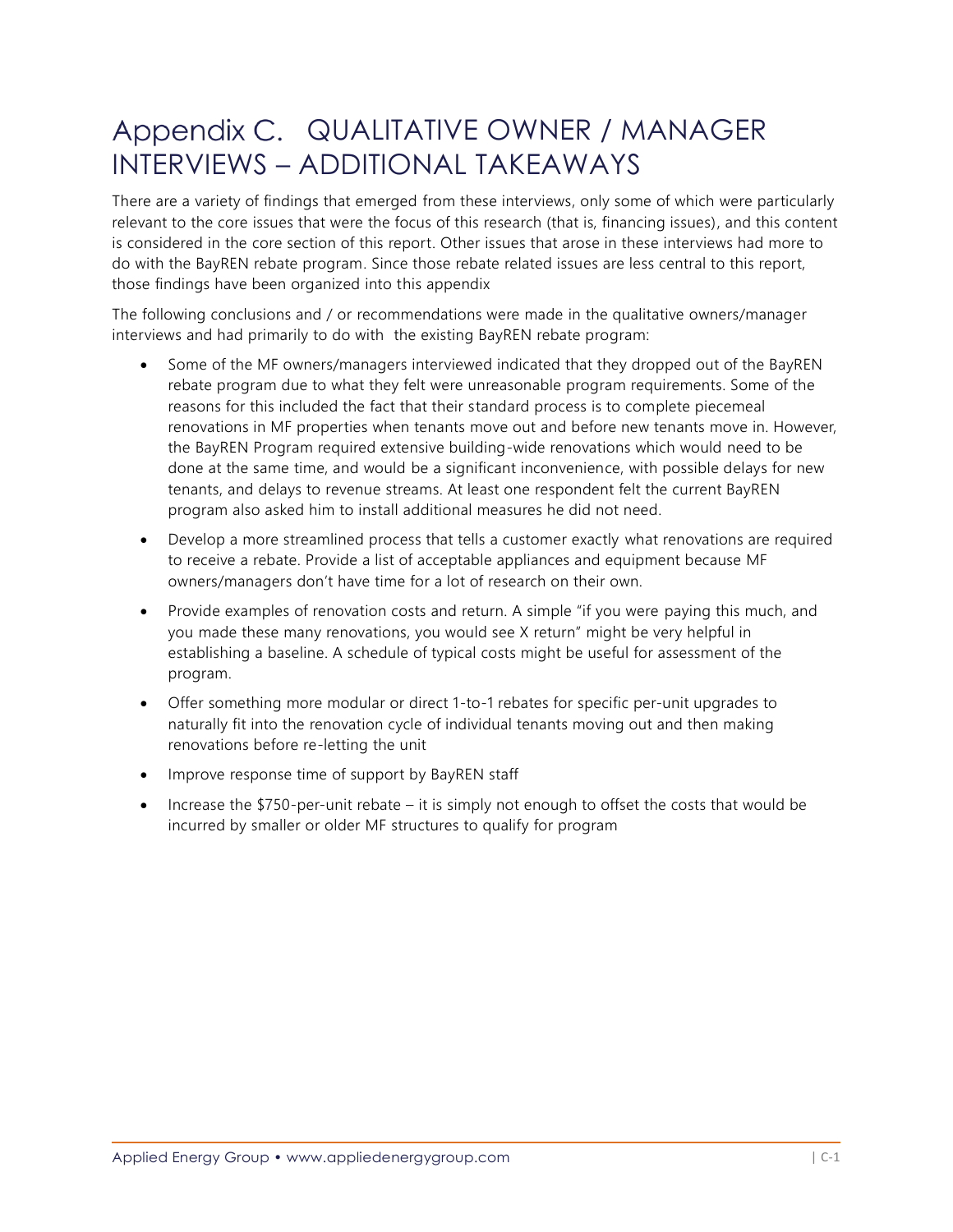# Appendix C. QUALITATIVE OWNER / MANAGER INTERVIEWS – ADDITIONAL TAKEAWAYS

There are a variety of findings that emerged from these interviews, only some of which were particularly relevant to the core issues that were the focus of this research (that is, financing issues), and this content is considered in the core section of this report. Other issues that arose in these interviews had more to do with the BayREN rebate program. Since those rebate related issues are less central to this report, those findings have been organized into this appendix

The following conclusions and / or recommendations were made in the qualitative owners/manager interviews and had primarily to do with the existing BayREN rebate program:

- Some of the MF owners/managers interviewed indicated that they dropped out of the BayREN rebate program due to what they felt were unreasonable program requirements. Some of the reasons for this included the fact that their standard process is to complete piecemeal renovations in MF properties when tenants move out and before new tenants move in. However, the BayREN Program required extensive building-wide renovations which would need to be done at the same time, and would be a significant inconvenience, with possible delays for new tenants, and delays to revenue streams. At least one respondent felt the current BayREN program also asked him to install additional measures he did not need.
- Develop a more streamlined process that tells a customer exactly what renovations are required to receive a rebate. Provide a list of acceptable appliances and equipment because MF owners/managers don't have time for a lot of research on their own.
- Provide examples of renovation costs and return. A simple "if you were paying this much, and you made these many renovations, you would see X return" might be very helpful in establishing a baseline. A schedule of typical costs might be useful for assessment of the program.
- Offer something more modular or direct 1-to-1 rebates for specific per-unit upgrades to naturally fit into the renovation cycle of individual tenants moving out and then making renovations before re-letting the unit
- Improve response time of support by BayREN staff
- Increase the $750-per-unit rebate – it is simply not enough to offset the costs that would be incurred by smaller or older MF structures to qualify for program